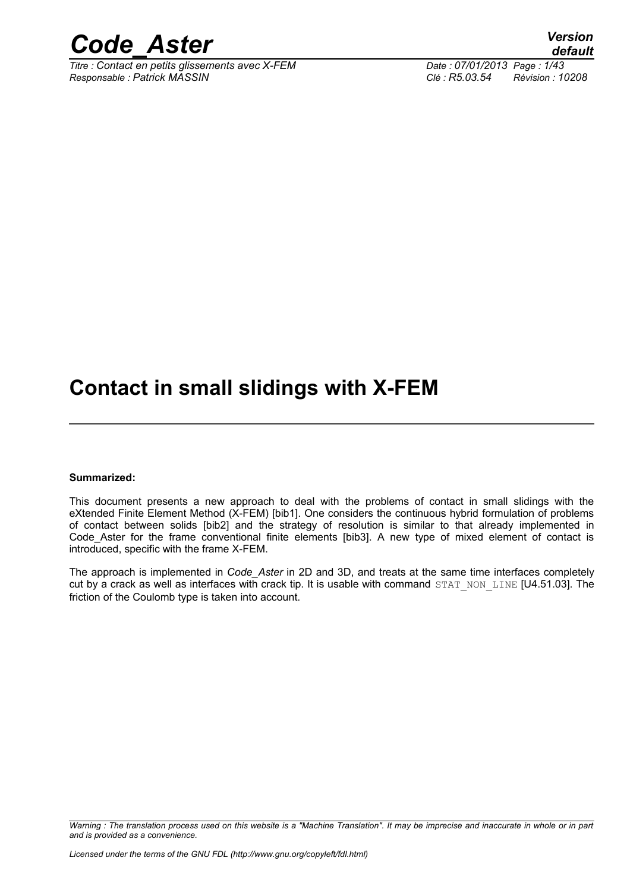# Contact in small slidings with X-FEM

**Summarized:**

This document presents a new approach to deal with the problems of contact in small slidings with the eXtended Finite Element Method (X-FEM) [bib1]. One considers the continuous hybrid formulation of problems of contact between solids [bib2] and the strategy of resolution is similar to that already implemented in Code_Aster for the frame conventional finite elements [bib3]. A new type of mixed element of contact is introduced, specific with the frame X-FEM.

The approach is implemented in *Code_Aster* in 2D and 3D, and treats at the same time interfaces completely cut by a crack as well as interfaces with crack tip. It is usable with command `STAT_NON_LINE` [U4.51.03]. The friction of the Coulomb type is taken into account.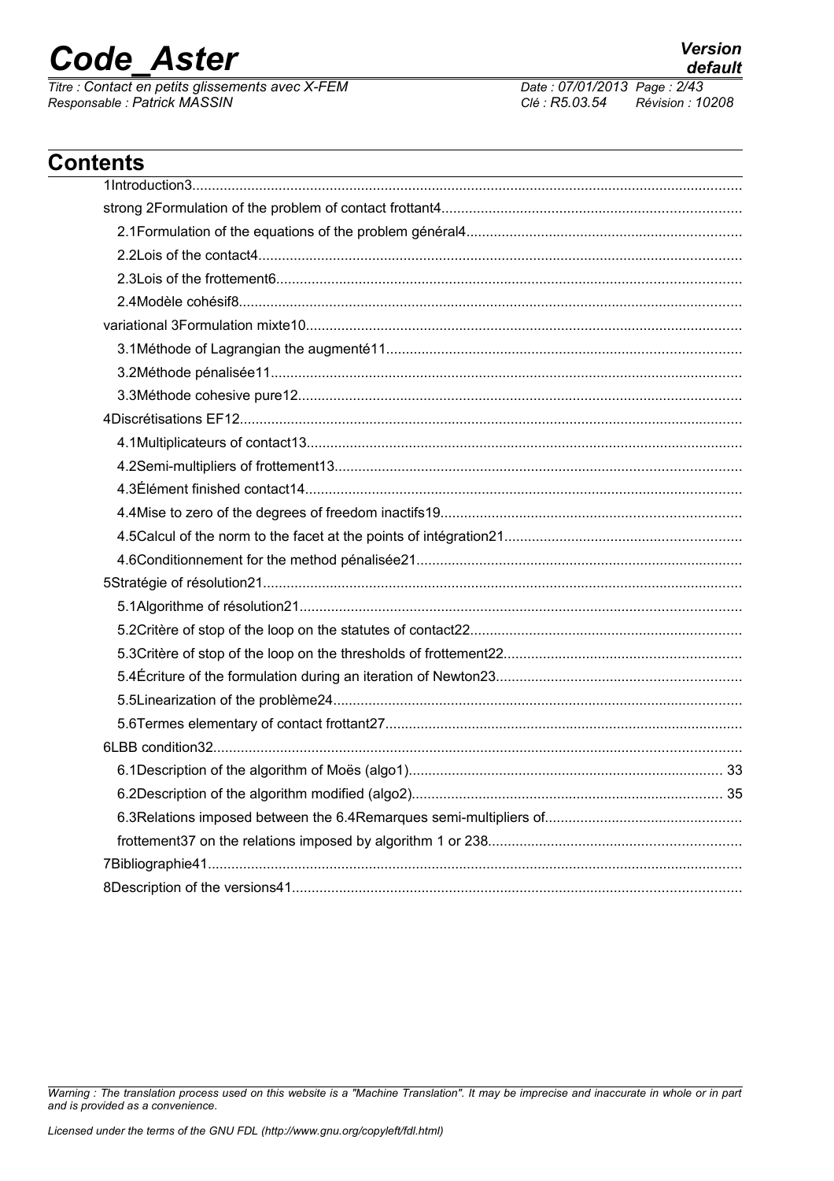# Contents

1Introduction3
strong 2Formulation of the problem of contact frottant4
2.1Formulation of the equations of the problem général4
2.2Lois of the contact4
2.3Lois of the frottement6
2.4Modèle cohésif8
variational 3Formulation mixte10
3.1Méthode of Lagrangian the augmenté11
3.2Méthode pénalisée11
3.3Méthode cohesive pure12
4Discrétisations EF12
4.1Multiplicateurs of contact13
4.2Semi-multipliers of frottement13
4.3Élément finished contact14
4.4Mise to zero of the degrees of freedom inactifs19
4.5Calcul of the norm to the facet at the points of intégration21
4.6Conditionnement for the method pénalisée21
5Stratégie of résolution21
5.1Algorithme of résolution21
5.2Critère of stop of the loop on the statutes of contact22
5.3Critère of stop of the loop on the thresholds of frottement22
5.4Écriture of the formulation during an iteration of Newton23
5.5Linearization of the problème24
5.6Termes elementary of contact frottant27
6LBB condition32
6.1Description of the algorithm of Moës (algo1) 33
6.2Description of the algorithm modified (algo2) 35
6.3Relations imposed between the 6.4Remarques semi-multipliers of
frottement37 on the relations imposed by algorithm 1 or 238
7Bibliographie41
8Description of the versions41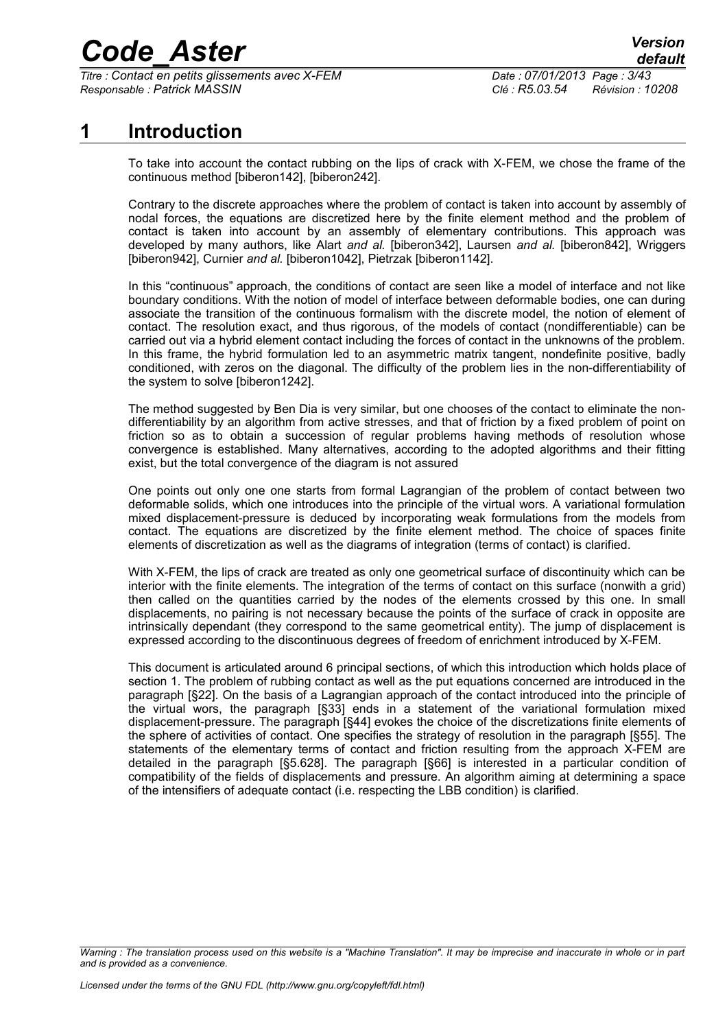# 1 Introduction

To take into account the contact rubbing on the lips of crack with X-FEM, we chose the frame of the continuous method [biberon142], [biberon242].

Contrary to the discrete approaches where the problem of contact is taken into account by assembly of nodal forces, the equations are discretized here by the finite element method and the problem of contact is taken into account by an assembly of elementary contributions. This approach was developed by many authors, like Alart *and al.* [biberon342], Laursen *and al.* [biberon842], Wriggers [biberon942], Curnier *and al.* [biberon1042], Pietrzak [biberon1142].

In this "continuous" approach, the conditions of contact are seen like a model of interface and not like boundary conditions. With the notion of model of interface between deformable bodies, one can during associate the transition of the continuous formalism with the discrete model, the notion of element of contact. The resolution exact, and thus rigorous, of the models of contact (nondifferentiable) can be carried out via a hybrid element contact including the forces of contact in the unknowns of the problem. In this frame, the hybrid formulation led to an asymmetric matrix tangent, nondefinite positive, badly conditioned, with zeros on the diagonal. The difficulty of the problem lies in the non-differentiability of the system to solve [biberon1242].

The method suggested by Ben Dia is very similar, but one chooses of the contact to eliminate the non-differentiability by an algorithm from active stresses, and that of friction by a fixed problem of point on friction so as to obtain a succession of regular problems having methods of resolution whose convergence is established. Many alternatives, according to the adopted algorithms and their fitting exist, but the total convergence of the diagram is not assured

One points out only one one starts from formal Lagrangian of the problem of contact between two deformable solids, which one introduces into the principle of the virtual wors. A variational formulation mixed displacement-pressure is deduced by incorporating weak formulations from the models from contact. The equations are discretized by the finite element method. The choice of spaces finite elements of discretization as well as the diagrams of integration (terms of contact) is clarified.

With X-FEM, the lips of crack are treated as only one geometrical surface of discontinuity which can be interior with the finite elements. The integration of the terms of contact on this surface (nonwith a grid) then called on the quantities carried by the nodes of the elements crossed by this one. In small displacements, no pairing is not necessary because the points of the surface of crack in opposite are intrinsically dependant (they correspond to the same geometrical entity). The jump of displacement is expressed according to the discontinuous degrees of freedom of enrichment introduced by X-FEM.

This document is articulated around 6 principal sections, of which this introduction which holds place of section 1. The problem of rubbing contact as well as the put equations concerned are introduced in the paragraph [§22]. On the basis of a Lagrangian approach of the contact introduced into the principle of the virtual wors, the paragraph [§33] ends in a statement of the variational formulation mixed displacement-pressure. The paragraph [§44] evokes the choice of the discretizations finite elements of the sphere of activities of contact. One specifies the strategy of resolution in the paragraph [§55]. The statements of the elementary terms of contact and friction resulting from the approach X-FEM are detailed in the paragraph [§5.628]. The paragraph [§66] is interested in a particular condition of compatibility of the fields of displacements and pressure. An algorithm aiming at determining a space of the intensifiers of adequate contact (i.e. respecting the LBB condition) is clarified.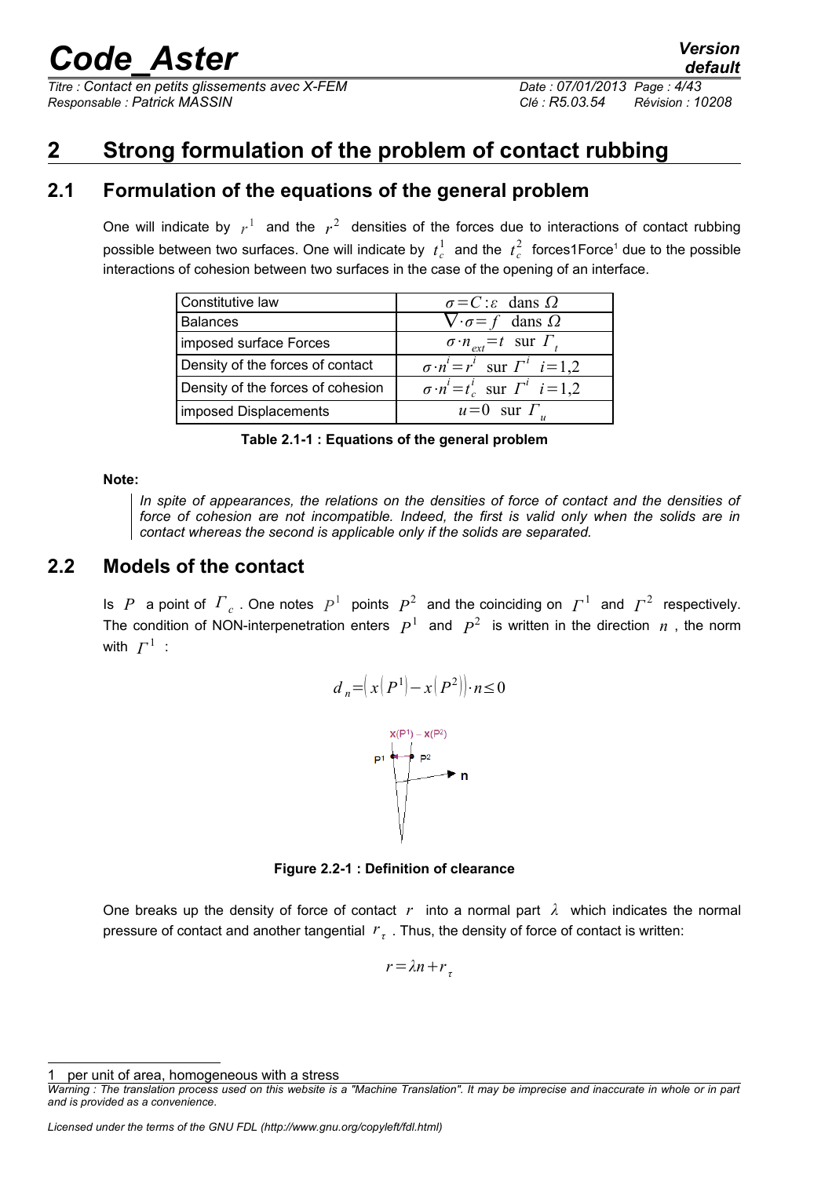# 2 Strong formulation of the problem of contact rubbing

## 2.1 Formulation of the equations of the general problem

One will indicate by $r^1$ and the $r^2$ densities of the forces due to interactions of contact rubbing possible between two surfaces. One will indicate by $t_c^1$ and the $t_c^2$ forces1Force[1] due to the possible interactions of cohesion between two surfaces in the case of the opening of an interface.

| Constitutive law | $\sigma = C:\varepsilon$ dans $\Omega$ |
|---|---|
| Balances | $\nabla \cdot \sigma = f$ dans $\Omega$ |
| imposed surface Forces | $\sigma \cdot n_{ext} = t$ sur $\Gamma_t$ |
| Density of the forces of contact | $\sigma \cdot n^i = r^i$ sur $\Gamma^i$ $i=1,2$ |
| Density of the forces of cohesion | $\sigma \cdot n^i = t_c^i$ sur $\Gamma^i$ $i=1,2$ |
| imposed Displacements | $u=0$ sur $\Gamma_u$ |

**Table 2.1-1 : Equations of the general problem**

**Note:**

*In spite of appearances, the relations on the densities of force of contact and the densities of force of cohesion are not incompatible. Indeed, the first is valid only when the solids are in contact whereas the second is applicable only if the solids are separated.*

## 2.2 Models of the contact

Is $P$ a point of $\Gamma_c$. One notes $P^1$ points $P^2$ and the coinciding on $\Gamma^1$ and $\Gamma^2$ respectively. The condition of NON-interpenetration enters $P^1$ and $P^2$ is written in the direction $n$, the norm with $\Gamma^1$ :

$$d_n = \left( x(P^1) - x(P^2) \right) \cdot n \leq 0$$

**Figure 2.2-1 : Definition of clearance**

One breaks up the density of force of contact $r$ into a normal part $\lambda$ which indicates the normal pressure of contact and another tangential $r_\tau$. Thus, the density of force of contact is written:

$$r = \lambda n + r_\tau$$

[1] per unit of area, homogeneous with a stress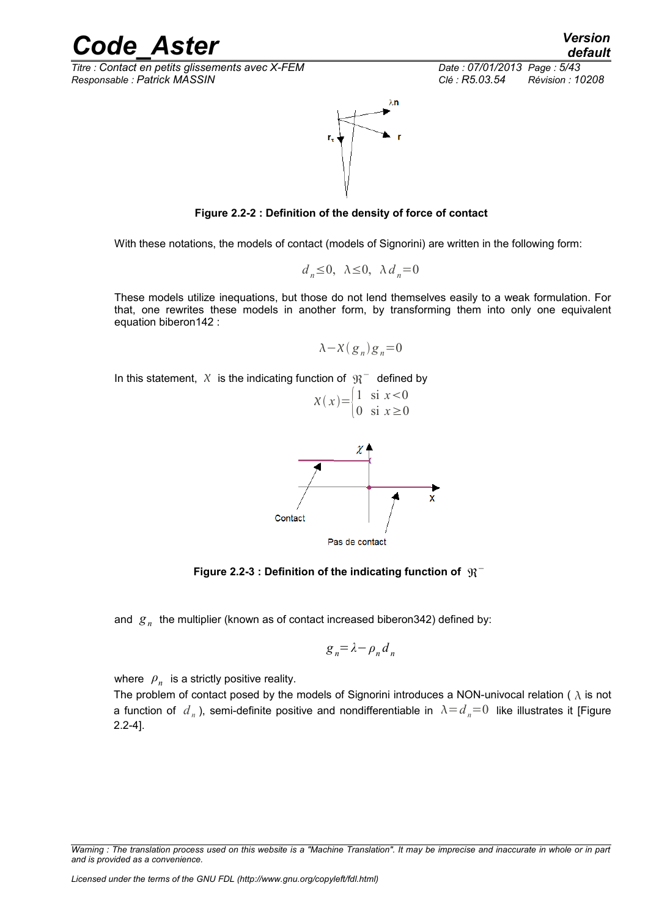**Figure 2.2-2 : Definition of the density of force of contact**

With these notations, the models of contact (models of Signorini) are written in the following form:

$$d_n \leq 0,\ \ \lambda \leq 0,\ \ \lambda d_n = 0$$

These models utilize inequations, but those do not lend themselves easily to a weak formulation. For that, one rewrites these models in another form, by transforming them into only one equivalent equation biberon142 :

$$\lambda - \chi(g_n) g_n = 0$$

In this statement, $\chi$ is the indicating function of $\Re^-$ defined by

$$\chi(x) = \begin{cases} 1 & \text{si } x < 0 \\ 0 & \text{si } x \geq 0 \end{cases}$$

**Figure 2.2-3 : Definition of the indicating function of $\Re^-$**

and $g_n$ the multiplier (known as of contact increased biberon342) defined by:

$$g_n = \lambda - \rho_n d_n$$

where $\rho_n$ is a strictly positive reality.

The problem of contact posed by the models of Signorini introduces a NON-univocal relation ( $\lambda$ is not a function of $d_n$ ), semi-definite positive and nondifferentiable in $\lambda = d_n = 0$ like illustrates it [Figure 2.2-4].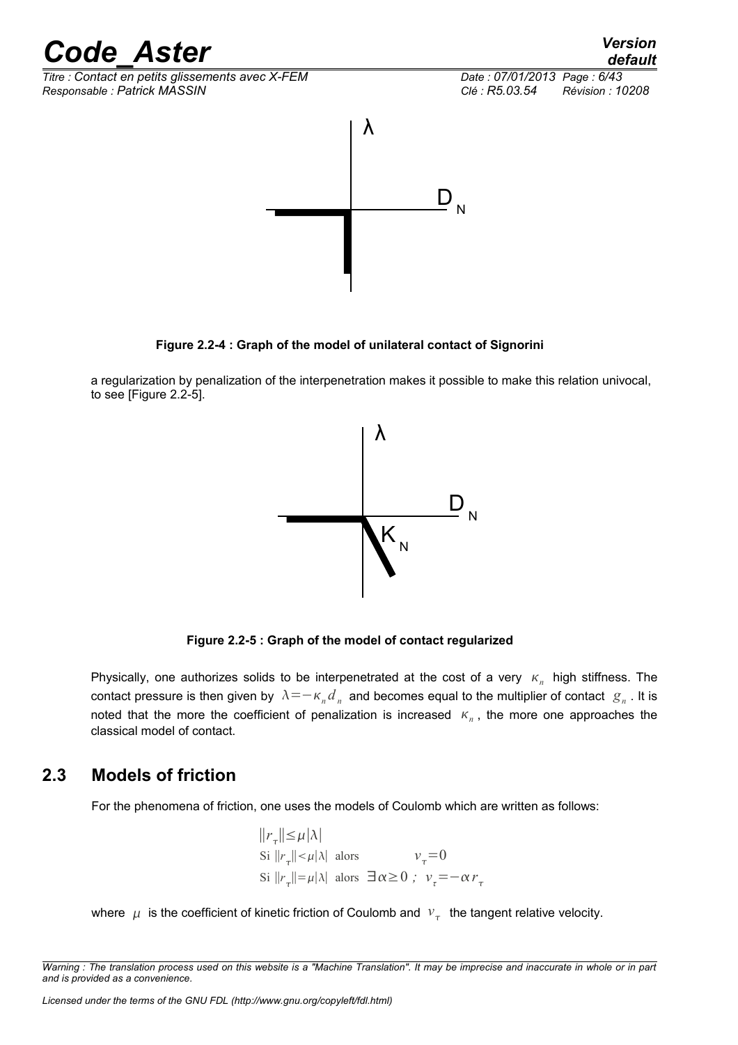**Figure 2.2-4 : Graph of the model of unilateral contact of Signorini**

a regularization by penalization of the interpenetration makes it possible to make this relation univocal, to see [Figure 2.2-5].

**Figure 2.2-5 : Graph of the model of contact regularized**

Physically, one authorizes solids to be interpenetrated at the cost of a very $\kappa_n$ high stiffness. The contact pressure is then given by $\lambda = -\kappa_n d_n$ and becomes equal to the multiplier of contact $g_n$. It is noted that the more the coefficient of penalization is increased $\kappa_n$, the more one approaches the classical model of contact.

## 2.3 Models of friction

For the phenomena of friction, one uses the models of Coulomb which are written as follows:

$$\|r_\tau\| \leq \mu |\lambda|$$
$$\text{Si } \|r_\tau\| < \mu|\lambda| \text{ alors } \quad v_\tau = 0$$
$$\text{Si } \|r_\tau\| = \mu|\lambda| \text{ alors } \exists \alpha \geq 0 \text{ ; } v_\tau = -\alpha r_\tau$$

where $\mu$ is the coefficient of kinetic friction of Coulomb and $v_\tau$ the tangent relative velocity.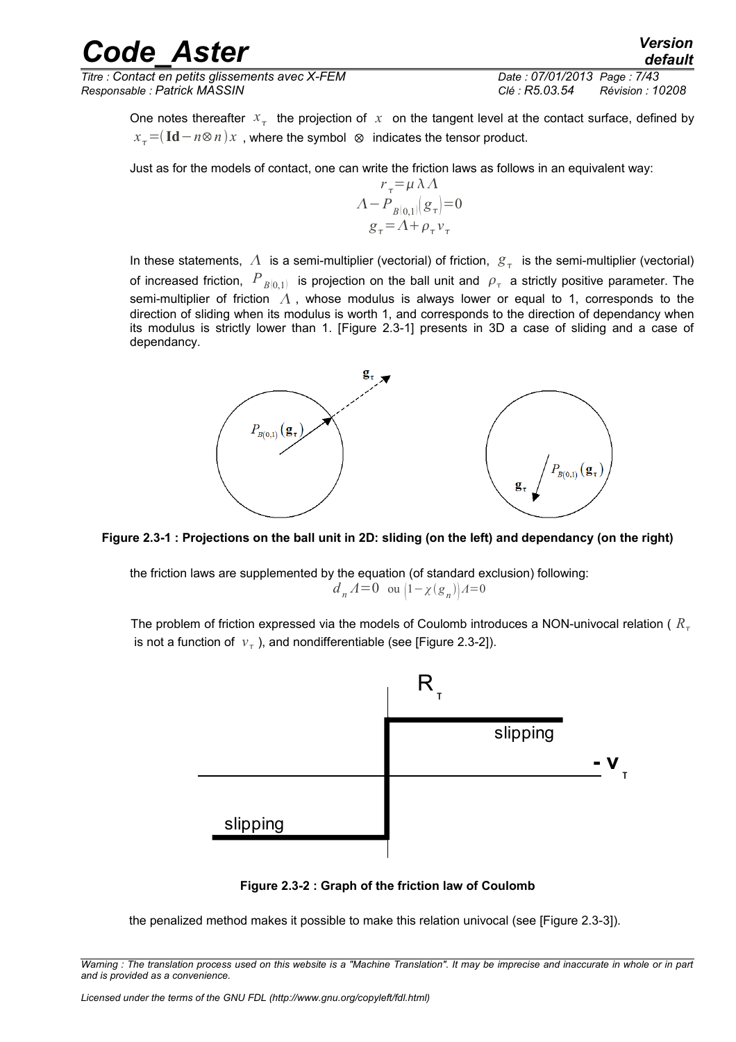One notes thereafter $x_\tau$ the projection of $x$ on the tangent level at the contact surface, defined by $x_\tau = (\mathbf{Id} - n \otimes n)x$ , where the symbol $\otimes$ indicates the tensor product.

Just as for the models of contact, one can write the friction laws as follows in an equivalent way:

$$
\begin{aligned}
r_\tau &= \mu \lambda \Lambda \\
\Lambda - P_{B(0,1)}(g_\tau) &= 0 \\
g_\tau &= \Lambda + \rho_\tau v_\tau
\end{aligned}
$$

In these statements, $\Lambda$ is a semi-multiplier (vectorial) of friction, $g_\tau$ is the semi-multiplier (vectorial) of increased friction, $P_{B(0,1)}$ is projection on the ball unit and $\rho_\tau$ a strictly positive parameter. The semi-multiplier of friction $\Lambda$ , whose modulus is always lower or equal to 1, corresponds to the direction of sliding when its modulus is worth 1, and corresponds to the direction of dependancy when its modulus is strictly lower than 1. [Figure 2.3-1] presents in 3D a case of sliding and a case of dependancy.

**Figure 2.3-1 : Projections on the ball unit in 2D: sliding (on the left) and dependancy (on the right)**

the friction laws are supplemented by the equation (of standard exclusion) following:

$$d_n \Lambda = 0 \quad \text{ou} \quad (1 - \chi(g_n))\Lambda = 0$$

The problem of friction expressed via the models of Coulomb introduces a NON-univocal relation ( $R_\tau$ is not a function of $v_\tau$ ), and nondifferentiable (see [Figure 2.3-2]).

**Figure 2.3-2 : Graph of the friction law of Coulomb**

the penalized method makes it possible to make this relation univocal (see [Figure 2.3-3]).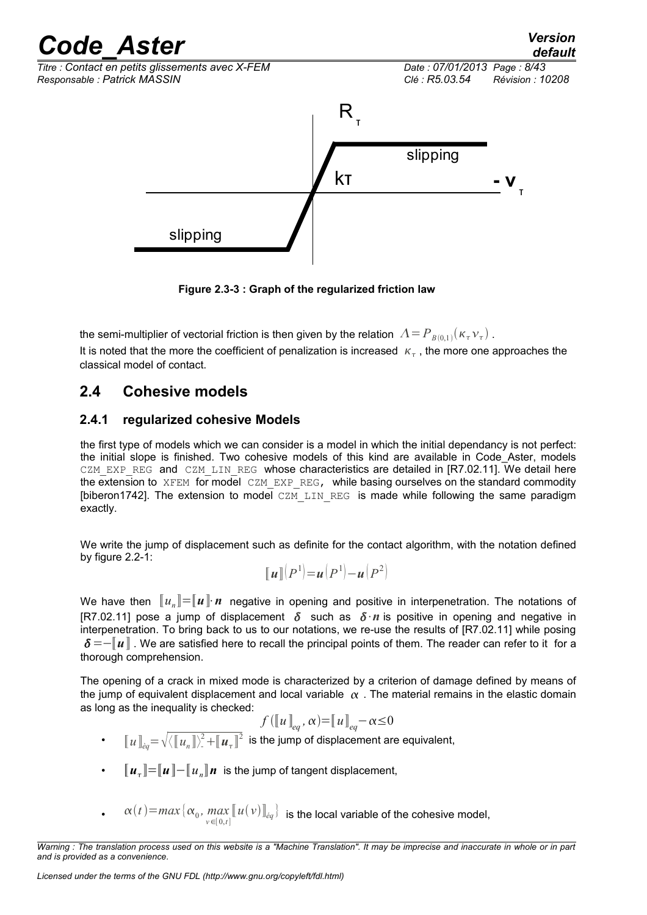Figure 2.3-3 : Graph of the regularized friction law

the semi-multiplier of vectorial friction is then given by the relation $\Lambda=P_{B(0,1)}(\kappa_\tau v_\tau)$.

It is noted that the more the coefficient of penalization is increased $\kappa_\tau$, the more one approaches the classical model of contact.

## 2.4 Cohesive models

### 2.4.1 regularized cohesive Models

the first type of models which we can consider is a model in which the initial dependancy is not perfect: the initial slope is finished. Two cohesive models of this kind are available in Code_Aster, models CZM_EXP_REG and CZM_LIN_REG whose characteristics are detailed in [R7.02.11]. We detail here the extension to XFEM for model CZM_EXP_REG, while basing ourselves on the standard commodity [biberon1742]. The extension to model CZM_LIN_REG is made while following the same paradigm exactly.

We write the jump of displacement such as definite for the contact algorithm, with the notation defined by figure 2.2-1:

$$[\![\boldsymbol{u}]\!](P^1)=\boldsymbol{u}(P^1)-\boldsymbol{u}(P^2)$$

We have then $[\![u_n]\!]=[\![\boldsymbol{u}]\!]\cdot\boldsymbol{n}$ negative in opening and positive in interpenetration. The notations of [R7.02.11] pose a jump of displacement $\boldsymbol{\delta}$ such as $\boldsymbol{\delta}\cdot\boldsymbol{n}$ is positive in opening and negative in interpenetration. To bring back to us to our notations, we re-use the results of [R7.02.11] while posing $\boldsymbol{\delta}=-[\![\boldsymbol{u}]\!]$. We are satisfied here to recall the principal points of them. The reader can refer to it for a thorough comprehension.

The opening of a crack in mixed mode is characterized by a criterion of damage defined by means of the jump of equivalent displacement and local variable $\alpha$. The material remains in the elastic domain as long as the inequality is checked:

$$f([\![u]\!]_{eq},\alpha)=[\![u]\!]_{eq}-\alpha\leq 0$$

- $[\![u]\!]_{éq}=\sqrt{\langle[\![u_n]\!]\rangle_-^2+[\![\boldsymbol{u}_\tau]\!]^2}$ is the jump of displacement are equivalent,
- $[\![\boldsymbol{u}_\tau]\!]=[\![\boldsymbol{u}]\!]-[\![u_n]\!]\boldsymbol{n}$ is the jump of tangent displacement,
- $\alpha(t)=max\{\alpha_0,\max_{v\in[0,t]}[\![u(v)]\!]_{éq}\}$ is the local variable of the cohesive model,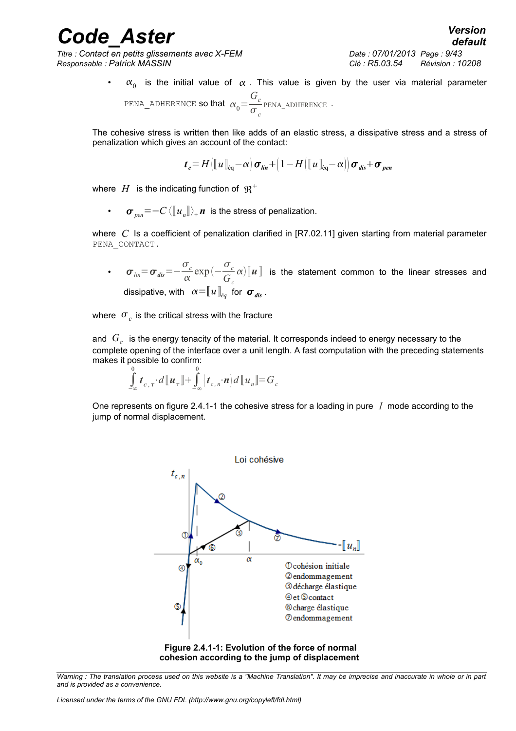- $\alpha_0$ is the initial value of $\alpha$. This value is given by the user via material parameter PENA_ADHERENCE so that $\alpha_0 = \frac{G_c}{\sigma_c} \text{PENA\_ADHERENCE}$.

The cohesive stress is written then like adds of an elastic stress, a dissipative stress and a stress of penalization which gives an account of the contact:

$$\boldsymbol{t}_c = H\left(\llbracket u \rrbracket_{\text{èq}} - \alpha\right) \boldsymbol{\sigma}_{lin} + \left(1 - H\left(\llbracket u \rrbracket_{\text{èq}} - \alpha\right)\right) \boldsymbol{\sigma}_{dis} + \boldsymbol{\sigma}_{pen}$$

where $H$ is the indicating function of $\mathfrak{R}^+$

- $\boldsymbol{\sigma}_{pen} = -C \langle \llbracket u_n \rrbracket \rangle_+ \boldsymbol{n}$ is the stress of penalization.

where $C$ Is a coefficient of penalization clarified in [R7.02.11] given starting from material parameter PENA_CONTACT.

- $\boldsymbol{\sigma}_{lin} = \boldsymbol{\sigma}_{dis} = -\frac{\sigma_c}{\alpha} \exp\left(-\frac{\sigma_c}{G_c} \alpha\right) \llbracket \boldsymbol{u} \rrbracket$ is the statement common to the linear stresses and dissipative, with $\alpha = \llbracket u \rrbracket_{\text{èq}}$ for $\boldsymbol{\sigma}_{dis}$.

where $\sigma_c$ is the critical stress with the fracture

and $G_c$ is the energy tenacity of the material. It corresponds indeed to energy necessary to the complete opening of the interface over a unit length. A fast computation with the preceding statements makes it possible to confirm:

$$\int_{-\infty}^{0} \boldsymbol{t}_{c,\tau} \cdot d\llbracket \boldsymbol{u}_\tau \rrbracket + \int_{-\infty}^{0} \left(\boldsymbol{t}_{c,n} \cdot \boldsymbol{n}\right) d\llbracket u_n \rrbracket = G_c$$

One represents on figure 2.4.1-1 the cohesive stress for a loading in pure $I$ mode according to the jump of normal displacement.

**Figure 2.4.1-1: Evolution of the force of normal cohesion according to the jump of displacement**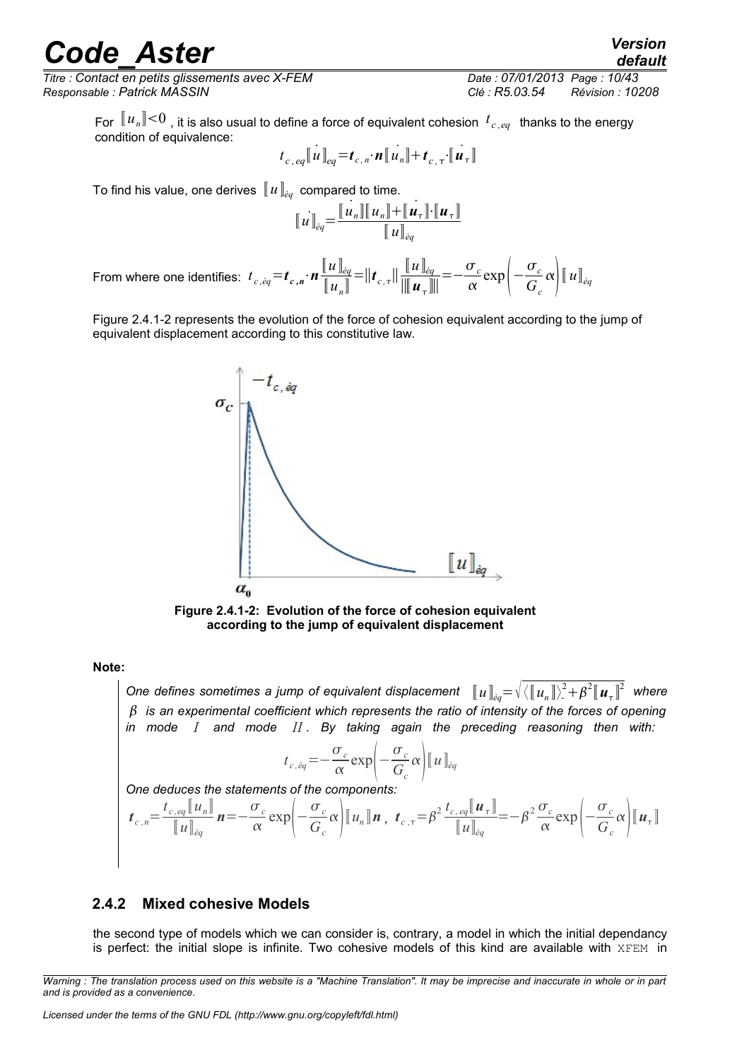For $[\![u_n]\!]<0$, it is also usual to define a force of equivalent cohesion $t_{c,eq}$ thanks to the energy condition of equivalence:

$$t_{c,eq}[\![\dot{u}]\!]_{eq}=\boldsymbol{t}_{c,n}\cdot\boldsymbol{n}[\![\dot{u}_n]\!]+\boldsymbol{t}_{c,\tau}\cdot[\![\dot{\boldsymbol{u}}_\tau]\!]$$

To find his value, one derives $[\![u]\!]_{\grave{e}q}$ compared to time.

$$[\![\dot{u}]\!]_{\grave{e}q}=\frac{[\![\dot{u}_n]\!][\![u_n]\!]+[\![\dot{\boldsymbol{u}}_\tau]\!]\cdot[\![\boldsymbol{u}_\tau]\!]}{[\![u]\!]_{\grave{e}q}}$$

From where one identifies: $t_{c,\grave{e}q}=\boldsymbol{t}_{c,n}\cdot\boldsymbol{n}\dfrac{[\![u]\!]_{\grave{e}q}}{[\![u_n]\!]}=\|\boldsymbol{t}_{c,\tau}\|\dfrac{[\![u]\!]_{\grave{e}q}}{\|[\![\boldsymbol{u}_\tau]\!]\|}=-\dfrac{\sigma_c}{\alpha}\exp\left(-\dfrac{\sigma_c}{G_c}\alpha\right)[\![u]\!]_{\grave{e}q}$

Figure 2.4.1-2 represents the evolution of the force of cohesion equivalent according to the jump of equivalent displacement according to this constitutive law.

**Figure 2.4.1-2: Evolution of the force of cohesion equivalent according to the jump of equivalent displacement**

**Note:**

*One defines sometimes a jump of equivalent displacement* $[\![u]\!]_{\grave{e}q}=\sqrt{\langle[\![u_n]\!]\rangle_-^2+\beta^2[\![\boldsymbol{u}_\tau]\!]^2}$ *where* $\beta$ *is an experimental coefficient which represents the ratio of intensity of the forces of opening in mode* $I$ *and mode* $II$*. By taking again the preceding reasoning then with:*

$$t_{c,\grave{e}q}=-\frac{\sigma_c}{\alpha}\exp\left(-\frac{\sigma_c}{G_c}\alpha\right)[\![u]\!]_{\grave{e}q}$$

*One deduces the statements of the components:*

$$\boldsymbol{t}_{c,n}=\frac{t_{c,eq}[\![u_n]\!]}{[\![u]\!]_{\grave{e}q}}\boldsymbol{n}=-\frac{\sigma_c}{\alpha}\exp\left(-\frac{\sigma_c}{G_c}\alpha\right)[\![u_n]\!]\boldsymbol{n},\ \ \boldsymbol{t}_{c,\tau}=\beta^2\frac{t_{c,eq}[\![\boldsymbol{u}_\tau]\!]}{[\![u]\!]_{\grave{e}q}}=-\beta^2\frac{\sigma_c}{\alpha}\exp\left(-\frac{\sigma_c}{G_c}\alpha\right)[\![\boldsymbol{u}_\tau]\!]$$

### 2.4.2 Mixed cohesive Models

the second type of models which we can consider is, contrary, a model in which the initial dependancy is perfect: the initial slope is infinite. Two cohesive models of this kind are available with XFEM in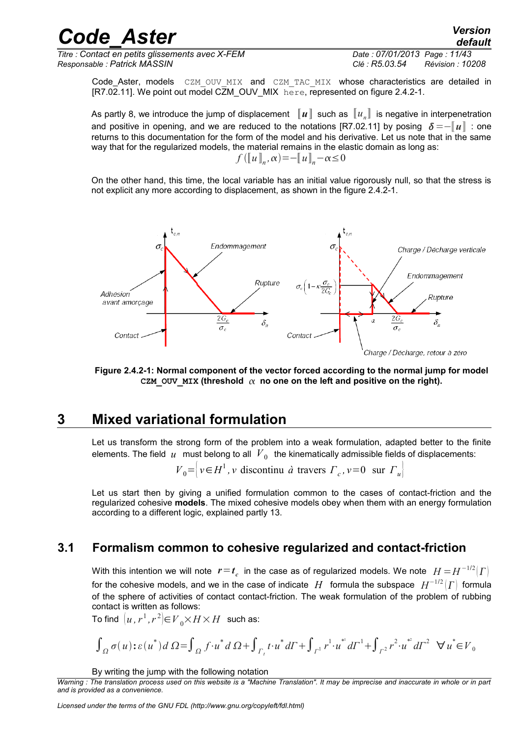Code_Aster, models `CZM_OUV_MIX` and `CZM_TAC_MIX` whose characteristics are detailed in [R7.02.11]. We point out model CZM_OUV_MIX here, represented on figure 2.4.2-1.

As partly 8, we introduce the jump of displacement $[\![ \boldsymbol{u} ]\!]$ such as $[\![ u_n ]\!]$ is negative in interpenetration and positive in opening, and we are reduced to the notations [R7.02.11] by posing $\boldsymbol{\delta}=-[\![ \boldsymbol{u} ]\!]$ : one returns to this documentation for the form of the model and his derivative. Let us note that in the same way that for the regularized models, the material remains in the elastic domain as long as:

$$f([\![ u ]\!]_n, \alpha)=-[\![ u ]\!]_n-\alpha\leq 0$$

On the other hand, this time, the local variable has an initial value rigorously null, so that the stress is not explicit any more according to displacement, as shown in the figure 2.4.2-1.

**Figure 2.4.2-1: Normal component of the vector forced according to the normal jump for model `CZM_OUV_MIX` (threshold $\alpha$ no one on the left and positive on the right).**

# 3 Mixed variational formulation

Let us transform the strong form of the problem into a weak formulation, adapted better to the finite elements. The field $u$ must belong to all $V_0$ the kinematically admissible fields of displacements:

$$V_0=\left\{ v\in H^1, v \text{ discontinu à travers } \Gamma_c, v=0 \text{ sur } \Gamma_u \right\}$$

Let us start then by giving a unified formulation common to the cases of contact-friction and the regularized cohesive **models**. The mixed cohesive models obey when them with an energy formulation according to a different logic, explained partly 13.

## 3.1 Formalism common to cohesive regularized and contact-friction

With this intention we will note $\boldsymbol{r}=\boldsymbol{t}_c$ in the case as of regularized models. We note $H=H^{-1/2}(\Gamma)$ for the cohesive models, and we in the case of indicate $H$ formula the subspace $H^{-1/2}(\Gamma)$ formula of the sphere of activities of contact contact-friction. The weak formulation of the problem of rubbing contact is written as follows:

To find $(u, r^1, r^2)\in V_0\times H\times H$ such as:

$$\int_{\Omega}\sigma(u):\varepsilon(u^*)d\,\Omega=\int_{\Omega} f\cdot u^* d\,\Omega+\int_{\Gamma_t} t\cdot u^* d\Gamma+\int_{\Gamma^1} r^1\cdot u^{*1} d\Gamma^1+\int_{\Gamma^2} r^2\cdot u^{*2} d\Gamma^2 \quad \forall u^*\in V_0$$

By writing the jump with the following notation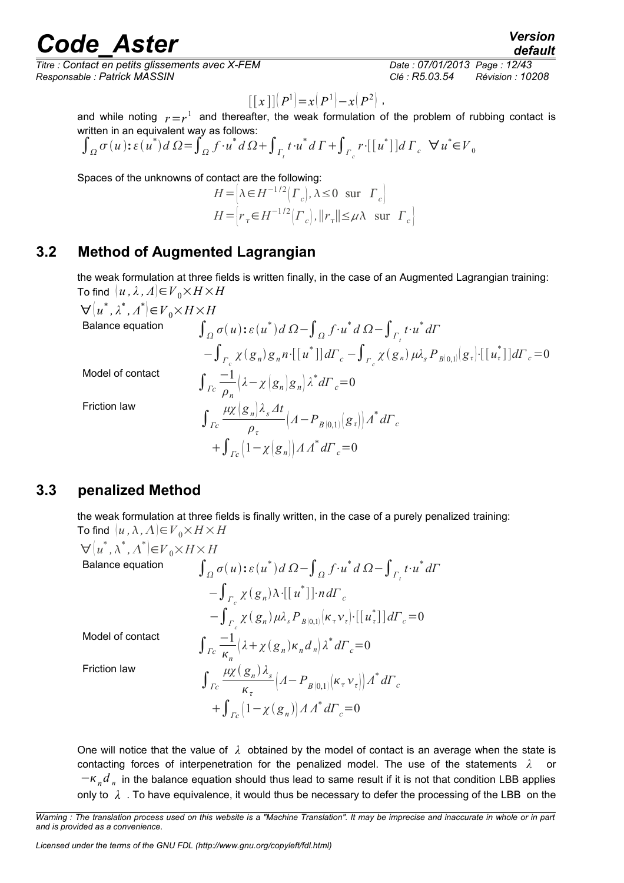$$[[x]](P^1)=x(P^1)-x(P^2) \text{ ,}$$

and while noting $r=r^1$ and thereafter, the weak formulation of the problem of rubbing contact is written in an equivalent way as follows:

$$\int_{\Omega} \sigma(u):\varepsilon(u^*) d\Omega=\int_{\Omega} f\cdot u^* d\Omega+\int_{\Gamma_t} t\cdot u^* d\Gamma+\int_{\Gamma_c} r\cdot[[u^*]] d\Gamma_c \quad \forall u^* \in V_0$$

Spaces of the unknowns of contact are the following:

$$H=\left\{\lambda \in H^{-1/2}(\Gamma_c), \lambda \leq 0 \text{ sur } \Gamma_c\right\}$$
$$H=\left\{r_\tau \in H^{-1/2}(\Gamma_c), \|r_\tau\| \leq \mu\lambda \text{ sur } \Gamma_c\right\}$$

## 3.2 Method of Augmented Lagrangian

the weak formulation at three fields is written finally, in the case of an Augmented Lagrangian training:

To find $(u,\lambda,\Lambda)\in V_0\times H\times H$

$\forall (u^*,\lambda^*,\Lambda^*)\in V_0\times H\times H$

Balance equation

$$\int_{\Omega} \sigma(u):\varepsilon(u^*) d\Omega-\int_{\Omega} f\cdot u^* d\Omega-\int_{\Gamma_t} t\cdot u^* d\Gamma$$
$$-\int_{\Gamma_c} \chi(g_n) g_n n\cdot[[u^*]] d\Gamma_c-\int_{\Gamma_c} \chi(g_n) \mu\lambda_s P_{B(0,1)}(g_\tau)\cdot[[u_\tau^*]] d\Gamma_c=0$$

Model of contact

$$\int_{\Gamma c} \frac{-1}{\rho_n}\left(\lambda-\chi(g_n) g_n\right)\lambda^* d\Gamma_c=0$$

Friction law

$$\int_{\Gamma c} \frac{\mu\chi(g_n)\lambda_s \Delta t}{\rho_\tau}\left(\Lambda-P_{B(0,1)}(g_\tau)\right)\Lambda^* d\Gamma_c$$
$$+\int_{\Gamma c}\left(1-\chi(g_n)\right)\Lambda\Lambda^* d\Gamma_c=0$$

## 3.3 penalized Method

the weak formulation at three fields is finally written, in the case of a purely penalized training:

To find $(u,\lambda,\Lambda)\in V_0\times H\times H$

$\forall (u^*,\lambda^*,\Lambda^*)\in V_0\times H\times H$

Balance equation

$$\int_{\Omega} \sigma(u):\varepsilon(u^*) d\Omega-\int_{\Omega} f\cdot u^* d\Omega-\int_{\Gamma_t} t\cdot u^* d\Gamma$$
$$-\int_{\Gamma_c} \chi(g_n)\lambda\cdot[[u^*]]\cdot n d\Gamma_c$$
$$-\int_{\Gamma_c} \chi(g_n) \mu\lambda_s P_{B(0,1)}(\kappa_\tau \nu_\tau)\cdot[[u_\tau^*]] d\Gamma_c=0$$

Model of contact

$$\int_{\Gamma c} \frac{-1}{\kappa_n}\left(\lambda+\chi(g_n)\kappa_n d_n\right)\lambda^* d\Gamma_c=0$$

Friction law

$$\int_{\Gamma c} \frac{\mu\chi(g_n)\lambda_s}{\kappa_\tau}\left(\Lambda-P_{B(0,1)}(\kappa_\tau \nu_\tau)\right)\Lambda^* d\Gamma_c$$
$$+\int_{\Gamma c}\left(1-\chi(g_n)\right)\Lambda\Lambda^* d\Gamma_c=0$$

One will notice that the value of $\lambda$ obtained by the model of contact is an average when the state is contacting forces of interpenetration for the penalized model. The use of the statements $\lambda$ or $-\kappa_n d_n$ in the balance equation should thus lead to same result if it is not that condition LBB applies only to $\lambda$. To have equivalence, it would thus be necessary to defer the processing of the LBB on the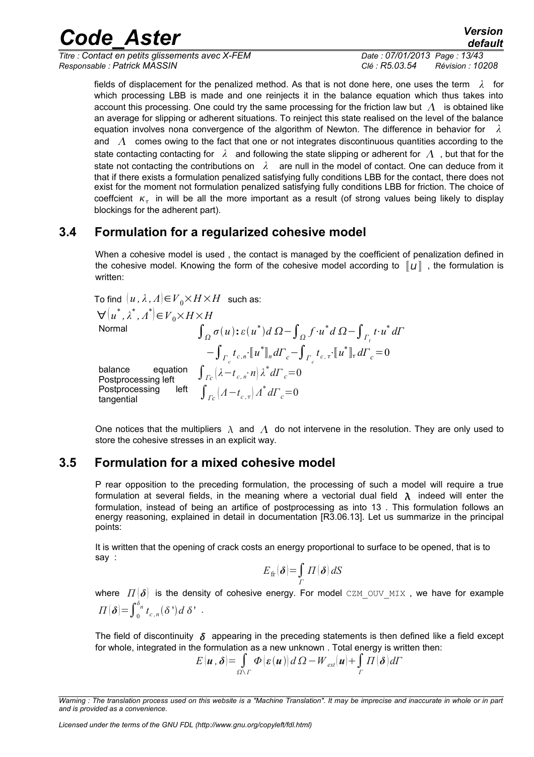fields of displacement for the penalized method. As that is not done here, one uses the term $\lambda$ for which processing LBB is made and one reinjects it in the balance equation which thus takes into account this processing. One could try the same processing for the friction law but $\Lambda$ is obtained like an average for slipping or adherent situations. To reinject this state realised on the level of the balance equation involves nona convergence of the algorithm of Newton. The difference in behavior for $\lambda$ and $\Lambda$ comes owing to the fact that one or not integrates discontinuous quantities according to the state contacting contacting for $\lambda$ and following the state slipping or adherent for $\Lambda$, but that for the state not contacting the contributions on $\lambda$ are null in the model of contact. One can deduce from it that if there exists a formulation penalized satisfying fully conditions LBB for the contact, there does not exist for the moment not formulation penalized satisfying fully conditions LBB for friction. The choice of coeffcient $\kappa_\tau$ in will be all the more important as a result (of strong values being likely to display blockings for the adherent part).

## 3.4 Formulation for a regularized cohesive model

When a cohesive model is used , the contact is managed by the coefficient of penalization defined in the cohesive model. Knowing the form of the cohesive model according to $[\![u]\!]$ , the formulation is written:

To find $(u,\lambda,\Lambda)\in V_0\times H\times H$ such as:

$\forall(u^*,\lambda^*,\Lambda^*)\in V_0\times H\times H$

Normal balance equation

$$\int_\Omega \sigma(u):\varepsilon(u^*)d\,\Omega-\int_\Omega f\cdot u^* d\,\Omega-\int_{\Gamma_t} t\cdot u^* d\Gamma - \int_{\Gamma_c} t_{c,n}\cdot[\![u^*]\!]_n d\Gamma_c-\int_{\Gamma_c} t_{c,\tau}\cdot[\![u^*]\!]_\tau d\Gamma_c=0$$

Postprocessing left

$$\int_{\Gamma c}(\lambda-t_{c,n}\cdot n)\lambda^* d\Gamma_c=0$$

Postprocessing left tangential

$$\int_{\Gamma c}(\Lambda-t_{c,\tau})\Lambda^* d\Gamma_c=0$$

One notices that the multipliers $\lambda$ and $\Lambda$ do not intervene in the resolution. They are only used to store the cohesive stresses in an explicit way.

## 3.5 Formulation for a mixed cohesive model

P rear opposition to the preceding formulation, the processing of such a model will require a true formulation at several fields, in the meaning where a vectorial dual field $\boldsymbol{\lambda}$ indeed will enter the formulation, instead of being an artifice of postprocessing as into 13 . This formulation follows an energy reasoning, explained in detail in documentation [R3.06.13]. Let us summarize in the principal points:

It is written that the opening of crack costs an energy proportional to surface to be opened, that is to say :

$$E_{\text{fr}}(\boldsymbol{\delta})=\int_\Gamma \Pi(\boldsymbol{\delta})\,dS$$

where $\Pi(\boldsymbol{\delta})$ is the density of cohesive energy. For model CZM_OUV_MIX , we have for example $\Pi(\boldsymbol{\delta})=\int_0^{\delta_n} t_{c,n}(\delta')\,d\,\delta'$ .

The field of discontinuity $\boldsymbol{\delta}$ appearing in the preceding statements is then defined like a field except for whole, integrated in the formulation as a new unknown . Total energy is written then:

$$E(\boldsymbol{u},\boldsymbol{\delta})=\int_{\Omega\setminus\Gamma}\Phi(\boldsymbol{\varepsilon}(\boldsymbol{u}))\,d\,\Omega-W_{ext}(\boldsymbol{u})+\int_\Gamma \Pi(\boldsymbol{\delta})\,d\Gamma$$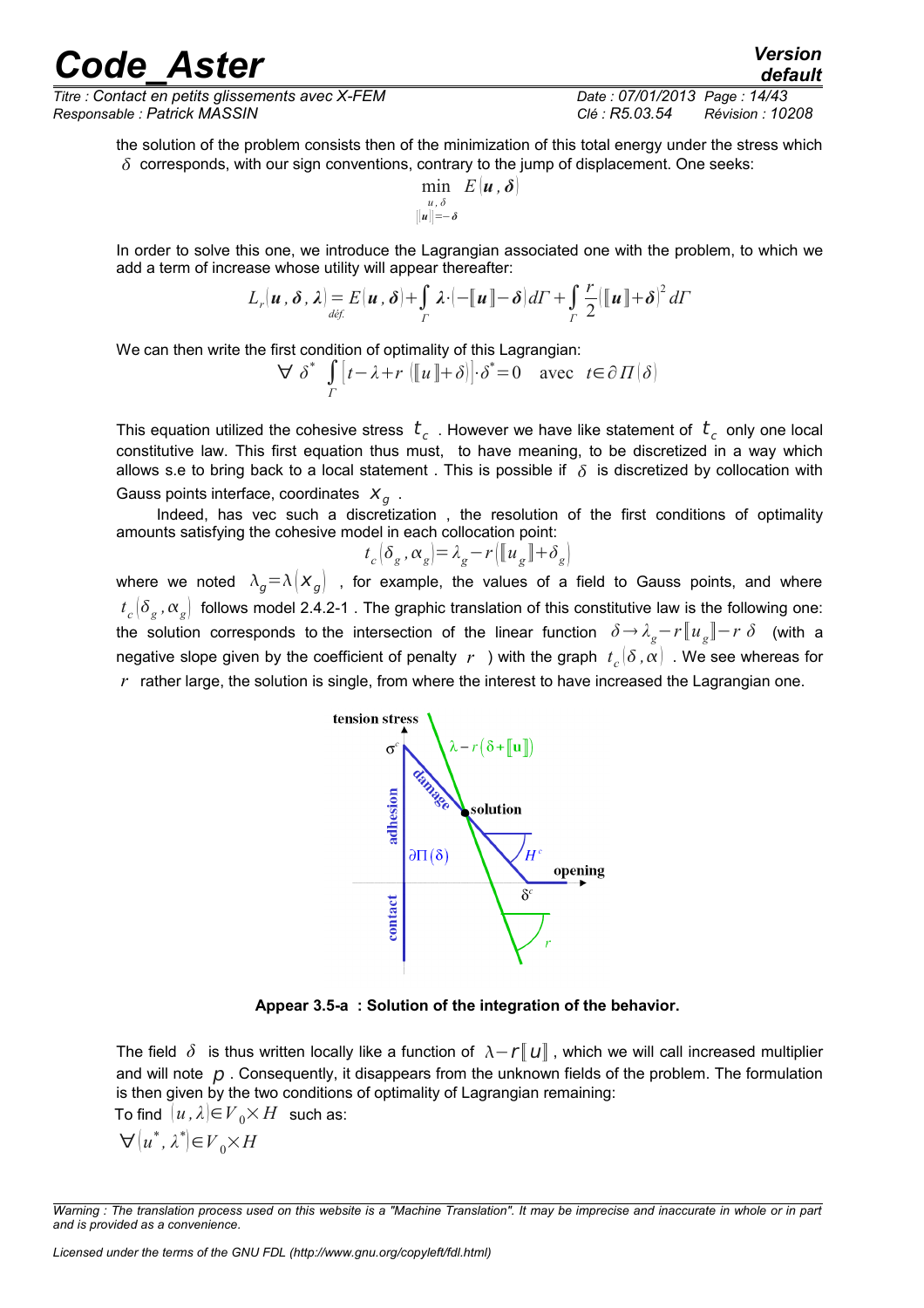the solution of the problem consists then of the minimization of this total energy under the stress which $\delta$ corresponds, with our sign conventions, contrary to the jump of displacement. One seeks:

$$\min_{\substack{u,\,\delta \\ [\![u]\!]=-\delta}} E(\boldsymbol{u},\boldsymbol{\delta})$$

In order to solve this one, we introduce the Lagrangian associated one with the problem, to which we add a term of increase whose utility will appear thereafter:

$$L_r(\boldsymbol{u},\boldsymbol{\delta},\boldsymbol{\lambda}) \underset{déf.}{=} E(\boldsymbol{u},\boldsymbol{\delta}) + \int_{\Gamma} \boldsymbol{\lambda}\cdot(-[\![\boldsymbol{u}]\!]-\boldsymbol{\delta})\,d\Gamma + \int_{\Gamma} \frac{r}{2}([\![\boldsymbol{u}]\!]+\boldsymbol{\delta})^2\,d\Gamma$$

We can then write the first condition of optimality of this Lagrangian:

$$\forall\ \delta^* \quad \int_{\Gamma} [t-\lambda+r\,([\![u]\!]+\delta)]\cdot\delta^* = 0 \quad \text{avec} \quad t\in\partial\Pi(\delta)$$

This equation utilized the cohesive stress $t_c$. However we have like statement of $t_c$ only one local constitutive law. This first equation thus must, to have meaning, to be discretized in a way which allows s.e to bring back to a local statement . This is possible if $\delta$ is discretized by collocation with Gauss points interface, coordinates $x_g$.

Indeed, has vec such a discretization , the resolution of the first conditions of optimality amounts satisfying the cohesive model in each collocation point:

$$t_c(\delta_g,\alpha_g) = \lambda_g - r([\![u_g]\!]+\delta_g)$$

where we noted $\lambda_g=\lambda(x_g)$ , for example, the values of a field to Gauss points, and where $t_c(\delta_g,\alpha_g)$ follows model 2.4.2-1 . The graphic translation of this constitutive law is the following one: the solution corresponds to the intersection of the linear function $\delta\to\lambda_g - r[\![u_g]\!] - r\,\delta$ (with a negative slope given by the coefficient of penalty $r$ ) with the graph $t_c(\delta,\alpha)$ . We see whereas for $r$ rather large, the solution is single, from where the interest to have increased the Lagrangian one.

**Appear 3.5-a : Solution of the integration of the behavior.**

The field $\delta$ is thus written locally like a function of $\lambda - r[\![u]\!]$, which we will call increased multiplier and will note $p$ . Consequently, it disappears from the unknown fields of the problem. The formulation is then given by the two conditions of optimality of Lagrangian remaining:

To find $(u,\lambda)\in V_0\times H$ such as:

$\forall (u^*,\lambda^*)\in V_0\times H$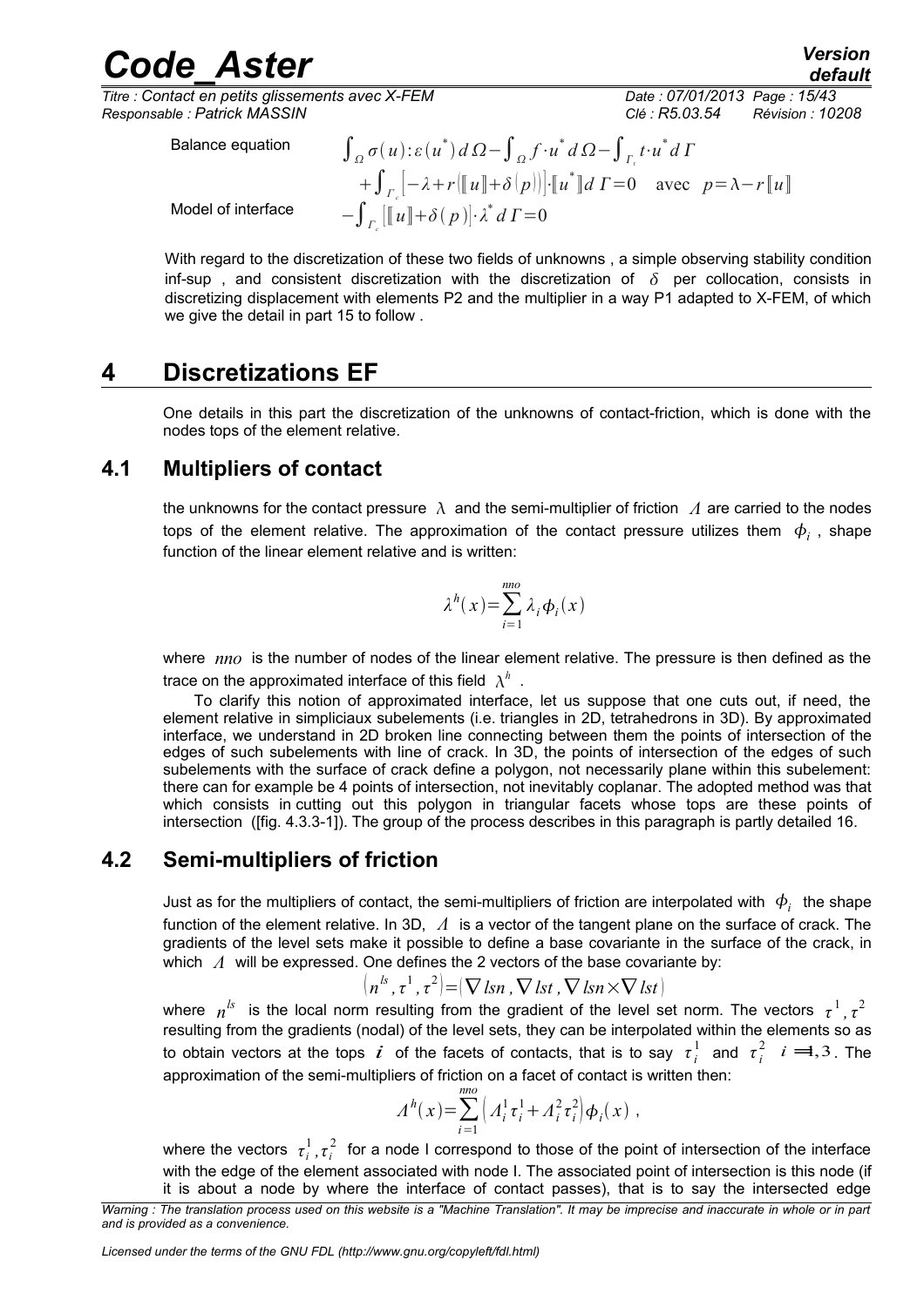Balance equation $\int_{\Omega} \sigma(u):\varepsilon(u^*)\, d\Omega - \int_{\Omega} f\cdot u^*\, d\Omega - \int_{\Gamma_t} t\cdot u^*\, d\Gamma$

$$+\int_{\Gamma_c} \left[-\lambda + r\left(\llbracket u \rrbracket + \delta(p)\right)\right]\cdot \llbracket u^* \rrbracket\, d\Gamma = 0 \quad \text{avec} \quad p = \lambda - r\llbracket u \rrbracket$$

Model of interface $-\int_{\Gamma_c} \left[\llbracket u \rrbracket + \delta(p)\right]\cdot \lambda^*\, d\Gamma = 0$

With regard to the discretization of these two fields of unknowns , a simple observing stability condition inf-sup , and consistent discretization with the discretization of $\delta$ per collocation, consists in discretizing displacement with elements P2 and the multiplier in a way P1 adapted to X-FEM, of which we give the detail in part 15 to follow .

# 4 Discretizations EF

One details in this part the discretization of the unknowns of contact-friction, which is done with the nodes tops of the element relative.

## 4.1 Multipliers of contact

the unknowns for the contact pressure $\lambda$ and the semi-multiplier of friction $\Lambda$ are carried to the nodes tops of the element relative. The approximation of the contact pressure utilizes them $\phi_i$ , shape function of the linear element relative and is written:

$$\lambda^h(x) = \sum_{i=1}^{nno} \lambda_i \phi_i(x)$$

where $nno$ is the number of nodes of the linear element relative. The pressure is then defined as the trace on the approximated interface of this field $\lambda^h$ .

To clarify this notion of approximated interface, let us suppose that one cuts out, if need, the element relative in simpliciaux subelements (i.e. triangles in 2D, tetrahedrons in 3D). By approximated interface, we understand in 2D broken line connecting between them the points of intersection of the edges of such subelements with line of crack. In 3D, the points of intersection of the edges of such subelements with the surface of crack define a polygon, not necessarily plane within this subelement: there can for example be 4 points of intersection, not inevitably coplanar. The adopted method was that which consists in cutting out this polygon in triangular facets whose tops are these points of intersection ([fig. 4.3.3-1]). The group of the process describes in this paragraph is partly detailed 16.

## 4.2 Semi-multipliers of friction

Just as for the multipliers of contact, the semi-multipliers of friction are interpolated with $\phi_i$ the shape function of the element relative. In 3D, $\Lambda$ is a vector of the tangent plane on the surface of crack. The gradients of the level sets make it possible to define a base covariante in the surface of the crack, in which $\Lambda$ will be expressed. One defines the 2 vectors of the base covariante by:

$$\left(n^{ls}, \tau^1, \tau^2\right) = \left(\nabla lsn, \nabla lst, \nabla lsn \times \nabla lst\right)$$

where $n^{ls}$ is the local norm resulting from the gradient of the level set norm. The vectors $\tau^1, \tau^2$ resulting from the gradients (nodal) of the level sets, they can be interpolated within the elements so as to obtain vectors at the tops $i$ of the facets of contacts, that is to say $\tau_i^1$ and $\tau_i^2$ $i=1,3$ . The approximation of the semi-multipliers of friction on a facet of contact is written then:

$$\Lambda^h(x) = \sum_{i=1}^{nno} \left(\Lambda_i^1 \tau_i^1 + \Lambda_i^2 \tau_i^2\right) \phi_i(x) \ ,$$

where the vectors $\tau_i^1, \tau_i^2$ for a node I correspond to those of the point of intersection of the interface with the edge of the element associated with node I. The associated point of intersection is this node (if it is about a node by where the interface of contact passes), that is to say the intersected edge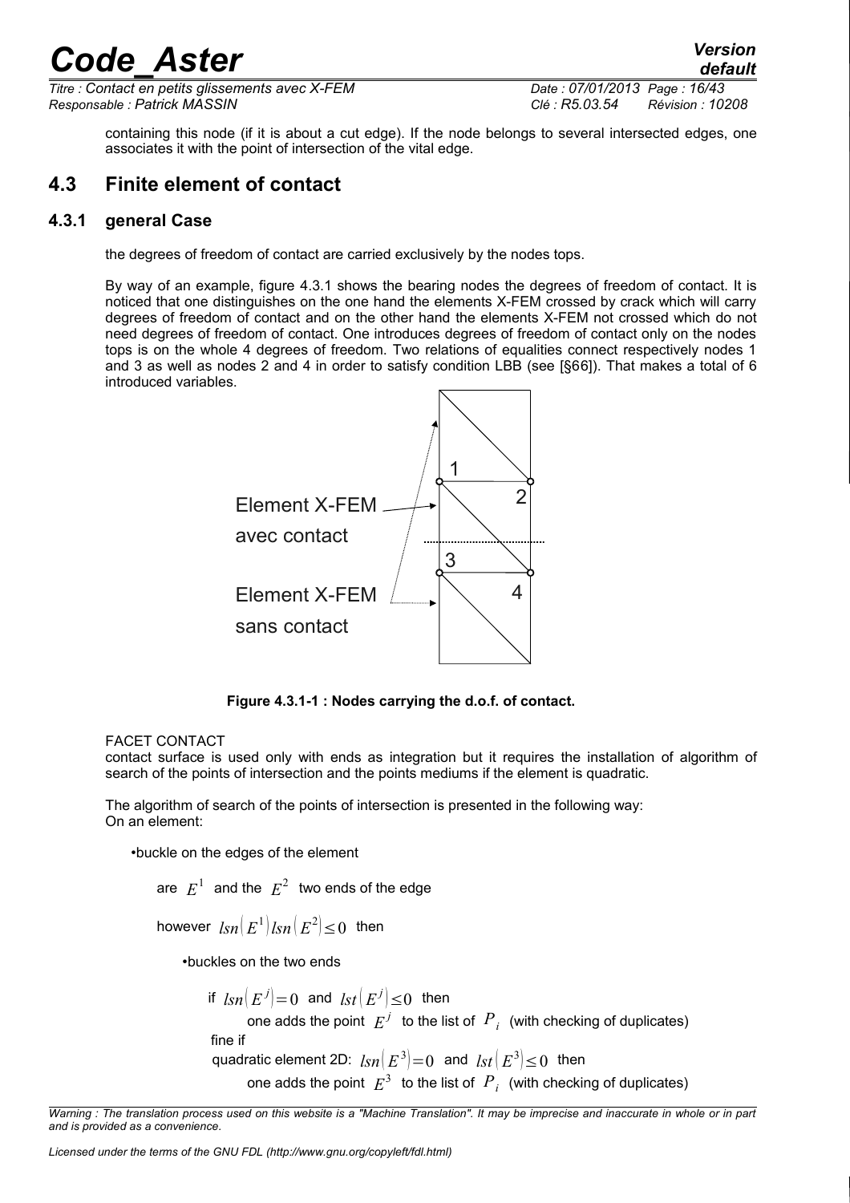containing this node (if it is about a cut edge). If the node belongs to several intersected edges, one associates it with the point of intersection of the vital edge.

## 4.3 Finite element of contact

### 4.3.1 general Case

the degrees of freedom of contact are carried exclusively by the nodes tops.

By way of an example, figure 4.3.1 shows the bearing nodes the degrees of freedom of contact. It is noticed that one distinguishes on the one hand the elements X-FEM crossed by crack which will carry degrees of freedom of contact and on the other hand the elements X-FEM not crossed which do not need degrees of freedom of contact. One introduces degrees of freedom of contact only on the nodes tops is on the whole 4 degrees of freedom. Two relations of equalities connect respectively nodes 1 and 3 as well as nodes 2 and 4 in order to satisfy condition LBB (see [§66]). That makes a total of 6 introduced variables.

Element X-FEM avec contact

Element X-FEM sans contact

**Figure 4.3.1-1 : Nodes carrying the d.o.f. of contact.**

FACET CONTACT
contact surface is used only with ends as integration but it requires the installation of algorithm of search of the points of intersection and the points mediums if the element is quadratic.

The algorithm of search of the points of intersection is presented in the following way:
On an element:

- buckle on the edges of the element

  are $E^1$ and the $E^2$ two ends of the edge

  however $lsn(E^1)lsn(E^2)\leq 0$ then

  - buckles on the two ends

    if $lsn(E^j)=0$ and $lst(E^j)\leq 0$ then
    one adds the point $E^j$ to the list of $P_i$ (with checking of duplicates)
    fine if
    quadratic element 2D: $lsn(E^3)=0$ and $lst(E^3)\leq 0$ then
    one adds the point $E^3$ to the list of $P_i$ (with checking of duplicates)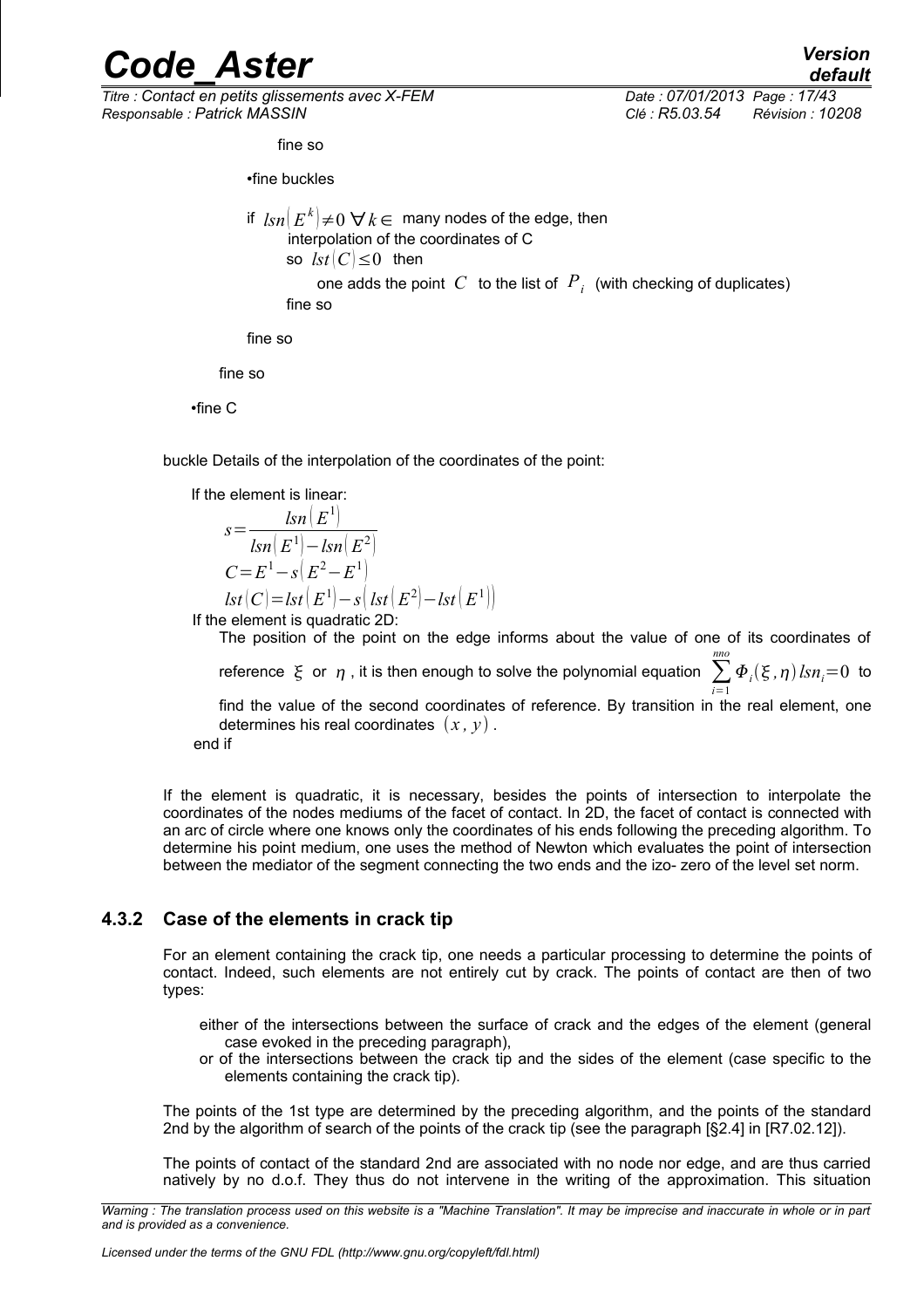fine so

•fine buckles

if $lsn(E^k) \neq 0 \; \forall k \in$ many nodes of the edge, then
interpolation of the coordinates of C
so $lst(C) \leq 0$ then
one adds the point $C$ to the list of $P_i$ (with checking of duplicates)
fine so

fine so

fine so

•fine C

buckle Details of the interpolation of the coordinates of the point:

If the element is linear:

$$s = \frac{lsn(E^1)}{lsn(E^1) - lsn(E^2)}$$

$$C = E^1 - s(E^2 - E^1)$$

$$lst(C) = lst(E^1) - s(lst(E^2) - lst(E^1))$$

If the element is quadratic 2D:

The position of the point on the edge informs about the value of one of its coordinates of reference $\xi$ or $\eta$, it is then enough to solve the polynomial equation $\sum_{i=1}^{nno} \Phi_i(\xi, \eta) lsn_i = 0$ to find the value of the second coordinates of reference. By transition in the real element, one determines his real coordinates $(x, y)$.

end if

If the element is quadratic, it is necessary, besides the points of intersection to interpolate the coordinates of the nodes mediums of the facet of contact. In 2D, the facet of contact is connected with an arc of circle where one knows only the coordinates of his ends following the preceding algorithm. To determine his point medium, one uses the method of Newton which evaluates the point of intersection between the mediator of the segment connecting the two ends and the izo- zero of the level set norm.

### 4.3.2 Case of the elements in crack tip

For an element containing the crack tip, one needs a particular processing to determine the points of contact. Indeed, such elements are not entirely cut by crack. The points of contact are then of two types:

- either of the intersections between the surface of crack and the edges of the element (general case evoked in the preceding paragraph),
- or of the intersections between the crack tip and the sides of the element (case specific to the elements containing the crack tip).

The points of the 1st type are determined by the preceding algorithm, and the points of the standard 2nd by the algorithm of search of the points of the crack tip (see the paragraph [§2.4] in [R7.02.12]).

The points of contact of the standard 2nd are associated with no node nor edge, and are thus carried natively by no d.o.f. They thus do not intervene in the writing of the approximation. This situation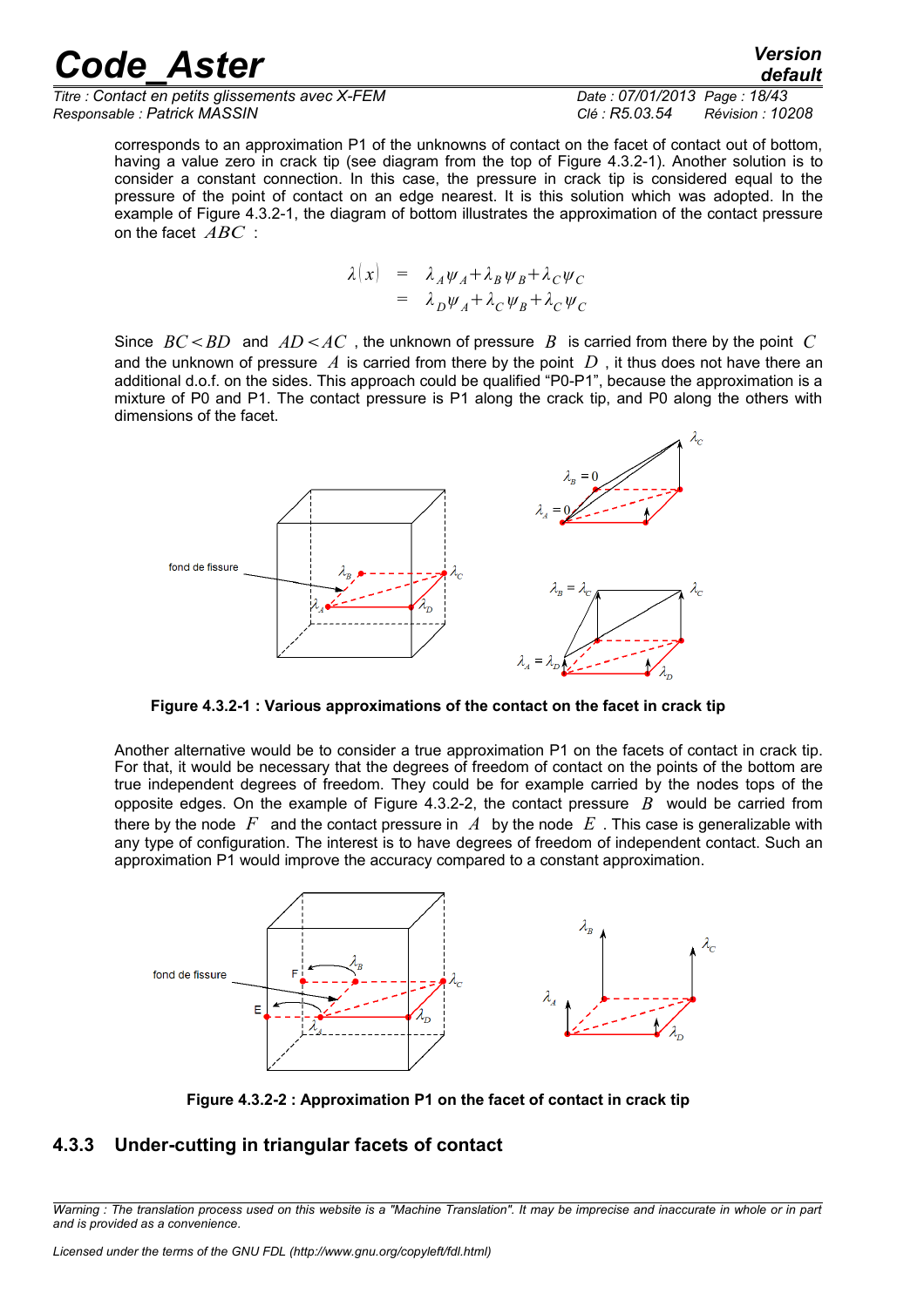corresponds to an approximation P1 of the unknowns of contact on the facet of contact out of bottom, having a value zero in crack tip (see diagram from the top of Figure 4.3.2-1). Another solution is to consider a constant connection. In this case, the pressure in crack tip is considered equal to the pressure of the point of contact on an edge nearest. It is this solution which was adopted. In the example of Figure 4.3.2-1, the diagram of bottom illustrates the approximation of the contact pressure on the facet $ABC$ :

$$
\begin{aligned}
\lambda(x) &= \lambda_A \psi_A + \lambda_B \psi_B + \lambda_C \psi_C \\
&= \lambda_D \psi_A + \lambda_C \psi_B + \lambda_C \psi_C
\end{aligned}
$$

Since $BC < BD$ and $AD < AC$ , the unknown of pressure $B$ is carried from there by the point $C$ and the unknown of pressure $A$ is carried from there by the point $D$ , it thus does not have there an additional d.o.f. on the sides. This approach could be qualified "P0-P1", because the approximation is a mixture of P0 and P1. The contact pressure is P1 along the crack tip, and P0 along the others with dimensions of the facet.

**Figure 4.3.2-1 : Various approximations of the contact on the facet in crack tip**

Another alternative would be to consider a true approximation P1 on the facets of contact in crack tip. For that, it would be necessary that the degrees of freedom of contact on the points of the bottom are true independent degrees of freedom. They could be for example carried by the nodes tops of the opposite edges. On the example of Figure 4.3.2-2, the contact pressure $B$ would be carried from there by the node $F$ and the contact pressure in $A$ by the node $E$ . This case is generalizable with any type of configuration. The interest is to have degrees of freedom of independent contact. Such an approximation P1 would improve the accuracy compared to a constant approximation.

**Figure 4.3.2-2 : Approximation P1 on the facet of contact in crack tip**

### 4.3.3 Under-cutting in triangular facets of contact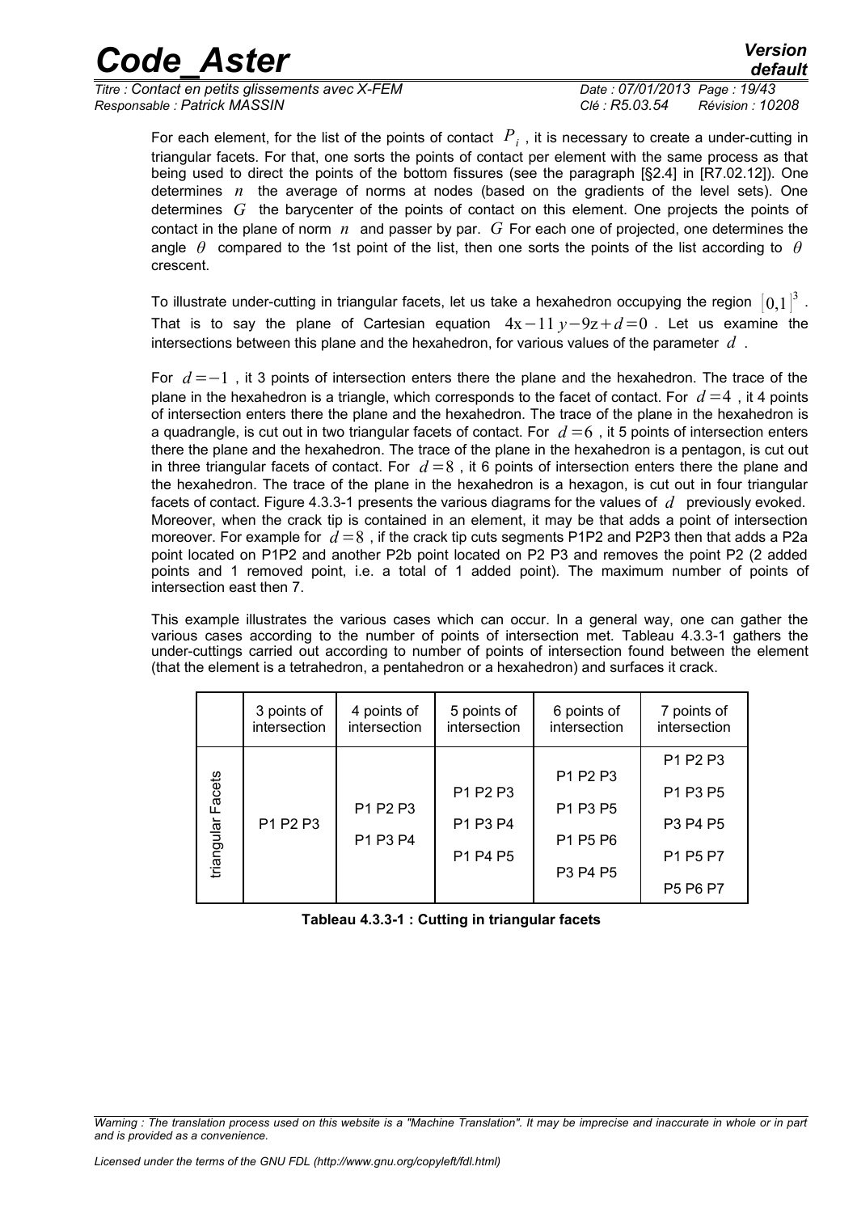For each element, for the list of the points of contact $P_i$, it is necessary to create a under-cutting in triangular facets. For that, one sorts the points of contact per element with the same process as that being used to direct the points of the bottom fissures (see the paragraph [§2.4] in [R7.02.12]). One determines $n$ the average of norms at nodes (based on the gradients of the level sets). One determines $G$ the barycenter of the points of contact on this element. One projects the points of contact in the plane of norm $n$ and passer by par. $G$ For each one of projected, one determines the angle $\theta$ compared to the 1st point of the list, then one sorts the points of the list according to $\theta$ crescent.

To illustrate under-cutting in triangular facets, let us take a hexahedron occupying the region $[0,1]^3$. That is to say the plane of Cartesian equation $4x-11y-9z+d=0$. Let us examine the intersections between this plane and the hexahedron, for various values of the parameter $d$.

For $d=-1$, it 3 points of intersection enters there the plane and the hexahedron. The trace of the plane in the hexahedron is a triangle, which corresponds to the facet of contact. For $d=4$, it 4 points of intersection enters there the plane and the hexahedron. The trace of the plane in the hexahedron is a quadrangle, is cut out in two triangular facets of contact. For $d=6$, it 5 points of intersection enters there the plane and the hexahedron. The trace of the plane in the hexahedron is a pentagon, is cut out in three triangular facets of contact. For $d=8$, it 6 points of intersection enters there the plane and the hexahedron. The trace of the plane in the hexahedron is a hexagon, is cut out in four triangular facets of contact. Figure 4.3.3-1 presents the various diagrams for the values of $d$ previously evoked. Moreover, when the crack tip is contained in an element, it may be that adds a point of intersection moreover. For example for $d=8$, if the crack tip cuts segments P1P2 and P2P3 then that adds a P2a point located on P1P2 and another P2b point located on P2 P3 and removes the point P2 (2 added points and 1 removed point, i.e. a total of 1 added point). The maximum number of points of intersection east then 7.

This example illustrates the various cases which can occur. In a general way, one can gather the various cases according to the number of points of intersection met. Tableau 4.3.3-1 gathers the under-cuttings carried out according to number of points of intersection found between the element (that the element is a tetrahedron, a pentahedron or a hexahedron) and surfaces it crack.

| | 3 points of intersection | 4 points of intersection | 5 points of intersection | 6 points of intersection | 7 points of intersection |
|---|---|---|---|---|---|
| triangular Facets | P1 P2 P3 | P1 P2 P3<br>P1 P3 P4 | P1 P2 P3<br>P1 P3 P4<br>P1 P4 P5 | P1 P2 P3<br>P1 P3 P5<br>P1 P5 P6<br>P3 P4 P5 | P1 P2 P3<br>P1 P3 P5<br>P3 P4 P5<br>P1 P5 P7<br>P5 P6 P7 |

**Tableau 4.3.3-1 : Cutting in triangular facets**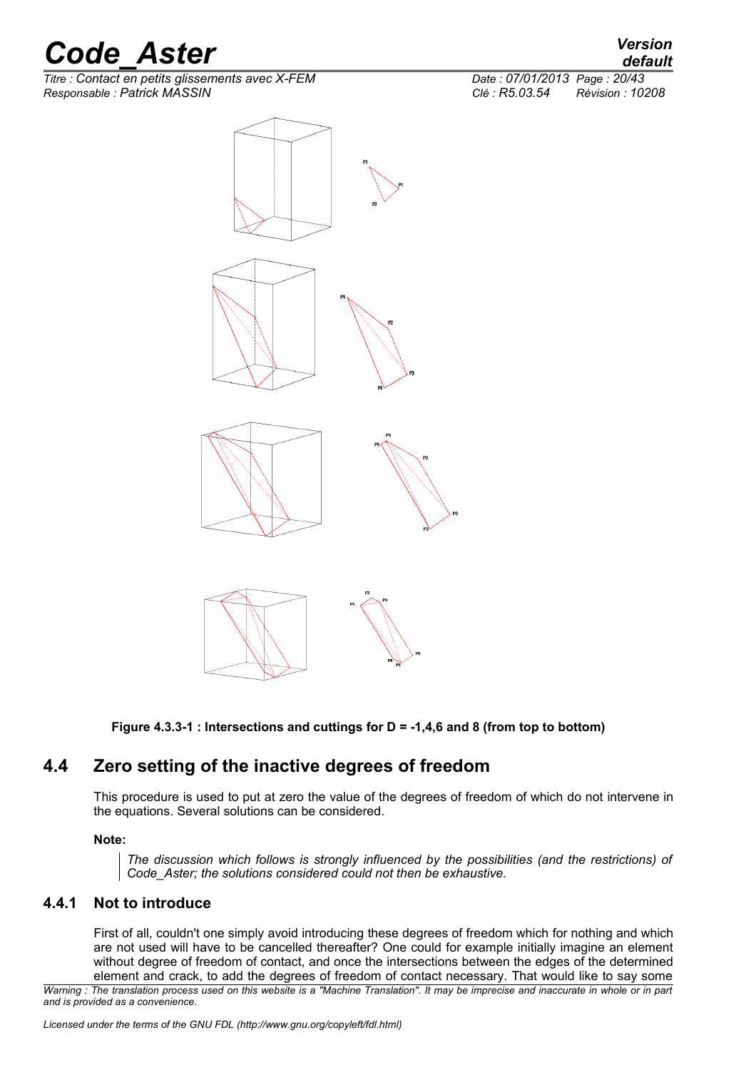**Figure 4.3.3-1 : Intersections and cuttings for D = -1,4,6 and 8 (from top to bottom)**

## 4.4 Zero setting of the inactive degrees of freedom

This procedure is used to put at zero the value of the degrees of freedom of which do not intervene in the equations. Several solutions can be considered.

**Note:**

> *The discussion which follows is strongly influenced by the possibilities (and the restrictions) of Code_Aster; the solutions considered could not then be exhaustive.*

### 4.4.1 Not to introduce

First of all, couldn't one simply avoid introducing these degrees of freedom which for nothing and which are not used will have to be cancelled thereafter? One could for example initially imagine an element without degree of freedom of contact, and once the intersections between the edges of the determined element and crack, to add the degrees of freedom of contact necessary. That would like to say some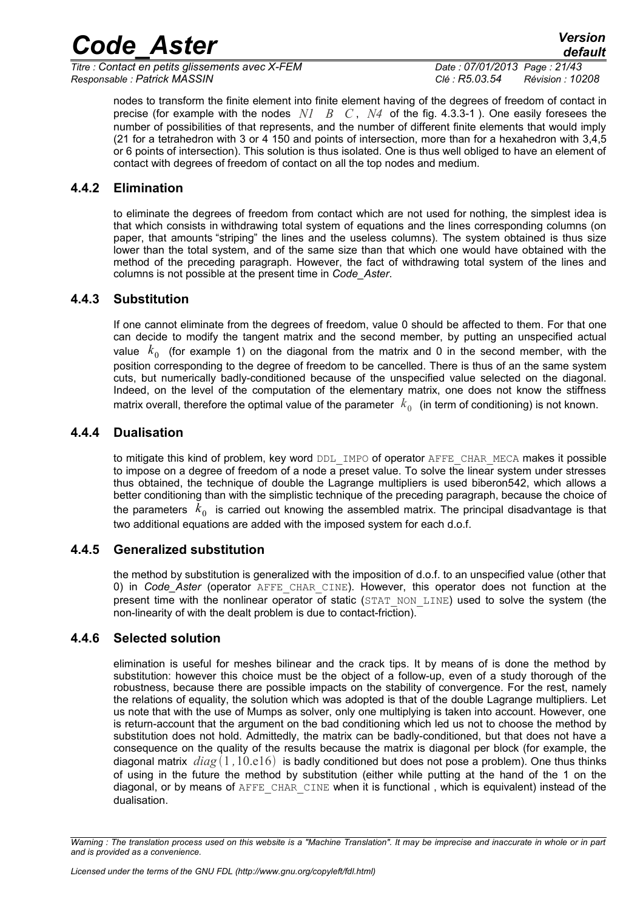nodes to transform the finite element into finite element having of the degrees of freedom of contact in precise (for example with the nodes $N1$ $B$ $C$, $N4$ of the fig. 4.3.3-1 ). One easily foresees the number of possibilities of that represents, and the number of different finite elements that would imply (21 for a tetrahedron with 3 or 4 150 and points of intersection, more than for a hexahedron with 3,4,5 or 6 points of intersection). This solution is thus isolated. One is thus well obliged to have an element of contact with degrees of freedom of contact on all the top nodes and medium.

### 4.4.2 Elimination

to eliminate the degrees of freedom from contact which are not used for nothing, the simplest idea is that which consists in withdrawing total system of equations and the lines corresponding columns (on paper, that amounts "striping" the lines and the useless columns). The system obtained is thus size lower than the total system, and of the same size than that which one would have obtained with the method of the preceding paragraph. However, the fact of withdrawing total system of the lines and columns is not possible at the present time in *Code_Aster*.

### 4.4.3 Substitution

If one cannot eliminate from the degrees of freedom, value 0 should be affected to them. For that one can decide to modify the tangent matrix and the second member, by putting an unspecified actual value $k_0$ (for example 1) on the diagonal from the matrix and 0 in the second member, with the position corresponding to the degree of freedom to be cancelled. There is thus of an the same system cuts, but numerically badly-conditioned because of the unspecified value selected on the diagonal. Indeed, on the level of the computation of the elementary matrix, one does not know the stiffness matrix overall, therefore the optimal value of the parameter $k_0$ (in term of conditioning) is not known.

### 4.4.4 Dualisation

to mitigate this kind of problem, key word DDL_IMPO of operator AFFE_CHAR_MECA makes it possible to impose on a degree of freedom of a node a preset value. To solve the linear system under stresses thus obtained, the technique of double the Lagrange multipliers is used biberon542, which allows a better conditioning than with the simplistic technique of the preceding paragraph, because the choice of the parameters $k_0$ is carried out knowing the assembled matrix. The principal disadvantage is that two additional equations are added with the imposed system for each d.o.f.

### 4.4.5 Generalized substitution

the method by substitution is generalized with the imposition of d.o.f. to an unspecified value (other that 0) in *Code_Aster* (operator AFFE_CHAR_CINE). However, this operator does not function at the present time with the nonlinear operator of static (STAT_NON_LINE) used to solve the system (the non-linearity of with the dealt problem is due to contact-friction).

### 4.4.6 Selected solution

elimination is useful for meshes bilinear and the crack tips. It by means of is done the method by substitution: however this choice must be the object of a follow-up, even of a study thorough of the robustness, because there are possible impacts on the stability of convergence. For the rest, namely the relations of equality, the solution which was adopted is that of the double Lagrange multipliers. Let us note that with the use of Mumps as solver, only one multiplying is taken into account. However, one is return-account that the argument on the bad conditioning which led us not to choose the method by substitution does not hold. Admittedly, the matrix can be badly-conditioned, but that does not have a consequence on the quality of the results because the matrix is diagonal per block (for example, the diagonal matrix $diag(1, 10.\mathrm{e}16)$ is badly conditioned but does not pose a problem). One thus thinks of using in the future the method by substitution (either while putting at the hand of the 1 on the diagonal, or by means of AFFE_CHAR_CINE when it is functional , which is equivalent) instead of the dualisation.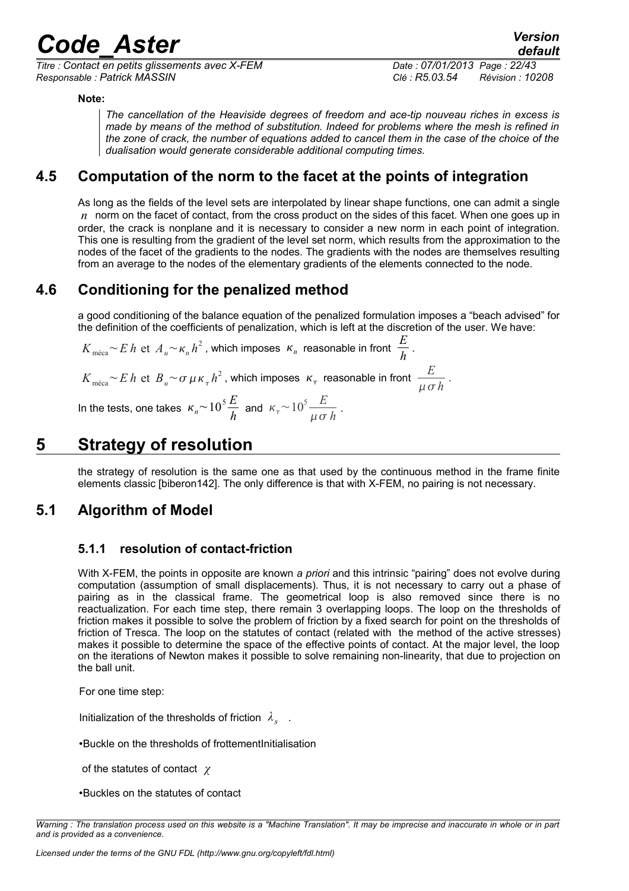**Note:**

*The cancellation of the Heaviside degrees of freedom and ace-tip nouveau riches in excess is made by means of the method of substitution. Indeed for problems where the mesh is refined in the zone of crack, the number of equations added to cancel them in the case of the choice of the dualisation would generate considerable additional computing times.*

## 4.5 Computation of the norm to the facet at the points of integration

As long as the fields of the level sets are interpolated by linear shape functions, one can admit a single $n$ norm on the facet of contact, from the cross product on the sides of this facet. When one goes up in order, the crack is nonplane and it is necessary to consider a new norm in each point of integration. This one is resulting from the gradient of the level set norm, which results from the approximation to the nodes of the facet of the gradients to the nodes. The gradients with the nodes are themselves resulting from an average to the nodes of the elementary gradients of the elements connected to the node.

## 4.6 Conditioning for the penalized method

a good conditioning of the balance equation of the penalized formulation imposes a "beach advised" for the definition of the coefficients of penalization, which is left at the discretion of the user. We have:

$K_{\text{méca}} \sim E\, h$ et $A_u \sim \kappa_n h^2$ , which imposes $\kappa_n$ reasonable in front $\dfrac{E}{h}$ .

$K_{\text{méca}} \sim E\, h$ et $B_u \sim \sigma \mu \kappa_\tau h^2$ , which imposes $\kappa_\tau$ reasonable in front $\dfrac{E}{\mu \sigma h}$ .

In the tests, one takes $\kappa_n \sim 10^5 \dfrac{E}{h}$ and $\kappa_\tau \sim 10^5 \dfrac{E}{\mu \sigma h}$ .

# 5 Strategy of resolution

the strategy of resolution is the same one as that used by the continuous method in the frame finite elements classic [biberon142]. The only difference is that with X-FEM, no pairing is not necessary.

## 5.1 Algorithm of Model

### 5.1.1 resolution of contact-friction

With X-FEM, the points in opposite are known *a priori* and this intrinsic "pairing" does not evolve during computation (assumption of small displacements). Thus, it is not necessary to carry out a phase of pairing as in the classical frame. The geometrical loop is also removed since there is no reactualization. For each time step, there remain 3 overlapping loops. The loop on the thresholds of friction makes it possible to solve the problem of friction by a fixed search for point on the thresholds of friction of Tresca. The loop on the statutes of contact (related with the method of the active stresses) makes it possible to determine the space of the effective points of contact. At the major level, the loop on the iterations of Newton makes it possible to solve remaining non-linearity, that due to projection on the ball unit.

For one time step:

Initialization of the thresholds of friction $\lambda_s$ .

•Buckle on the thresholds of frottementInitialisation

of the statutes of contact $\chi$

•Buckles on the statutes of contact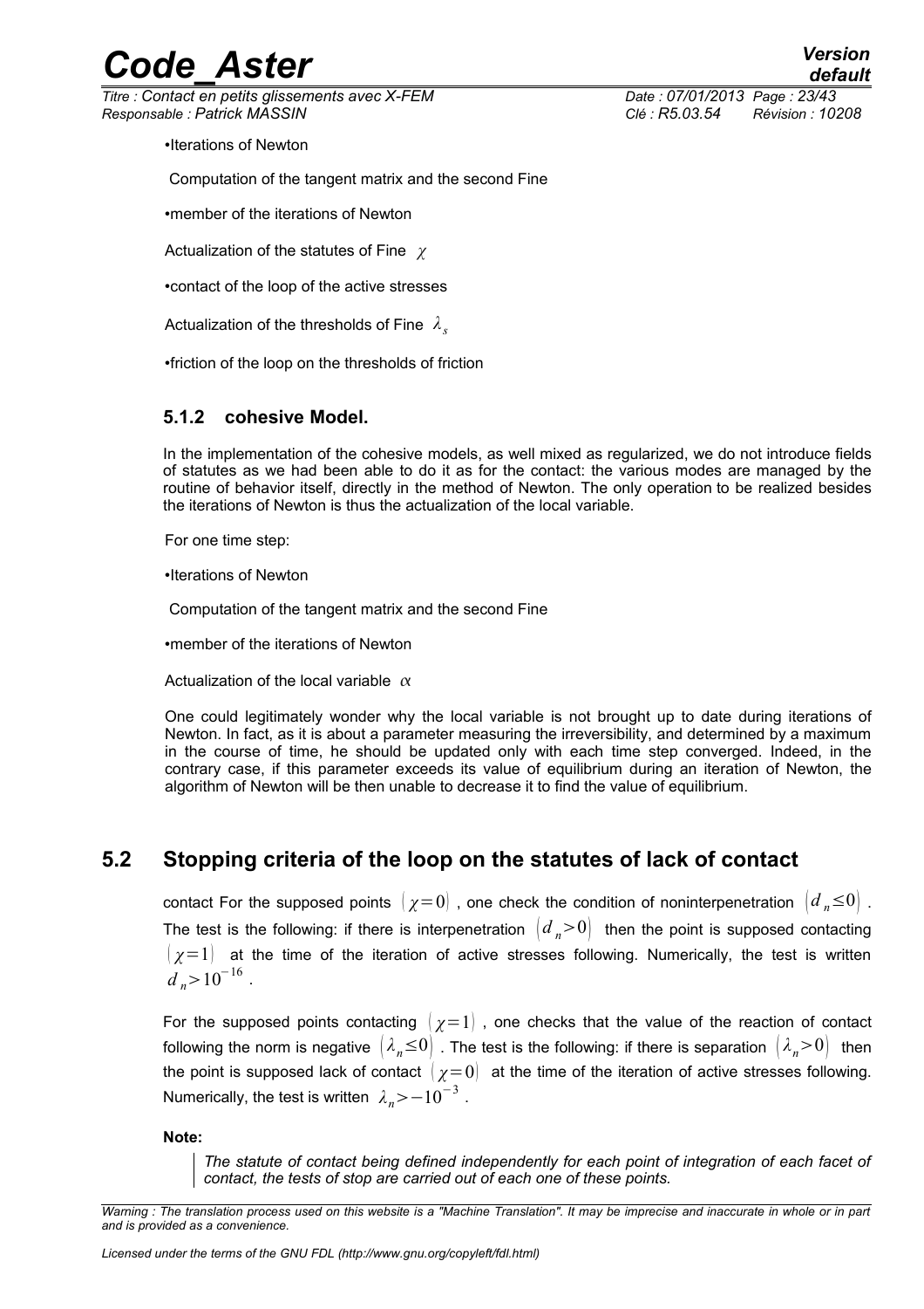•Iterations of Newton

Computation of the tangent matrix and the second Fine

•member of the iterations of Newton

Actualization of the statutes of Fine $\chi$

•contact of the loop of the active stresses

Actualization of the thresholds of Fine $\lambda_s$

•friction of the loop on the thresholds of friction

### 5.1.2 cohesive Model.

In the implementation of the cohesive models, as well mixed as regularized, we do not introduce fields of statutes as we had been able to do it as for the contact: the various modes are managed by the routine of behavior itself, directly in the method of Newton. The only operation to be realized besides the iterations of Newton is thus the actualization of the local variable.

For one time step:

•Iterations of Newton

Computation of the tangent matrix and the second Fine

•member of the iterations of Newton

Actualization of the local variable $\alpha$

One could legitimately wonder why the local variable is not brought up to date during iterations of Newton. In fact, as it is about a parameter measuring the irreversibility, and determined by a maximum in the course of time, he should be updated only with each time step converged. Indeed, in the contrary case, if this parameter exceeds its value of equilibrium during an iteration of Newton, the algorithm of Newton will be then unable to decrease it to find the value of equilibrium.

## 5.2 Stopping criteria of the loop on the statutes of lack of contact

contact For the supposed points $(\chi=0)$, one check the condition of noninterpenetration $(d_n \leq 0)$. The test is the following: if there is interpenetration $(d_n > 0)$ then the point is supposed contacting $(\chi=1)$ at the time of the iteration of active stresses following. Numerically, the test is written $d_n > 10^{-16}$.

For the supposed points contacting $(\chi=1)$, one checks that the value of the reaction of contact following the norm is negative $(\lambda_n \leq 0)$. The test is the following: if there is separation $(\lambda_n > 0)$ then the point is supposed lack of contact $(\chi=0)$ at the time of the iteration of active stresses following. Numerically, the test is written $\lambda_n > -10^{-3}$.

**Note:**

> *The statute of contact being defined independently for each point of integration of each facet of contact, the tests of stop are carried out of each one of these points.*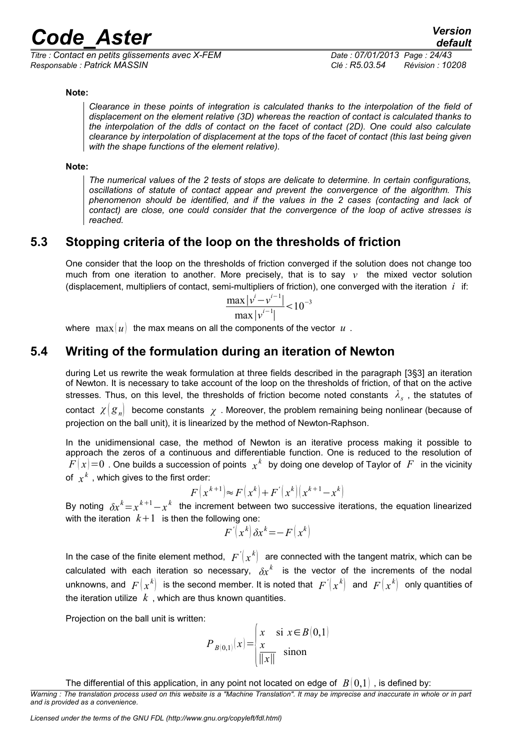**Note:**

*Clearance in these points of integration is calculated thanks to the interpolation of the field of displacement on the element relative (3D) whereas the reaction of contact is calculated thanks to the interpolation of the ddls of contact on the facet of contact (2D). One could also calculate clearance by interpolation of displacement at the tops of the facet of contact (this last being given with the shape functions of the element relative).*

**Note:**

*The numerical values of the 2 tests of stops are delicate to determine. In certain configurations, oscillations of statute of contact appear and prevent the convergence of the algorithm. This phenomenon should be identified, and if the values in the 2 cases (contacting and lack of contact) are close, one could consider that the convergence of the loop of active stresses is reached.*

## 5.3 Stopping criteria of the loop on the thresholds of friction

One consider that the loop on the thresholds of friction converged if the solution does not change too much from one iteration to another. More precisely, that is to say $v$ the mixed vector solution (displacement, multipliers of contact, semi-multipliers of friction), one converged with the iteration $i$ if:

$$\frac{\max|v^i - v^{i-1}|}{\max|v^{i-1}|} < 10^{-3}$$

where $\max(u)$ the max means on all the components of the vector $u$.

## 5.4 Writing of the formulation during an iteration of Newton

during Let us rewrite the weak formulation at three fields described in the paragraph [3§3] an iteration of Newton. It is necessary to take account of the loop on the thresholds of friction, of that on the active stresses. Thus, on this level, the thresholds of friction become noted constants $\lambda_s$, the statutes of contact $\chi(g_n)$ become constants $\chi$. Moreover, the problem remaining being nonlinear (because of projection on the ball unit), it is linearized by the method of Newton-Raphson.

In the unidimensional case, the method of Newton is an iterative process making it possible to approach the zeros of a continuous and differentiable function. One is reduced to the resolution of $F(x)=0$. One builds a succession of points $x^k$ by doing one develop of Taylor of $F$ in the vicinity of $x^k$, which gives to the first order:

$$F(x^{k+1}) \approx F(x^k) + F'(x^k)(x^{k+1} - x^k)$$

By noting $\delta x^k = x^{k+1} - x^k$ the increment between two successive iterations, the equation linearized with the iteration $k+1$ is then the following one:

$$F'(x^k)\,\delta x^k = -F(x^k)$$

In the case of the finite element method, $F'(x^k)$ are connected with the tangent matrix, which can be calculated with each iteration so necessary, $\delta x^k$ is the vector of the increments of the nodal unknowns, and $F(x^k)$ is the second member. It is noted that $F'(x^k)$ and $F(x^k)$ only quantities of the iteration utilize $k$, which are thus known quantities.

Projection on the ball unit is written:

$$P_{B(0,1)}(x) = \begin{cases} x & \text{si } x \in B(0,1) \\ \dfrac{x}{\|x\|} & \text{sinon} \end{cases}$$

The differential of this application, in any point not located on edge of $B(0,1)$, is defined by: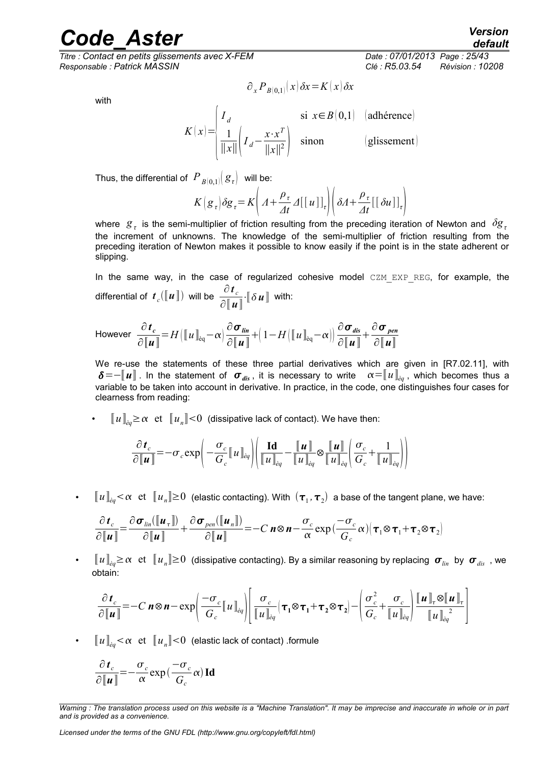$$\partial_x P_{B(0,1)}(x)\,\delta x = K(x)\,\delta x$$

with

$$K(x) = \begin{cases} I_d & \text{si } x \in B(0,1) \quad (\text{adhérence}) \\ \dfrac{1}{\|x\|}\left(I_d - \dfrac{x \cdot x^T}{\|x\|^2}\right) & \text{sinon} \qquad (\text{glissement}) \end{cases}$$

Thus, the differential of $P_{B(0,1)}(g_\tau)$ will be:

$$K(g_\tau)\,\delta g_\tau = K\left(\Lambda + \frac{\rho_\tau}{\Delta t}\,\Delta[[u]]_\tau\right)\left(\delta\Lambda + \frac{\rho_\tau}{\Delta t}[[\delta u]]_\tau\right)$$

where $g_\tau$ is the semi-multiplier of friction resulting from the preceding iteration of Newton and $\delta g_\tau$ the increment of unknowns. The knowledge of the semi-multiplier of friction resulting from the preceding iteration of Newton makes it possible to know easily if the point is in the state adherent or slipping.

In the same way, in the case of regularized cohesive model CZM_EXP_REG, for example, the differential of $\boldsymbol{t}_c(\llbracket \boldsymbol{u} \rrbracket)$ will be $\dfrac{\partial \boldsymbol{t}_c}{\partial \llbracket \boldsymbol{u} \rrbracket} \cdot \llbracket \delta\, \boldsymbol{u} \rrbracket$ with:

However $\dfrac{\partial \boldsymbol{t}_c}{\partial \llbracket \boldsymbol{u} \rrbracket} = H\left(\llbracket u \rrbracket_{\text{éq}} - \alpha\right)\dfrac{\partial \boldsymbol{\sigma}_{lin}}{\partial \llbracket \boldsymbol{u} \rrbracket} + \left(1 - H\left(\llbracket u \rrbracket_{\text{éq}} - \alpha\right)\right)\dfrac{\partial \boldsymbol{\sigma}_{dis}}{\partial \llbracket \boldsymbol{u} \rrbracket} + \dfrac{\partial \boldsymbol{\sigma}_{pen}}{\partial \llbracket \boldsymbol{u} \rrbracket}$

We re-use the statements of these three partial derivatives which are given in [R7.02.11], with $\boldsymbol{\delta} = -\llbracket \boldsymbol{u} \rrbracket$. In the statement of $\boldsymbol{\sigma}_{dis}$, it is necessary to write $\alpha = \llbracket u \rrbracket_{\acute{e}q}$, which becomes thus a variable to be taken into account in derivative. In practice, in the code, one distinguishes four cases for clearness from reading:

- $\llbracket u \rrbracket_{\acute{e}q} \geq \alpha$ et $\llbracket u_n \rrbracket < 0$ (dissipative lack of contact). We have then:

$$\frac{\partial \boldsymbol{t}_c}{\partial \llbracket \boldsymbol{u} \rrbracket} = -\sigma_c \exp\left(-\frac{\sigma_c}{G_c}\llbracket u \rrbracket_{\acute{e}q}\right)\left(\frac{\mathbf{Id}}{\llbracket u \rrbracket_{\acute{e}q}} - \frac{\llbracket \boldsymbol{u} \rrbracket}{\llbracket u \rrbracket_{\acute{e}q}} \otimes \frac{\llbracket \boldsymbol{u} \rrbracket}{\llbracket u \rrbracket_{\acute{e}q}}\left(\frac{\sigma_c}{G_c} + \frac{1}{\llbracket u \rrbracket_{\acute{e}q}}\right)\right)$$

- $\llbracket u \rrbracket_{\acute{e}q} < \alpha$ et $\llbracket u_n \rrbracket \geq 0$ (elastic contacting). With $(\boldsymbol{\tau}_1, \boldsymbol{\tau}_2)$ a base of the tangent plane, we have:

$$\frac{\partial \boldsymbol{t}_c}{\partial \llbracket \boldsymbol{u} \rrbracket} = \frac{\partial \boldsymbol{\sigma}_{lin}(\llbracket \boldsymbol{u}_\tau \rrbracket)}{\partial \llbracket \boldsymbol{u} \rrbracket} + \frac{\partial \boldsymbol{\sigma}_{pen}(\llbracket \boldsymbol{u}_n \rrbracket)}{\partial \llbracket \boldsymbol{u} \rrbracket} = -C\,\boldsymbol{n} \otimes \boldsymbol{n} - \frac{\sigma_c}{\alpha}\exp\left(\frac{-\sigma_c}{G_c}\alpha\right)\left(\boldsymbol{\tau}_1 \otimes \boldsymbol{\tau}_1 + \boldsymbol{\tau}_2 \otimes \boldsymbol{\tau}_2\right)$$

- $\llbracket u \rrbracket_{\acute{e}q} \geq \alpha$ et $\llbracket u_n \rrbracket \geq 0$ (dissipative contacting). By a similar reasoning by replacing $\boldsymbol{\sigma}_{lin}$ by $\boldsymbol{\sigma}_{dis}$, we obtain:

$$\frac{\partial \boldsymbol{t}_c}{\partial \llbracket \boldsymbol{u} \rrbracket} = -C\,\boldsymbol{n} \otimes \boldsymbol{n} - \exp\left(\frac{-\sigma_c}{G_c}\llbracket u \rrbracket_{\acute{e}q}\right)\left[\frac{\sigma_c}{\llbracket u \rrbracket_{\acute{e}q}}\left(\boldsymbol{\tau}_1 \otimes \boldsymbol{\tau}_1 + \boldsymbol{\tau}_2 \otimes \boldsymbol{\tau}_2\right) - \left(\frac{\sigma_c^2}{G_c} + \frac{\sigma_c}{\llbracket u \rrbracket_{\acute{e}q}}\right)\frac{\llbracket \boldsymbol{u} \rrbracket_\tau \otimes \llbracket \boldsymbol{u} \rrbracket_\tau}{\llbracket u \rrbracket_{\acute{e}q}^{\;2}}\right]$$

- $\llbracket u \rrbracket_{\acute{e}q} < \alpha$ et $\llbracket u_n \rrbracket < 0$ (elastic lack of contact) .formule

$$\frac{\partial \boldsymbol{t}_c}{\partial \llbracket \boldsymbol{u} \rrbracket} = -\frac{\sigma_c}{\alpha}\exp\left(\frac{-\sigma_c}{G_c}\alpha\right)\mathbf{Id}$$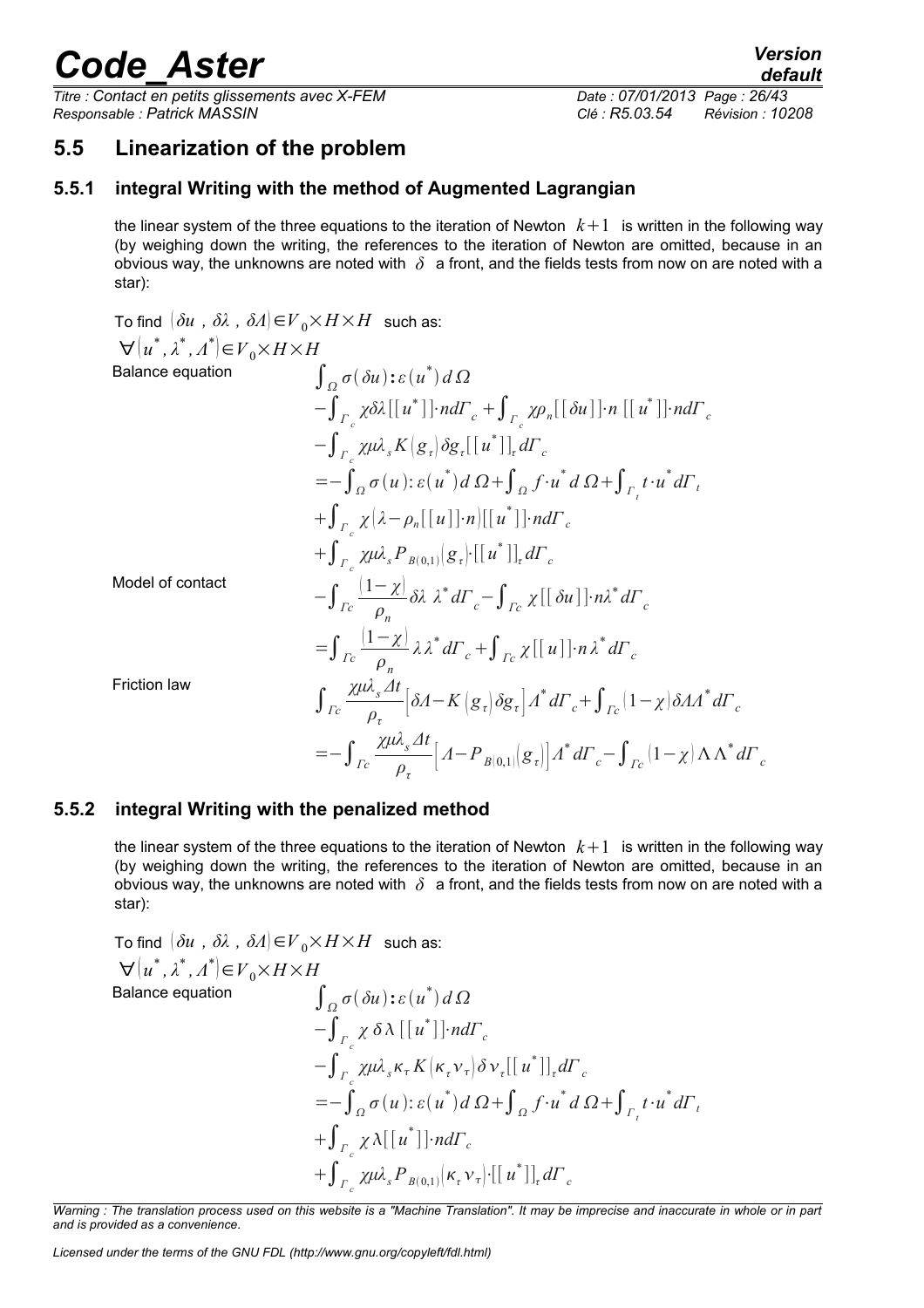## 5.5 Linearization of the problem

### 5.5.1 integral Writing with the method of Augmented Lagrangian

the linear system of the three equations to the iteration of Newton $k+1$ is written in the following way (by weighing down the writing, the references to the iteration of Newton are omitted, because in an obvious way, the unknowns are noted with $\delta$ a front, and the fields tests from now on are noted with a star):

To find $(\delta u\ ,\ \delta\lambda\ ,\ \delta\Lambda)\in V_0\times H\times H$ such as:

$\forall(u^*,\lambda^*,\Lambda^*)\in V_0\times H\times H$

Balance equation

$$
\begin{aligned}
&\int_\Omega \sigma(\delta u):\varepsilon(u^*)\,d\Omega \\
&-\int_{\Gamma_c}\chi\delta\lambda[[u^*]]\cdot n d\Gamma_c+\int_{\Gamma_c}\chi\rho_n[[\delta u]]\cdot n\,[[u^*]]\cdot n d\Gamma_c \\
&-\int_{\Gamma_c}\chi\mu\lambda_s K(g_\tau)\delta g_\tau[[u^*]]_\tau d\Gamma_c \\
&=-\int_\Omega\sigma(u):\varepsilon(u^*)d\,\Omega+\int_\Omega f\cdot u^*d\,\Omega+\int_{\Gamma_t}t\cdot u^*d\Gamma_t \\
&+\int_{\Gamma_c}\chi(\lambda-\rho_n[[u]]\cdot n)[[u^*]]\cdot n d\Gamma_c \\
&+\int_{\Gamma_c}\chi\mu\lambda_s P_{B(0,1)}(g_\tau)\cdot[[u^*]]_\tau d\Gamma_c
\end{aligned}
$$

Model of contact

$$
\begin{aligned}
&-\int_{\Gamma c}\frac{(1-\chi)}{\rho_n}\delta\lambda\ \lambda^*d\Gamma_c-\int_{\Gamma c}\chi[[\delta u]]\cdot n\lambda^*d\Gamma_c \\
&=\int_{\Gamma c}\frac{(1-\chi)}{\rho_n}\lambda\lambda^*d\Gamma_c+\int_{\Gamma c}\chi[[u]]\cdot n\,\lambda^*d\Gamma_c
\end{aligned}
$$

Friction law

$$
\begin{aligned}
&\int_{\Gamma c}\frac{\chi\mu\lambda_s\Delta t}{\rho_\tau}\left[\delta\Lambda-K(g_\tau)\delta g_\tau\right]\Lambda^*d\Gamma_c+\int_{\Gamma c}(1-\chi)\delta\Lambda\Lambda^*d\Gamma_c \\
&=-\int_{\Gamma c}\frac{\chi\mu\lambda_s\Delta t}{\rho_\tau}\left[\Lambda-P_{B(0,1)}(g_\tau)\right]\Lambda^*d\Gamma_c-\int_{\Gamma c}(1-\chi)\Lambda\Lambda^*d\Gamma_c
\end{aligned}
$$

### 5.5.2 integral Writing with the penalized method

the linear system of the three equations to the iteration of Newton $k+1$ is written in the following way (by weighing down the writing, the references to the iteration of Newton are omitted, because in an obvious way, the unknowns are noted with $\delta$ a front, and the fields tests from now on are noted with a star):

To find $(\delta u\ ,\ \delta\lambda\ ,\ \delta\Lambda)\in V_0\times H\times H$ such as:

$\forall(u^*,\lambda^*,\Lambda^*)\in V_0\times H\times H$

Balance equation

$$
\begin{aligned}
&\int_\Omega\sigma(\delta u):\varepsilon(u^*)\,d\Omega \\
&-\int_{\Gamma_c}\chi\,\delta\lambda\,[[u^*]]\cdot n d\Gamma_c \\
&-\int_{\Gamma_c}\chi\mu\lambda_s\kappa_\tau K(\kappa_\tau v_\tau)\delta v_\tau[[u^*]]_\tau d\Gamma_c \\
&=-\int_\Omega\sigma(u):\varepsilon(u^*)d\,\Omega+\int_\Omega f\cdot u^*d\,\Omega+\int_{\Gamma_t}t\cdot u^*d\Gamma_t \\
&+\int_{\Gamma_c}\chi\lambda[[u^*]]\cdot n d\Gamma_c \\
&+\int_{\Gamma_c}\chi\mu\lambda_s P_{B(0,1)}(\kappa_\tau v_\tau)\cdot[[u^*]]_\tau d\Gamma_c
\end{aligned}
$$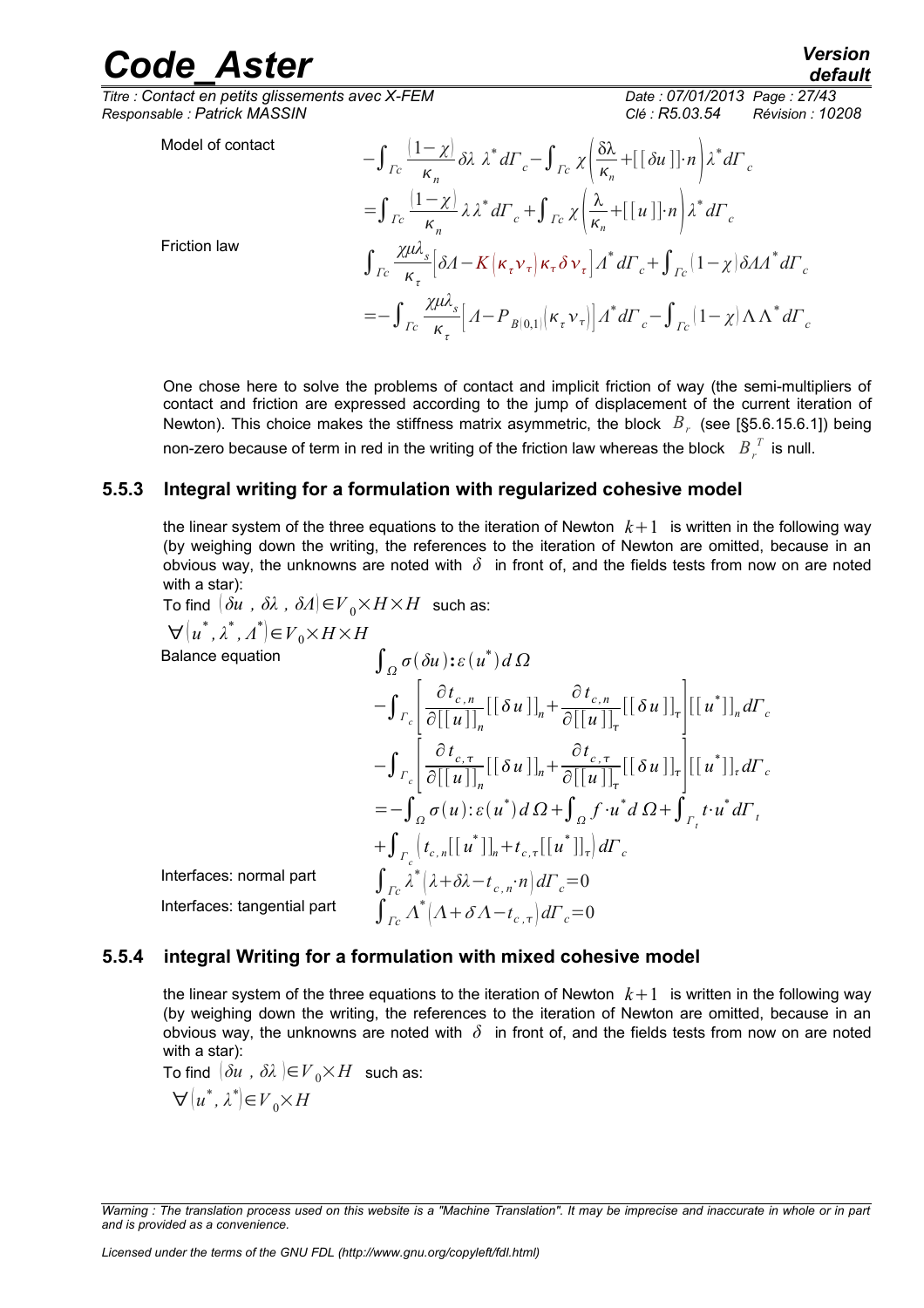Model of contact

$$-\int_{\Gamma c} \frac{(1-\chi)}{\kappa_n} \delta\lambda\ \lambda^* d\Gamma_c - \int_{\Gamma c} \chi \left( \frac{\delta\lambda}{\kappa_n} + [[\delta u]] \cdot n \right) \lambda^* d\Gamma_c$$

$$= \int_{\Gamma c} \frac{(1-\chi)}{\kappa_n} \lambda \lambda^* d\Gamma_c + \int_{\Gamma c} \chi \left( \frac{\lambda}{\kappa_n} + [[u]] \cdot n \right) \lambda^* d\Gamma_c$$

Friction law

$$\int_{\Gamma c} \frac{\chi \mu \lambda_s}{\kappa_\tau} \left[ \delta\Lambda - K(\kappa_\tau v_\tau) \kappa_\tau \delta v_\tau \right] \Lambda^* d\Gamma_c + \int_{\Gamma c} (1-\chi) \delta\Lambda \Lambda^* d\Gamma_c$$

$$= -\int_{\Gamma c} \frac{\chi \mu \lambda_s}{\kappa_\tau} \left[ \Lambda - P_{B(0,1)}(\kappa_\tau v_\tau) \right] \Lambda^* d\Gamma_c - \int_{\Gamma c} (1-\chi) \Lambda \Lambda^* d\Gamma_c$$

One chose here to solve the problems of contact and implicit friction of way (the semi-multipliers of contact and friction are expressed according to the jump of displacement of the current iteration of Newton). This choice makes the stiffness matrix asymmetric, the block $B_r$ (see [§5.6.15.6.1]) being non-zero because of term in red in the writing of the friction law whereas the block $B_r^T$ is null.

### 5.5.3 Integral writing for a formulation with regularized cohesive model

the linear system of the three equations to the iteration of Newton $k+1$ is written in the following way (by weighing down the writing, the references to the iteration of Newton are omitted, because in an obvious way, the unknowns are noted with $\delta$ in front of, and the fields tests from now on are noted with a star):

To find $(\delta u,\ \delta\lambda,\ \delta\Lambda) \in V_0 \times H \times H$ such as:

$\forall (u^*, \lambda^*, \Lambda^*) \in V_0 \times H \times H$

Balance equation

$$\int_\Omega \sigma(\delta u) : \varepsilon(u^*) d\Omega$$

$$-\int_{\Gamma_c} \left[ \frac{\partial t_{c,n}}{\partial [[u]]_n} [[\delta u]]_n + \frac{\partial t_{c,n}}{\partial [[u]]_\tau} [[\delta u]]_\tau \right] [[u^*]]_n d\Gamma_c$$

$$-\int_{\Gamma_c} \left[ \frac{\partial t_{c,\tau}}{\partial [[u]]_n} [[\delta u]]_n + \frac{\partial t_{c,\tau}}{\partial [[u]]_\tau} [[\delta u]]_\tau \right] [[u^*]]_\tau d\Gamma_c$$

$$= -\int_\Omega \sigma(u) : \varepsilon(u^*) d\Omega + \int_\Omega f \cdot u^* d\Omega + \int_{\Gamma_t} t \cdot u^* d\Gamma_t$$

$$+ \int_{\Gamma_c} \left( t_{c,n} [[u^*]]_n + t_{c,\tau} [[u^*]]_\tau \right) d\Gamma_c$$

Interfaces: normal part

$$\int_{\Gamma c} \lambda^* (\lambda + \delta\lambda - t_{c,n} \cdot n) d\Gamma_c = 0$$

Interfaces: tangential part

$$\int_{\Gamma c} \Lambda^* (\Lambda + \delta\Lambda - t_{c,\tau}) d\Gamma_c = 0$$

### 5.5.4 integral Writing for a formulation with mixed cohesive model

the linear system of the three equations to the iteration of Newton $k+1$ is written in the following way (by weighing down the writing, the references to the iteration of Newton are omitted, because in an obvious way, the unknowns are noted with $\delta$ in front of, and the fields tests from now on are noted with a star):

To find $(\delta u,\ \delta\lambda) \in V_0 \times H$ such as:

$\forall (u^*, \lambda^*) \in V_0 \times H$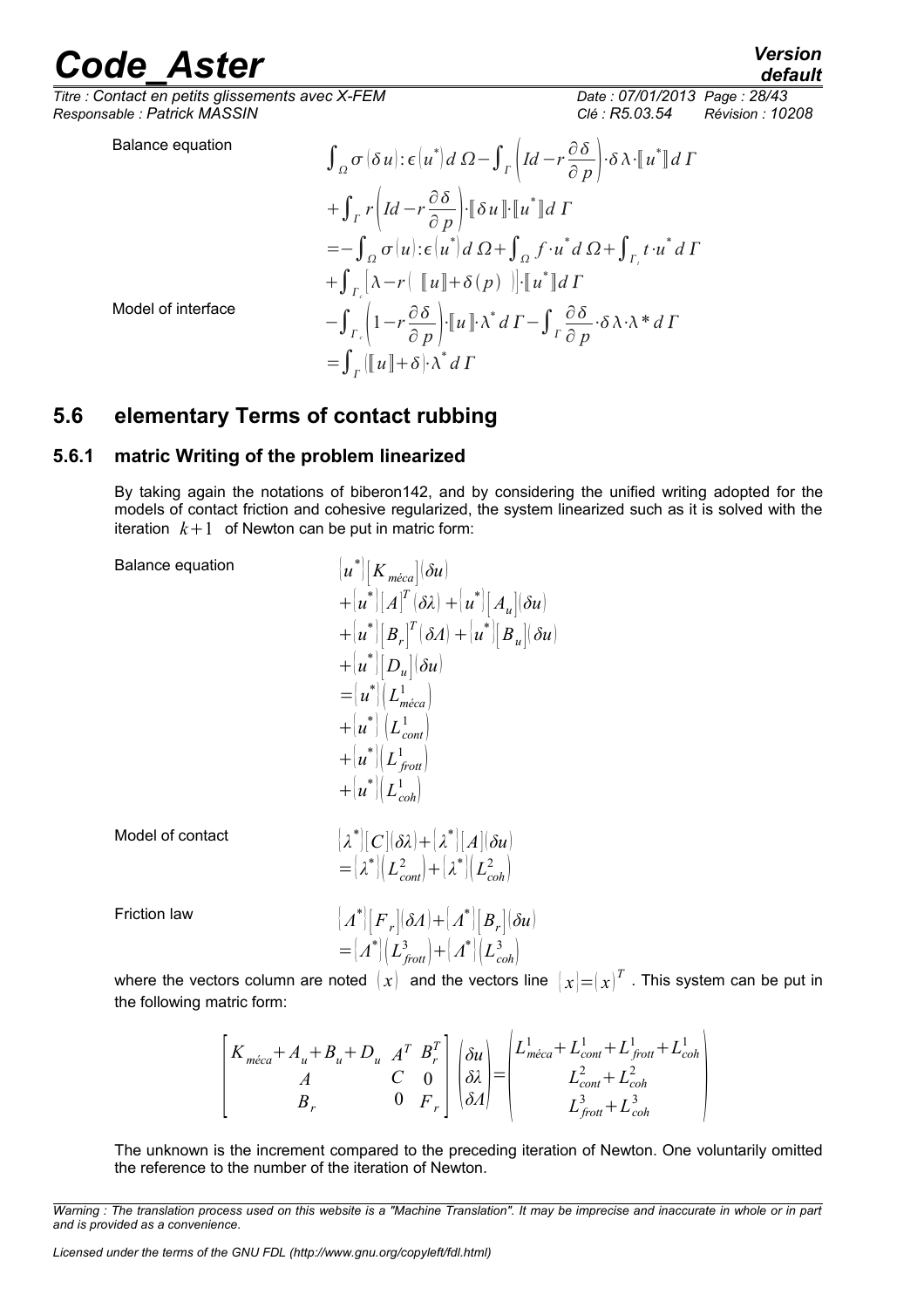Balance equation

$$\int_{\Omega}\sigma(\delta u):\epsilon(u^*)\,d\Omega-\int_{\Gamma}\left(Id-r\frac{\partial\delta}{\partial p}\right)\cdot\delta\lambda\cdot[\![u^*]\!]\,d\Gamma$$
$$+\int_{\Gamma}r\left(Id-r\frac{\partial\delta}{\partial p}\right)\cdot[\![\delta u]\!]\cdot[\![u^*]\!]\,d\Gamma$$
$$=-\int_{\Omega}\sigma(u):\epsilon(u^*)\,d\Omega+\int_{\Omega}f\cdot u^*\,d\Omega+\int_{\Gamma_t}t\cdot u^*\,d\Gamma$$
$$+\int_{\Gamma_c}\left[\lambda-r\left(\,[\![u]\!]+\delta(p)\,\right)\right]\cdot[\![u^*]\!]\,d\Gamma$$

Model of interface

$$-\int_{\Gamma_c}\left(1-r\frac{\partial\delta}{\partial p}\right)\cdot[\![u]\!]\cdot\lambda^*\,d\Gamma-\int_{\Gamma}\frac{\partial\delta}{\partial p}\cdot\delta\lambda\cdot\lambda^*\,d\Gamma$$
$$=\int_{\Gamma}([\![u]\!]+\delta)\cdot\lambda^*\,d\Gamma$$

## 5.6 elementary Terms of contact rubbing

### 5.6.1 matric Writing of the problem linearized

By taking again the notations of biberon142, and by considering the unified writing adopted for the models of contact friction and cohesive regularized, the system linearized such as it is solved with the iteration $k+1$ of Newton can be put in matric form:

Balance equation

$$\begin{aligned}
&\lfloor u^*\rfloor[K_{méca}](\delta u)\\
&+\lfloor u^*\rfloor[A]^T(\delta\lambda)+\lfloor u^*\rfloor[A_u](\delta u)\\
&+\lfloor u^*\rfloor[B_r]^T(\delta\Lambda)+\lfloor u^*\rfloor[B_u](\delta u)\\
&+\lfloor u^*\rfloor[D_u](\delta u)\\
&=\lfloor u^*\rfloor(L^1_{méca})\\
&+\lfloor u^*\rfloor(L^1_{cont})\\
&+\lfloor u^*\rfloor(L^1_{frott})\\
&+\lfloor u^*\rfloor(L^1_{coh})
\end{aligned}$$

Model of contact

$$\begin{aligned}
&\lfloor\lambda^*\rfloor[C](\delta\lambda)+\lfloor\lambda^*\rfloor[A](\delta u)\\
&=\lfloor\lambda^*\rfloor(L^2_{cont})+\lfloor\lambda^*\rfloor(L^2_{coh})
\end{aligned}$$

Friction law

$$\begin{aligned}
&\lfloor\Lambda^*\rfloor[F_r](\delta\Lambda)+\lfloor\Lambda^*\rfloor[B_r](\delta u)\\
&=\lfloor\Lambda^*\rfloor(L^3_{frott})+\lfloor\Lambda^*\rfloor(L^3_{coh})
\end{aligned}$$

where the vectors column are noted $(x)$ and the vectors line $\lfloor x\rfloor=(x)^T$. This system can be put in the following matric form:

$$\begin{bmatrix}
K_{méca}+A_u+B_u+D_u & A^T & B_r^T\\
A & C & 0\\
B_r & 0 & F_r
\end{bmatrix}
\begin{pmatrix}\delta u\\ \delta\lambda\\ \delta\Lambda\end{pmatrix}
=\begin{pmatrix}L^1_{méca}+L^1_{cont}+L^1_{frott}+L^1_{coh}\\ L^2_{cont}+L^2_{coh}\\ L^3_{frott}+L^3_{coh}\end{pmatrix}$$

The unknown is the increment compared to the preceding iteration of Newton. One voluntarily omitted the reference to the number of the iteration of Newton.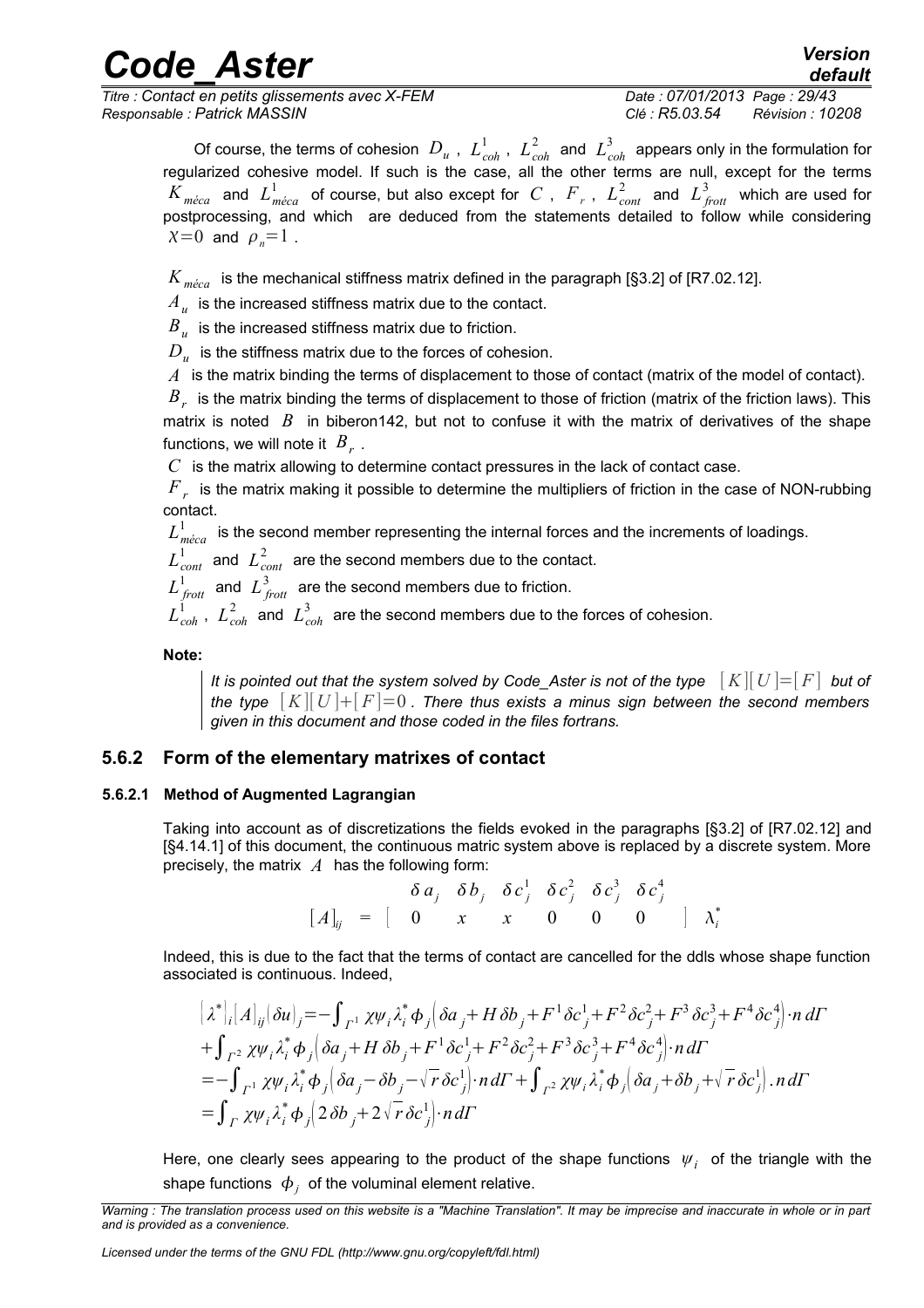Of course, the terms of cohesion $D_u$ , $L^1_{coh}$ , $L^2_{coh}$ and $L^3_{coh}$ appears only in the formulation for regularized cohesive model. If such is the case, all the other terms are null, except for the terms $K_{méca}$ and $L^1_{méca}$ of course, but also except for $C$ , $F_r$ , $L^2_{cont}$ and $L^3_{frott}$ which are used for postprocessing, and which are deduced from the statements detailed to follow while considering $\chi=0$ and $\rho_n=1$ .

$K_{méca}$ is the mechanical stiffness matrix defined in the paragraph [§3.2] of [R7.02.12].

$A_u$ is the increased stiffness matrix due to the contact.

$B_u$ is the increased stiffness matrix due to friction.

$D_u$ is the stiffness matrix due to the forces of cohesion.

$A$ is the matrix binding the terms of displacement to those of contact (matrix of the model of contact).

$B_r$ is the matrix binding the terms of displacement to those of friction (matrix of the friction laws). This matrix is noted $B$ in biberon142, but not to confuse it with the matrix of derivatives of the shape functions, we will note it $B_r$ .

$C$ is the matrix allowing to determine contact pressures in the lack of contact case.

$F_r$ is the matrix making it possible to determine the multipliers of friction in the case of NON-rubbing contact.

$L^1_{méca}$ is the second member representing the internal forces and the increments of loadings.

$L^1_{cont}$ and $L^2_{cont}$ are the second members due to the contact.

$L^1_{frott}$ and $L^3_{frott}$ are the second members due to friction.

$L^1_{coh}$ , $L^2_{coh}$ and $L^3_{coh}$ are the second members due to the forces of cohesion.

**Note:**

> *It is pointed out that the system solved by Code_Aster is not of the type $[K][U]=[F]$ but of the type $[K][U]+[F]=0$ . There thus exists a minus sign between the second members given in this document and those coded in the files fortrans.*

### 5.6.2 Form of the elementary matrixes of contact

#### 5.6.2.1 Method of Augmented Lagrangian

Taking into account as of discretizations the fields evoked in the paragraphs [§3.2] of [R7.02.12] and [§4.14.1] of this document, the continuous matric system above is replaced by a discrete system. More precisely, the matrix $A$ has the following form:

$$\begin{array}{ccccccccccc} & & & \delta a_j & \delta b_j & \delta c^1_j & \delta c^2_j & \delta c^3_j & \delta c^4_j & & \\ [A]_{ij} & = & [ & 0 & x & x & 0 & 0 & 0 & ] & \lambda^*_i \end{array}$$

Indeed, this is due to the fact that the terms of contact are cancelled for the ddls whose shape function associated is continuous. Indeed,

$$\begin{aligned}
[\lambda^*]_i [A]_{ij} [\delta u]_j =& -\int_{\Gamma^1} \chi\psi_i \lambda^*_i \phi_j \left(\delta a_j + H\,\delta b_j + F^1 \delta c^1_j + F^2 \delta c^2_j + F^3 \delta c^3_j + F^4 \delta c^4_j\right)\cdot n\, d\Gamma \\
&+ \int_{\Gamma^2} \chi\psi_i \lambda^*_i \phi_j \left(\delta a_j + H\,\delta b_j + F^1 \delta c^1_j + F^2 \delta c^2_j + F^3 \delta c^3_j + F^4 \delta c^4_j\right)\cdot n\, d\Gamma \\
=& -\int_{\Gamma^1} \chi\psi_i \lambda^*_i \phi_j \left(\delta a_j - \delta b_j - \sqrt{r}\,\delta c^1_j\right)\cdot n\, d\Gamma + \int_{\Gamma^2} \chi\psi_i \lambda^*_i \phi_j \left(\delta a_j + \delta b_j + \sqrt{r}\,\delta c^1_j\right).n\, d\Gamma \\
=& \int_{\Gamma} \chi\psi_i \lambda^*_i \phi_j \left(2\,\delta b_j + 2\sqrt{r}\,\delta c^1_j\right)\cdot n\, d\Gamma
\end{aligned}$$

Here, one clearly sees appearing to the product of the shape functions $\psi_i$ of the triangle with the shape functions $\phi_j$ of the voluminal element relative.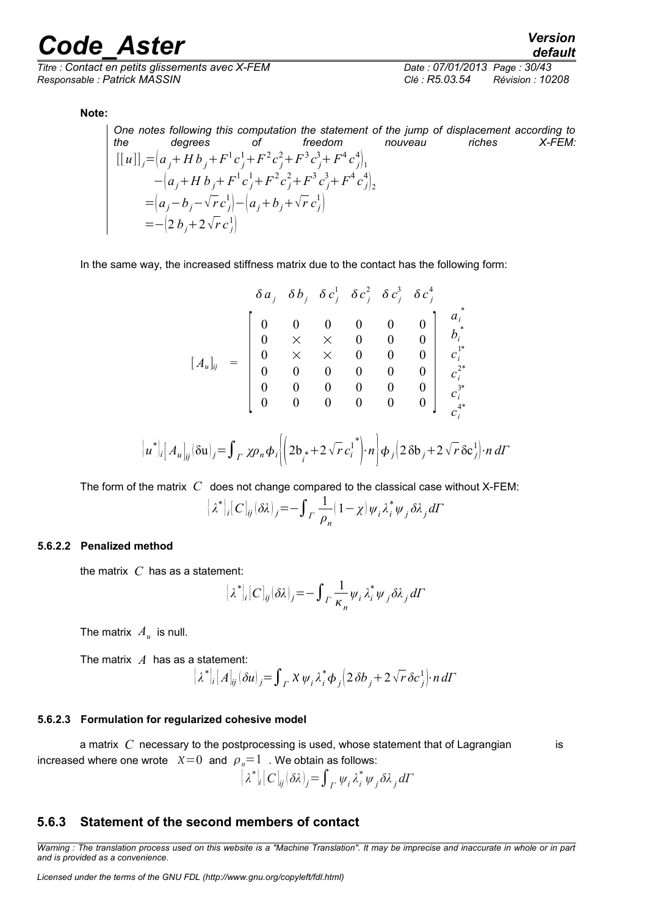**Note:**

*One notes following this computation the statement of the jump of displacement according to the degrees of freedom nouveau riches X-FEM:*

$$
\begin{aligned}
[[u]]_j &= \left(a_j + H\,b_j + F^1 c_j^1 + F^2 c_j^2 + F^3 c_j^3 + F^4 c_j^4\right)_1 \\
&\quad - \left(a_j + H\,b_j + F^1 c_j^1 + F^2 c_j^2 + F^3 c_j^3 + F^4 c_j^4\right)_2 \\
&= \left(a_j - b_j - \sqrt{r}\,c_j^1\right) - \left(a_j + b_j + \sqrt{r}\,c_j^1\right) \\
&= -\left(2\,b_j + 2\sqrt{r}\,c_j^1\right)
\end{aligned}
$$

In the same way, the increased stiffness matrix due to the contact has the following form:

$$
[A_u]_{ij} = \begin{array}{c} \begin{array}{cccccc} \delta a_j & \delta b_j & \delta c_j^1 & \delta c_j^2 & \delta c_j^3 & \delta c_j^4 \end{array} \\ \left[\begin{array}{cccccc} 0 & 0 & 0 & 0 & 0 & 0 \\ 0 & \times & \times & 0 & 0 & 0 \\ 0 & \times & \times & 0 & 0 & 0 \\ 0 & 0 & 0 & 0 & 0 & 0 \\ 0 & 0 & 0 & 0 & 0 & 0 \\ 0 & 0 & 0 & 0 & 0 & 0 \end{array}\right] \end{array} \begin{array}{c} a_i^* \\ b_i^* \\ c_i^{1*} \\ c_i^{2*} \\ c_i^{3*} \\ c_i^{4*} \end{array}
$$

$$
\left(u^*\right)_i \left[A_u\right]_{ij} (\delta \mathrm{u})_j = \int_\Gamma \chi \rho_n \phi_i \left\{\left(2 \mathrm{b}_{i^*} + 2\sqrt{r}\, c_i^{1^*}\right) \cdot n\right\} \phi_j \left(2\,\delta \mathrm{b}_j + 2\sqrt{r}\,\delta \mathrm{c}_j^1\right) \cdot n \, d\Gamma
$$

The form of the matrix $C$ does not change compared to the classical case without X-FEM:

$$
\left(\lambda^*\right)_i [C]_{ij} (\delta\lambda)_j = -\int_\Gamma \frac{1}{\rho_n} (1-\chi)\, \psi_i \lambda_i^* \psi_j \delta\lambda_j \, d\Gamma
$$

#### 5.6.2.2 Penalized method

the matrix $C$ has as a statement:

$$
\left(\lambda^*\right)_i [C]_{ij} (\delta\lambda)_j = -\int_\Gamma \frac{1}{\kappa_n} \psi_i \lambda_i^* \psi_j \delta\lambda_j \, d\Gamma
$$

The matrix $A_u$ is null.

The matrix $A$ has as a statement:

$$
\left(\lambda^*\right)_i [A]_{ij} (\delta u)_j = \int_\Gamma X\, \psi_i \lambda_i^* \phi_j \left(2\,\delta b_j + 2\sqrt{r}\,\delta c_j^1\right) \cdot n \, d\Gamma
$$

#### 5.6.2.3 Formulation for regularized cohesive model

a matrix $C$ necessary to the postprocessing is used, whose statement that of Lagrangian is increased where one wrote $X=0$ and $\rho_n = 1$. We obtain as follows:

$$
\left(\lambda^*\right)_i [C]_{ij} (\delta\lambda)_j = \int_\Gamma \psi_i \lambda_i^* \psi_j \delta\lambda_j \, d\Gamma
$$

### 5.6.3 Statement of the second members of contact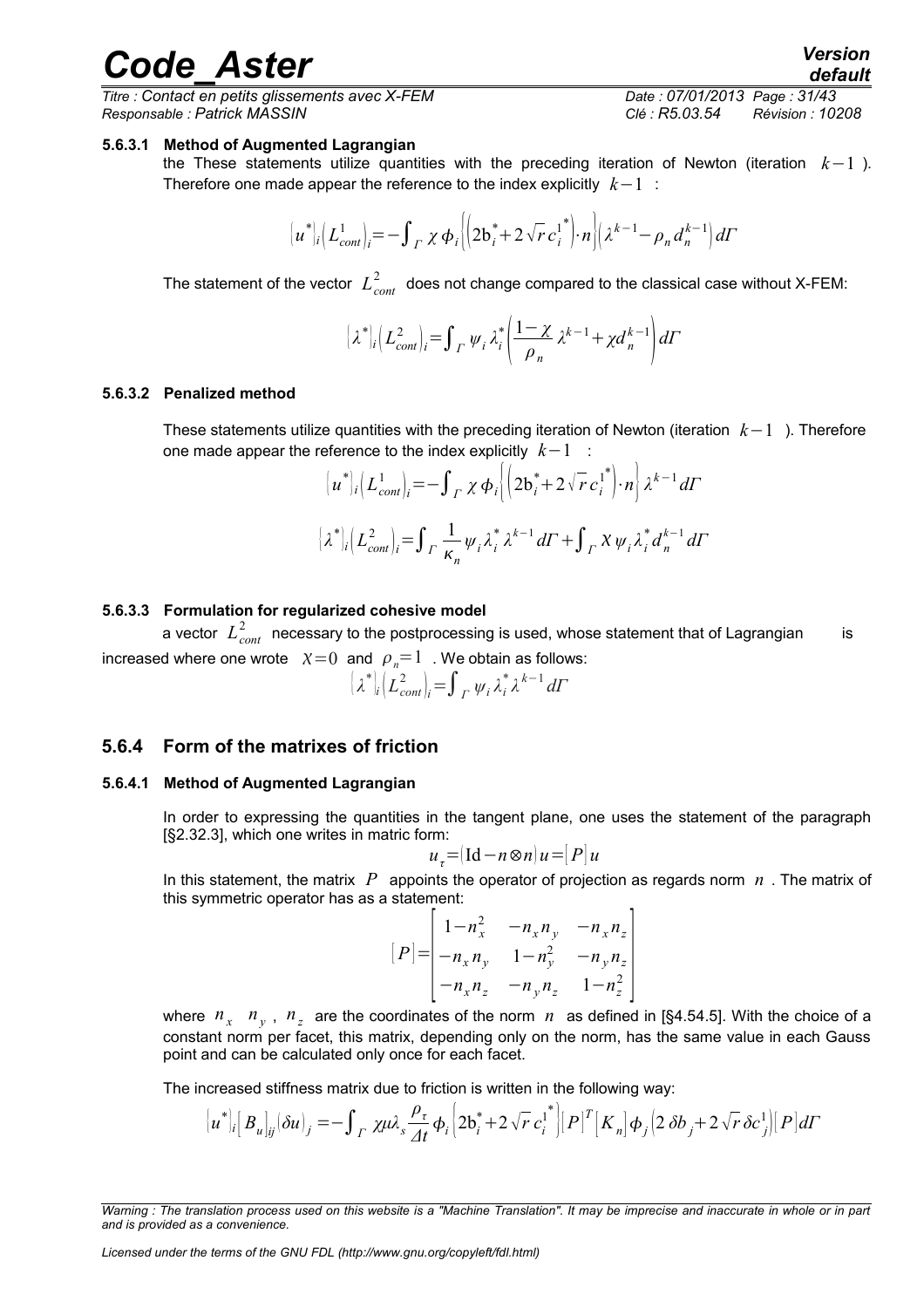#### 5.6.3.1 Method of Augmented Lagrangian

the These statements utilize quantities with the preceding iteration of Newton (iteration $k-1$ ). Therefore one made appear the reference to the index explicitly $k-1$ :

$$[u^*]_i \left(L^1_{cont}\right)_i = -\int_\Gamma \chi \phi_i \left\{ \left(2 b_i^* + 2\sqrt{r}\, c_i^{1^*}\right) \cdot n \right\} \left(\lambda^{k-1} - \rho_n d_n^{k-1}\right) d\Gamma$$

The statement of the vector $L^2_{cont}$ does not change compared to the classical case without X-FEM:

$$[\lambda^*]_i \left(L^2_{cont}\right)_i = \int_\Gamma \psi_i \lambda_i^* \left( \frac{1-\chi}{\rho_n} \lambda^{k-1} + \chi d_n^{k-1} \right) d\Gamma$$

#### 5.6.3.2 Penalized method

These statements utilize quantities with the preceding iteration of Newton (iteration $k-1$ ). Therefore one made appear the reference to the index explicitly $k-1$ :

$$[u^*]_i \left(L^1_{cont}\right)_i = -\int_\Gamma \chi \phi_i \left\{ \left(2 b_i^* + 2\sqrt{r}\, c_i^{1^*}\right) \cdot n \right\} \lambda^{k-1} d\Gamma$$

$$[\lambda^*]_i \left(L^2_{cont}\right)_i = \int_\Gamma \frac{1}{\kappa_n} \psi_i \lambda_i^* \lambda^{k-1} d\Gamma + \int_\Gamma \chi \psi_i \lambda_i^* d_n^{k-1} d\Gamma$$

#### 5.6.3.3 Formulation for regularized cohesive model

a vector $L^2_{cont}$ necessary to the postprocessing is used, whose statement that of Lagrangian is increased where one wrote $\chi=0$ and $\rho_n=1$ . We obtain as follows:

$$[\lambda^*]_i \left(L^2_{cont}\right)_i = \int_\Gamma \psi_i \lambda_i^* \lambda^{k-1} d\Gamma$$

### 5.6.4 Form of the matrixes of friction

#### 5.6.4.1 Method of Augmented Lagrangian

In order to expressing the quantities in the tangent plane, one uses the statement of the paragraph [§2.32.3], which one writes in matric form:

$$u_\tau = (\mathrm{Id} - n \otimes n) u = [P] u$$

In this statement, the matrix $P$ appoints the operator of projection as regards norm $n$ . The matrix of this symmetric operator has as a statement:

$$[P] = \begin{bmatrix} 1-n_x^2 & -n_x n_y & -n_x n_z \\ -n_x n_y & 1-n_y^2 & -n_y n_z \\ -n_x n_z & -n_y n_z & 1-n_z^2 \end{bmatrix}$$

where $n_x$ $n_y$ , $n_z$ are the coordinates of the norm $n$ as defined in [§4.54.5]. With the choice of a constant norm per facet, this matrix, depending only on the norm, has the same value in each Gauss point and can be calculated only once for each facet.

The increased stiffness matrix due to friction is written in the following way:

$$[u^*]_i [B_u]_{ij} (\delta u)_j = -\int_\Gamma \chi \mu \lambda_s \frac{\rho_\tau}{\Delta t} \phi_i \left\{ 2 b_i^* + 2\sqrt{r}\, c_i^{1^*} \right\} [P]^T [K_n] \phi_j \left( 2\,\delta b_j + 2\sqrt{r}\, \delta c_j^1 \right) [P] d\Gamma$$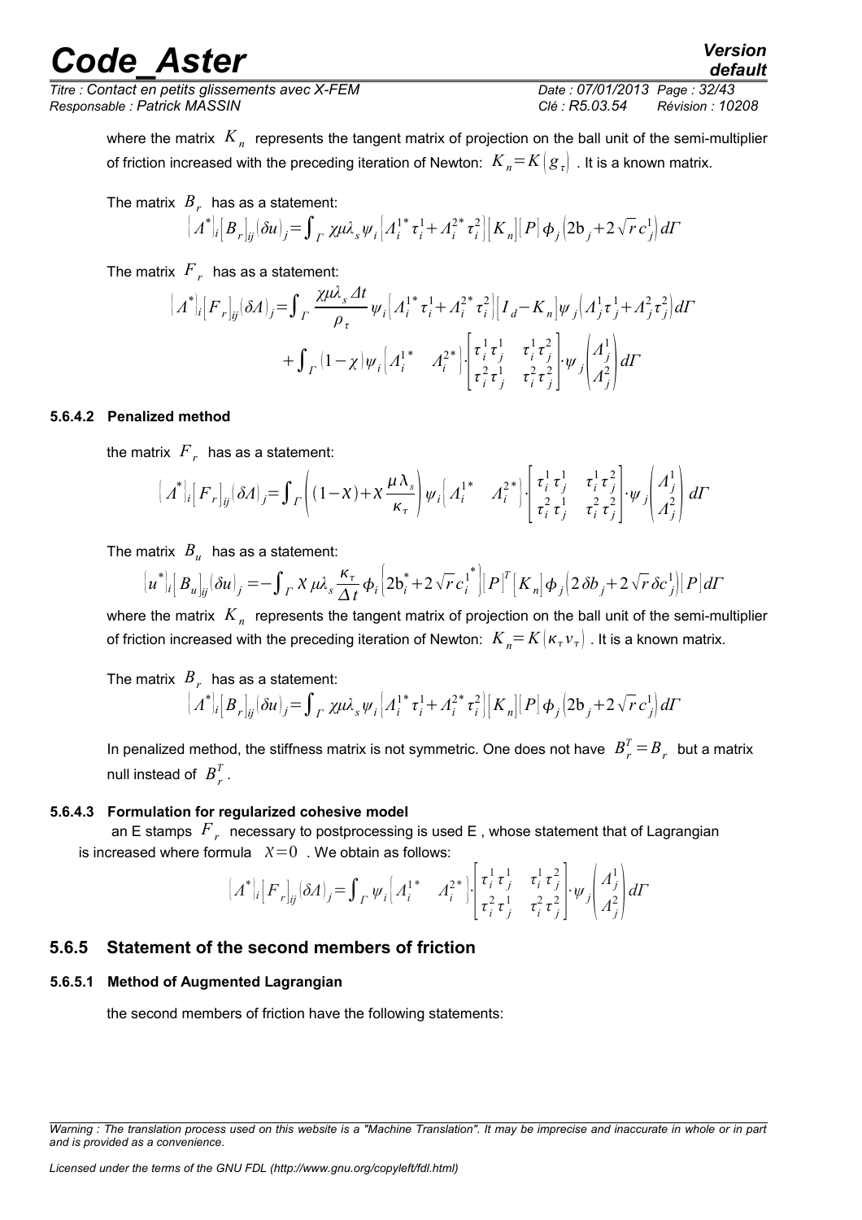where the matrix $K_n$ represents the tangent matrix of projection on the ball unit of the semi-multiplier of friction increased with the preceding iteration of Newton: $K_n = K(g_\tau)$ . It is a known matrix.

The matrix $B_r$ has as a statement:

$$\{\Lambda^*\}_i [B_r]_{ij} \{\delta u\}_j = \int_\Gamma \chi \mu \lambda_s \psi_i \{\Lambda_i^{1*} \tau_i^1 + \Lambda_i^{2*} \tau_i^2\} [K_n] [P] \phi_j (2 b_j + 2\sqrt{r} c_j^1) d\Gamma$$

The matrix $F_r$ has as a statement:

$$\{\Lambda^*\}_i [F_r]_{ij} \{\delta \Lambda\}_j = \int_\Gamma \frac{\chi \mu \lambda_s \Delta t}{\rho_\tau} \psi_i \{\Lambda_i^{1*} \tau_i^1 + \Lambda_i^{2*} \tau_i^2\} [I_d - K_n] \psi_j (\Lambda_j^1 \tau_j^1 + \Lambda_j^2 \tau_j^2) d\Gamma$$
$$+ \int_\Gamma (1-\chi) \psi_i \{\Lambda_i^{1*} \quad \Lambda_i^{2*}\} \cdot \begin{bmatrix} \tau_i^1 \tau_j^1 & \tau_i^1 \tau_j^2 \\ \tau_i^2 \tau_j^1 & \tau_i^2 \tau_j^2 \end{bmatrix} \cdot \psi_j \begin{pmatrix} \Lambda_j^1 \\ \Lambda_j^2 \end{pmatrix} d\Gamma$$

#### 5.6.4.2 Penalized method

the matrix $F_r$ has as a statement:

$$\{\Lambda^*\}_i [F_r]_{ij} \{\delta \Lambda\}_j = \int_\Gamma \left( (1-X) + X \frac{\mu \lambda_s}{\kappa_\tau} \right) \psi_i \{\Lambda_i^{1*} \quad \Lambda_i^{2*}\} \cdot \begin{bmatrix} \tau_i^1 \tau_j^1 & \tau_i^1 \tau_j^2 \\ \tau_i^2 \tau_j^1 & \tau_i^2 \tau_j^2 \end{bmatrix} \cdot \psi_j \begin{pmatrix} \Lambda_j^1 \\ \Lambda_j^2 \end{pmatrix} d\Gamma$$

The matrix $B_u$ has as a statement:

$$\{u^*\}_i [B_u]_{ij} \{\delta u\}_j = -\int_\Gamma X \mu \lambda_s \frac{\kappa_\tau}{\Delta t} \phi_i \{2 b_i^* + 2\sqrt{r} c_i^{1*}\} [P]^T [K_n] \phi_j (2 \delta b_j + 2\sqrt{r} \delta c_j^1) [P] d\Gamma$$

where the matrix $K_n$ represents the tangent matrix of projection on the ball unit of the semi-multiplier of friction increased with the preceding iteration of Newton: $K_n = K(\kappa_\tau v_\tau)$ . It is a known matrix.

The matrix $B_r$ has as a statement:

$$\{\Lambda^*\}_i [B_r]_{ij} \{\delta u\}_j = \int_\Gamma \chi \mu \lambda_s \psi_i \{\Lambda_i^{1*} \tau_i^1 + \Lambda_i^{2*} \tau_i^2\} [K_n] [P] \phi_j (2 b_j + 2\sqrt{r} c_j^1) d\Gamma$$

In penalized method, the stiffness matrix is not symmetric. One does not have $B_r^T = B_r$ but a matrix null instead of $B_r^T$.

#### 5.6.4.3 Formulation for regularized cohesive model

an E stamps $F_r$ necessary to postprocessing is used E , whose statement that of Lagrangian is increased where formula $X=0$ . We obtain as follows:

$$\{\Lambda^*\}_i [F_r]_{ij} \{\delta \Lambda\}_j = \int_\Gamma \psi_i \{\Lambda_i^{1*} \quad \Lambda_i^{2*}\} \cdot \begin{bmatrix} \tau_i^1 \tau_j^1 & \tau_i^1 \tau_j^2 \\ \tau_i^2 \tau_j^1 & \tau_i^2 \tau_j^2 \end{bmatrix} \cdot \psi_j \begin{pmatrix} \Lambda_j^1 \\ \Lambda_j^2 \end{pmatrix} d\Gamma$$

### 5.6.5 Statement of the second members of friction

#### 5.6.5.1 Method of Augmented Lagrangian

the second members of friction have the following statements: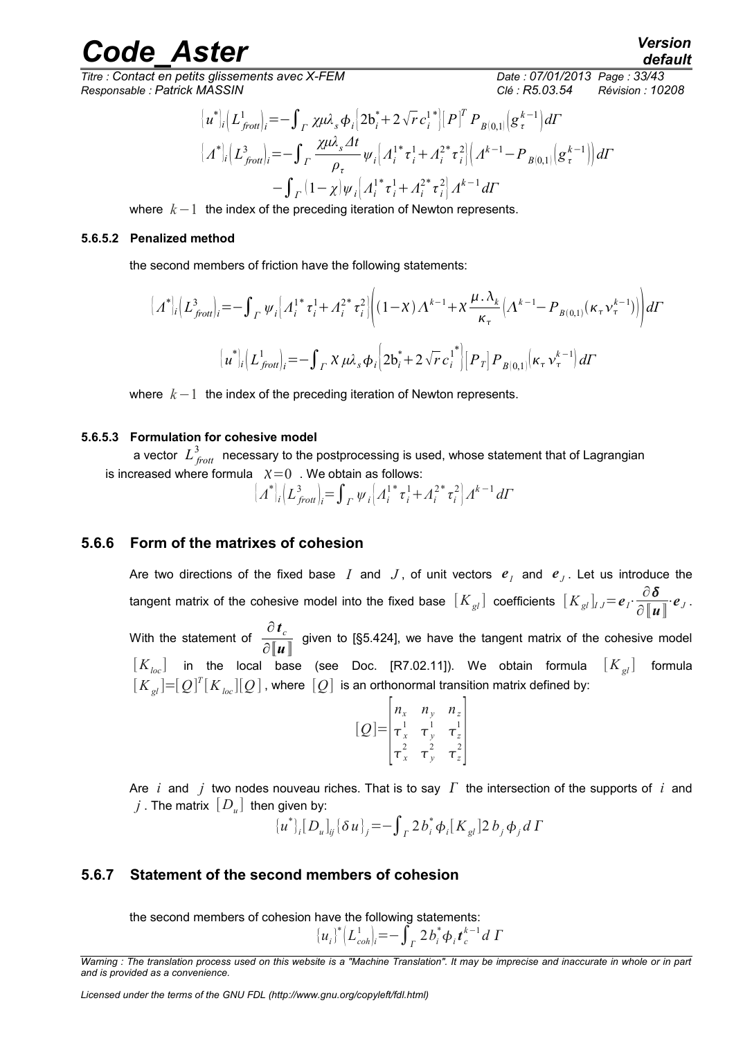$$\{u^*\}_i \left(L^1_{frott}\right)_i = -\int_\Gamma \chi \mu \lambda_s \phi_i \left\{2 b_i^* + 2\sqrt{r}\, c_i^{1*}\right\} [P]^T P_{B(0,1)} \left(g_\tau^{k-1}\right) d\Gamma$$

$$\{\Lambda^*\}_i \left(L^3_{frott}\right)_i = -\int_\Gamma \frac{\chi \mu \lambda_s \Delta t}{\rho_\tau} \psi_i \left\{\Lambda_i^{1*} \tau_i^1 + \Lambda_i^{2*} \tau_i^2\right\} \left(\Lambda^{k-1} - P_{B(0,1)} \left(g_\tau^{k-1}\right)\right) d\Gamma$$
$$- \int_\Gamma (1-\chi) \psi_i \left\{\Lambda_i^{1*} \tau_i^1 + \Lambda_i^{2*} \tau_i^2\right\} \Lambda^{k-1} d\Gamma$$

where $k-1$ the index of the preceding iteration of Newton represents.

#### 5.6.5.2 Penalized method

the second members of friction have the following statements:

$$\{\Lambda^*\}_i \left(L^3_{frott}\right)_i = -\int_\Gamma \psi_i \left\{\Lambda_i^{1*} \tau_i^1 + \Lambda_i^{2*} \tau_i^2\right\} \left( (1-\chi) \Lambda^{k-1} + \chi \frac{\mu . \lambda_k}{\kappa_\tau} \left(\Lambda^{k-1} - P_{B(0,1)} (\kappa_\tau v_\tau^{k-1})\right)\right) d\Gamma$$

$$\{u^*\}_i \left(L^1_{frott}\right)_i = -\int_\Gamma \chi \mu \lambda_s \phi_i \left\{2 b_i^* + 2\sqrt{r}\, c_i^{1*}\right\} [P_T] P_{B(0,1)} \left(\kappa_\tau v_\tau^{k-1}\right) d\Gamma$$

where $k-1$ the index of the preceding iteration of Newton represents.

#### 5.6.5.3 Formulation for cohesive model

a vector $L^3_{frott}$ necessary to the postprocessing is used, whose statement that of Lagrangian is increased where formula $\chi = 0$ . We obtain as follows:

$$\{\Lambda^*\}_i \left(L^3_{frott}\right)_i = \int_\Gamma \psi_i \left\{\Lambda_i^{1*} \tau_i^1 + \Lambda_i^{2*} \tau_i^2\right\} \Lambda^{k-1} d\Gamma$$

### 5.6.6 Form of the matrixes of cohesion

Are two directions of the fixed base $I$ and $J$, of unit vectors $\boldsymbol{e}_I$ and $\boldsymbol{e}_J$. Let us introduce the tangent matrix of the cohesive model into the fixed base $[K_{gl}]$ coefficients $[K_{gl}]_{IJ} = \boldsymbol{e}_I \cdot \frac{\partial \boldsymbol{\delta}}{\partial [\![\boldsymbol{u}]\!]} \cdot \boldsymbol{e}_J$.

With the statement of $\frac{\partial \boldsymbol{t}_c}{\partial [\![\boldsymbol{u}]\!]}$ given to [§5.424], we have the tangent matrix of the cohesive model $[K_{loc}]$ in the local base (see Doc. [R7.02.11]). We obtain formula $[K_{gl}]$ formula $[K_{gl}] = [Q]^T [K_{loc}] [Q]$, where $[Q]$ is an orthonormal transition matrix defined by:

$$[Q] = \begin{bmatrix} n_x & n_y & n_z \\ \tau_x^1 & \tau_y^1 & \tau_z^1 \\ \tau_x^2 & \tau_y^2 & \tau_z^2 \end{bmatrix}$$

Are $i$ and $j$ two nodes nouveau riches. That is to say $\Gamma$ the intersection of the supports of $i$ and $j$ . The matrix $[D_u]$ then given by:

$$\{u^*\}_i [D_u]_{ij} \{\delta u\}_j = -\int_\Gamma 2 b_i^* \phi_i [K_{gl}] 2 b_j \phi_j \, d\Gamma$$

### 5.6.7 Statement of the second members of cohesion

the second members of cohesion have the following statements:

$$\{u_i\}^* \left(L^1_{coh}\right)_i = -\int_\Gamma 2 b_i^* \phi_i \boldsymbol{t}_c^{k-1} d\Gamma$$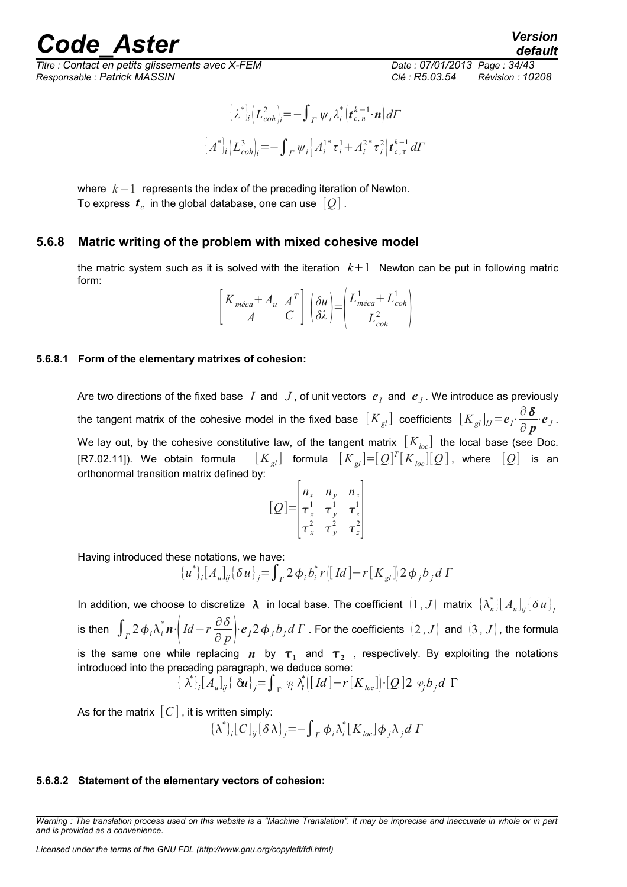$$\{\lambda^*\}_i \left(L^2_{coh}\right)_i = -\int_{\Gamma} \psi_i \lambda^*_i \left(\boldsymbol{t}^{k-1}_{c,n} \cdot \boldsymbol{n}\right) d\Gamma$$

$$\{\Lambda^*\}_i \left(L^3_{coh}\right)_i = -\int_{\Gamma} \psi_i \left(\Lambda^{1*}_i \tau^1_i + \Lambda^{2*}_i \tau^2_i\right) \boldsymbol{t}^{k-1}_{c,\tau} \, d\Gamma$$

where $k-1$ represents the index of the preceding iteration of Newton.
To express $\boldsymbol{t}_c$ in the global database, one can use $[Q]$.

### 5.6.8 Matric writing of the problem with mixed cohesive model

the matric system such as it is solved with the iteration $k+1$ Newton can be put in following matric form:

$$\begin{bmatrix} K_{méca} + A_u & A^T \\ A & C \end{bmatrix} \begin{pmatrix} \delta u \\ \delta\lambda \end{pmatrix} = \begin{pmatrix} L^1_{méca} + L^1_{coh} \\ L^2_{coh} \end{pmatrix}$$

#### 5.6.8.1 Form of the elementary matrixes of cohesion:

Are two directions of the fixed base $I$ and $J$, of unit vectors $\boldsymbol{e}_I$ and $\boldsymbol{e}_J$. We introduce as previously the tangent matrix of the cohesive model in the fixed base $[K_{gl}]$ coefficients $[K_{gl}]_{IJ} = \boldsymbol{e}_I \cdot \dfrac{\partial \boldsymbol{\delta}}{\partial \boldsymbol{p}} \cdot \boldsymbol{e}_J$. We lay out, by the cohesive constitutive law, of the tangent matrix $[K_{loc}]$ the local base (see Doc. [R7.02.11]). We obtain formula $[K_{gl}]$ formula $[K_{gl}] = [Q]^T [K_{loc}][Q]$, where $[Q]$ is an orthonormal transition matrix defined by:

$$[Q] = \begin{bmatrix} n_x & n_y & n_z \\ \tau^1_x & \tau^1_y & \tau^1_z \\ \tau^2_x & \tau^2_y & \tau^2_z \end{bmatrix}$$

Having introduced these notations, we have:

$$\{u^*\}_i [A_u]_{ij} \{\delta u\}_j = \int_{\Gamma} 2\phi_i b^*_i \, r \left([Id] - r[K_{gl}]\right) 2\phi_j b_j \, d\Gamma$$

In addition, we choose to discretize $\boldsymbol{\lambda}$ in local base. The coefficient $(1, J)$ matrix $\{\lambda^*_n\}[A_u]_{ij}\{\delta u\}_j$ is then $\int_{\Gamma} 2\phi_i \lambda^*_i \boldsymbol{n} \cdot \left(Id - r\dfrac{\partial \delta}{\partial p}\right) \cdot \boldsymbol{e}_j 2\phi_j b_j \, d\Gamma$. For the coefficients $(2, J)$ and $(3, J)$, the formula is the same one while replacing $\boldsymbol{n}$ by $\boldsymbol{\tau}_1$ and $\boldsymbol{\tau}_2$, respectively. By exploiting the notations introduced into the preceding paragraph, we deduce some:

$$\{\lambda^*\}_i [A_u]_{ij} \{\delta u\}_j = \int_{\Gamma} \varphi_i \lambda^*_i \left([Id] - r[K_{loc}]\right) \cdot [Q] 2\varphi_j b_j \, d\Gamma$$

As for the matrix $[C]$, it is written simply:

$$\{\lambda^*\}_i [C]_{ij} \{\delta\lambda\}_j = -\int_{\Gamma} \phi_i \lambda^*_i [K_{loc}] \phi_j \lambda_j \, d\Gamma$$

#### 5.6.8.2 Statement of the elementary vectors of cohesion: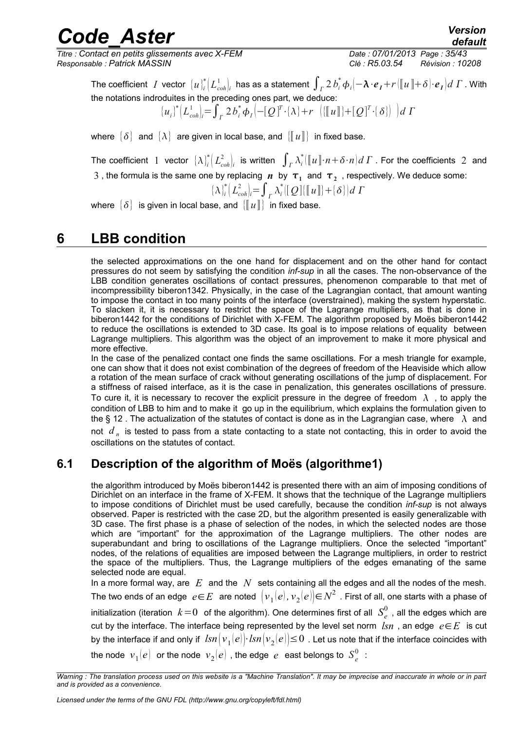The coefficient $I$ vector $\{u\}_i^*\left(L_{coh}^1\right)_i$ has as a statement $\int_\Gamma 2\, b_i^* \phi_i\left(-\boldsymbol{\lambda}\cdot\boldsymbol{e}_I + r\left(\llbracket u \rrbracket + \delta\right)\cdot\boldsymbol{e}_I\right) d\,\Gamma$ . With the notations indroduites in the preceding ones part, we deduce:

$$\{u_i\}^*\left(L_{coh}^1\right)_i = \int_\Gamma 2\, b_i^* \phi_I\left(-[Q]^T\cdot\{\lambda\} + r\ \left(\{\llbracket u \rrbracket\} + [Q]^T\cdot\{\delta\}\right)\ \right) d\,\Gamma$$

where $\{\delta\}$ and $\{\lambda\}$ are given in local base, and $\{\llbracket u \rrbracket\}$ in fixed base.

The coefficient $1$ vector $\{\lambda\}_i^*\left(L_{coh}^2\right)_i$ is written $\int_\Gamma \lambda_i^*\left(\llbracket u \rrbracket\cdot n + \delta\cdot n\right) d\,\Gamma$ . For the coefficients $2$ and $3$ , the formula is the same one by replacing $\boldsymbol{n}$ by $\boldsymbol{\tau_1}$ and $\boldsymbol{\tau_2}$ , respectively. We deduce some:

$$\{\lambda\}_i^*\left(L_{coh}^2\right)_i = \int_\Gamma \lambda_i^*\left([Q]\{\llbracket u \rrbracket\} + \{\delta\}\right) d\,\Gamma$$

where $\{\delta\}$ is given in local base, and $\{\llbracket u \rrbracket\}$ in fixed base.

# 6 LBB condition

the selected approximations on the one hand for displacement and on the other hand for contact pressures do not seem by satisfying the condition *inf-sup* in all the cases. The non-observance of the LBB condition generates oscillations of contact pressures, phenomenon comparable to that met of incompressibility biberon1342. Physically, in the case of the Lagrangian contact, that amount wanting to impose the contact in too many points of the interface (overstrained), making the system hyperstatic. To slacken it, it is necessary to restrict the space of the Lagrange multipliers, as that is done in biberon1442 for the conditions of Dirichlet with X-FEM. The algorithm proposed by Moës biberon1442 to reduce the oscillations is extended to 3D case. Its goal is to impose relations of equality between Lagrange multipliers. This algorithm was the object of an improvement to make it more physical and more effective.

In the case of the penalized contact one finds the same oscillations. For a mesh triangle for example, one can show that it does not exist combination of the degrees of freedom of the Heaviside which allow a rotation of the mean surface of crack without generating oscillations of the jump of displacement. For a stiffness of raised interface, as it is the case in penalization, this generates oscillations of pressure. To cure it, it is necessary to recover the explicit pressure in the degree of freedom $\lambda$ , to apply the condition of LBB to him and to make it go up in the equilibrium, which explains the formulation given to the § 12 . The actualization of the statutes of contact is done as in the Lagrangian case, where $\lambda$ and not $d_n$ is tested to pass from a state contacting to a state not contacting, this in order to avoid the oscillations on the statutes of contact.

## 6.1 Description of the algorithm of Moës (algorithme1)

the algorithm introduced by Moës biberon1442 is presented there with an aim of imposing conditions of Dirichlet on an interface in the frame of X-FEM. It shows that the technique of the Lagrange multipliers to impose conditions of Dirichlet must be used carefully, because the condition *inf-sup* is not always observed. Paper is restricted with the case 2D, but the algorithm presented is easily generalizable with 3D case. The first phase is a phase of selection of the nodes, in which the selected nodes are those which are "important" for the approximation of the Lagrange multipliers. The other nodes are superabundant and bring to oscillations of the Lagrange multipliers. Once the selected "important" nodes, of the relations of equalities are imposed between the Lagrange multipliers, in order to restrict the space of the multipliers. Thus, the Lagrange multipliers of the edges emanating of the same selected node are equal.

In a more formal way, are $E$ and the $N$ sets containing all the edges and all the nodes of the mesh. The two ends of an edge $e\in E$ are noted $\left(v_1(e), v_2(e)\right)\in N^2$ . First of all, one starts with a phase of initialization (iteration $k=0$ of the algorithm). One determines first of all $S_e^0$ , all the edges which are cut by the interface. The interface being represented by the level set norm $lsn$ , an edge $e\in E$ is cut by the interface if and only if $lsn\left(v_1(e)\right)\cdot lsn\left(v_2(e)\right)\leq 0$ . Let us note that if the interface coincides with the node $v_1(e)$ or the node $v_2(e)$ , the edge $e$ east belongs to $S_e^0$ :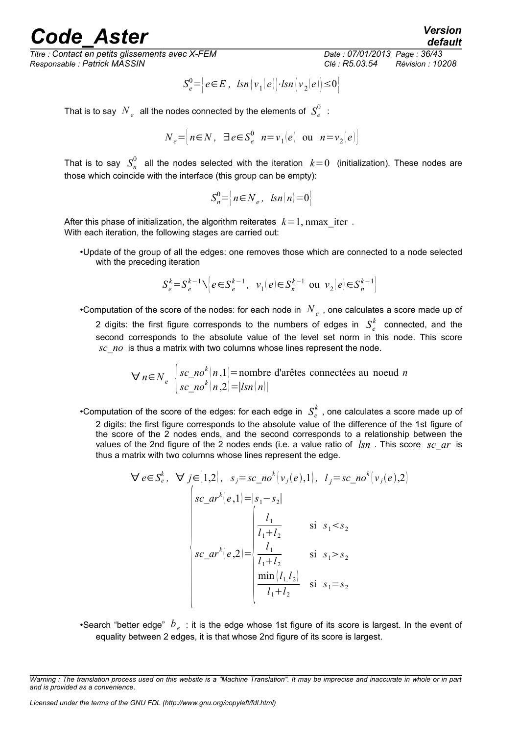$$S_e^0 = \left\{ e \in E \;,\; lsn\left(v_1(e)\right) \cdot lsn\left(v_2(e)\right) \le 0 \right\}$$

That is to say $N_e$ all the nodes connected by the elements of $S_e^0$ :

$$N_e = \left\{ n \in N \;,\; \exists e \in S_e^0 \;\; n = v_1(e) \;\text{ ou }\; n = v_2(e) \right\}$$

That is to say $S_n^0$ all the nodes selected with the iteration $k=0$ (initialization). These nodes are those which coincide with the interface (this group can be empty):

$$S_n^0 = \left\{ n \in N_e \;,\; lsn(n) = 0 \right\}$$

After this phase of initialization, the algorithm reiterates $k=1, \text{nmax\_iter}$ .
With each iteration, the following stages are carried out:

- Update of the group of all the edges: one removes those which are connected to a node selected with the preceding iteration

$$S_e^k = S_e^{k-1} \setminus \left\{ e \in S_e^{k-1} ,\;\; v_1(e) \in S_n^{k-1} \;\text{ ou }\; v_2(e) \in S_n^{k-1} \right\}$$

- Computation of the score of the nodes: for each node in $N_e$ , one calculates a score made up of 2 digits: the first figure corresponds to the numbers of edges in $S_e^k$ connected, and the second corresponds to the absolute value of the level set norm in this node. This score $sc\_no$ is thus a matrix with two columns whose lines represent the node.

$$\forall n \in N_e \;\; \begin{cases} sc\_no^k(n,1) = \text{nombre d'arêtes connectées au noeud } n \\ sc\_no^k(n,2) = |lsn(n)| \end{cases}$$

- Computation of the score of the edges: for each edge in $S_e^k$ , one calculates a score made up of 2 digits: the first figure corresponds to the absolute value of the difference of the 1st figure of the score of the 2 nodes ends, and the second corresponds to a relationship between the values of the 2nd figure of the 2 nodes ends (i.e. a value ratio of $lsn$ . This score $sc\_ar$ is thus a matrix with two columns whose lines represent the edge.

$$\forall e \in S_e^k ,\;\; \forall j \in \{1,2\} ,\;\; s_j = sc\_no^k\left(v_j(e),1\right) ,\;\; l_j = sc\_no^k\left(v_j(e),2\right)$$

$$\begin{cases} sc\_ar^k(e,1) = |s_1 - s_2| \\ sc\_ar^k(e,2) = \begin{cases} \dfrac{l_1}{l_1 + l_2} & \text{si } \; s_1 < s_2 \\ \dfrac{l_1}{l_1 + l_2} & \text{si } \; s_1 > s_2 \\ \dfrac{\min(l_1, l_2)}{l_1 + l_2} & \text{si } \; s_1 = s_2 \end{cases} \end{cases}$$

- Search "better edge" $b_e$ : it is the edge whose 1st figure of its score is largest. In the event of equality between 2 edges, it is that whose 2nd figure of its score is largest.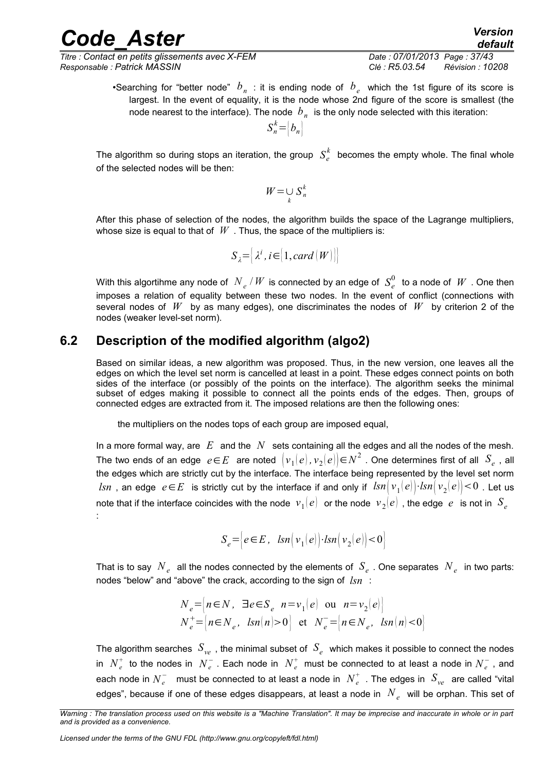•Searching for "better node" $b_n$ : it is ending node of $b_e$ which the 1st figure of its score is largest. In the event of equality, it is the node whose 2nd figure of the score is smallest (the node nearest to the interface). The node $b_n$ is the only node selected with this iteration:

$$S_n^k = \{b_n\}$$

The algorithm so during stops an iteration, the group $S_e^k$ becomes the empty whole. The final whole of the selected nodes will be then:

$$W = \cup_k S_n^k$$

After this phase of selection of the nodes, the algorithm builds the space of the Lagrange multipliers, whose size is equal to that of $W$. Thus, the space of the multipliers is:

$$S_\lambda = \{\lambda^i, i \in [1, card(W)]\}$$

With this algortihme any node of $N_e / W$ is connected by an edge of $S_e^0$ to a node of $W$. One then imposes a relation of equality between these two nodes. In the event of conflict (connections with several nodes of $W$ by as many edges), one discriminates the nodes of $W$ by criterion 2 of the nodes (weaker level-set norm).

## 6.2 Description of the modified algorithm (algo2)

Based on similar ideas, a new algorithm was proposed. Thus, in the new version, one leaves all the edges on which the level set norm is cancelled at least in a point. These edges connect points on both sides of the interface (or possibly of the points on the interface). The algorithm seeks the minimal subset of edges making it possible to connect all the points ends of the edges. Then, groups of connected edges are extracted from it. The imposed relations are then the following ones:

the multipliers on the nodes tops of each group are imposed equal,

In a more formal way, are $E$ and the $N$ sets containing all the edges and all the nodes of the mesh. The two ends of an edge $e \in E$ are noted $(v_1(e), v_2(e)) \in N^2$. One determines first of all $S_e$, all the edges which are strictly cut by the interface. The interface being represented by the level set norm $lsn$, an edge $e \in E$ is strictly cut by the interface if and only if $lsn(v_1(e)) \cdot lsn(v_2(e)) < 0$. Let us note that if the interface coincides with the node $v_1(e)$ or the node $v_2(e)$, the edge $e$ is not in $S_e$ :

$$S_e = \{e \in E, \ lsn(v_1(e)) \cdot lsn(v_2(e)) < 0\}$$

That is to say $N_e$ all the nodes connected by the elements of $S_e$. One separates $N_e$ in two parts: nodes "below" and "above" the crack, according to the sign of $lsn$ :

$$N_e = \{n \in N, \ \exists e \in S_e \ \ n = v_1(e) \ \text{ ou } \ n = v_2(e)\}$$
$$N_e^+ = \{n \in N_e, \ lsn(n) > 0\} \ \text{ et } \ N_e^- = \{n \in N_e, \ lsn(n) < 0\}$$

The algorithm searches $S_{ve}$, the minimal subset of $S_e$ which makes it possible to connect the nodes in $N_e^+$ to the nodes in $N_e^-$. Each node in $N_e^+$ must be connected to at least a node in $N_e^-$, and each node in $N_e^-$ must be connected to at least a node in $N_e^+$. The edges in $S_{ve}$ are called "vital edges", because if one of these edges disappears, at least a node in $N_e$ will be orphan. This set of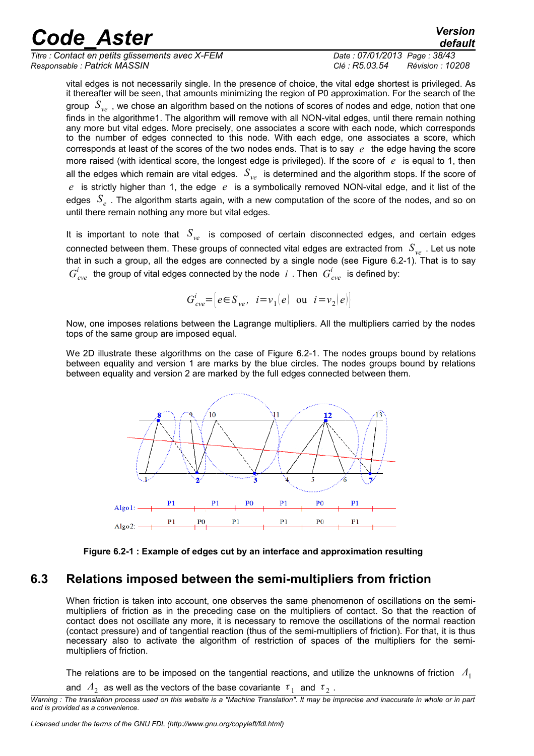vital edges is not necessarily single. In the presence of choice, the vital edge shortest is privileged. As it thereafter will be seen, that amounts minimizing the region of P0 approximation. For the search of the group $S_{ve}$ , we chose an algorithm based on the notions of scores of nodes and edge, notion that one finds in the algorithme1. The algorithm will remove with all NON-vital edges, until there remain nothing any more but vital edges. More precisely, one associates a score with each node, which corresponds to the number of edges connected to this node. With each edge, one associates a score, which corresponds at least of the scores of the two nodes ends. That is to say $e$ the edge having the score more raised (with identical score, the longest edge is privileged). If the score of $e$ is equal to 1, then all the edges which remain are vital edges. $S_{ve}$ is determined and the algorithm stops. If the score of $e$ is strictly higher than 1, the edge $e$ is a symbolically removed NON-vital edge, and it list of the edges $S_e$ . The algorithm starts again, with a new computation of the score of the nodes, and so on until there remain nothing any more but vital edges.

It is important to note that $S_{ve}$ is composed of certain disconnected edges, and certain edges connected between them. These groups of connected vital edges are extracted from $S_{ve}$ . Let us note that in such a group, all the edges are connected by a single node (see Figure 6.2-1). That is to say $G^i_{cve}$ the group of vital edges connected by the node $i$ . Then $G^i_{cve}$ is defined by:

$$G^i_{cve}=\left\{e\in S_{ve},\ \ i=v_1(e)\ \ \text{ou}\ \ i=v_2(e)\right\}$$

Now, one imposes relations between the Lagrange multipliers. All the multipliers carried by the nodes tops of the same group are imposed equal.

We 2D illustrate these algorithms on the case of Figure 6.2-1. The nodes groups bound by relations between equality and version 1 are marks by the blue circles. The nodes groups bound by relations between equality and version 2 are marked by the full edges connected between them.

**Figure 6.2-1 : Example of edges cut by an interface and approximation resulting**

## 6.3 Relations imposed between the semi-multipliers from friction

When friction is taken into account, one observes the same phenomenon of oscillations on the semi-multipliers of friction as in the preceding case on the multipliers of contact. So that the reaction of contact does not oscillate any more, it is necessary to remove the oscillations of the normal reaction (contact pressure) and of tangential reaction (thus of the semi-multipliers of friction). For that, it is thus necessary also to activate the algorithm of restriction of spaces of the multipliers for the semi-multipliers of friction.

The relations are to be imposed on the tangential reactions, and utilize the unknowns of friction $\Lambda_1$ and $\Lambda_2$ as well as the vectors of the base covariante $\tau_1$ and $\tau_2$ .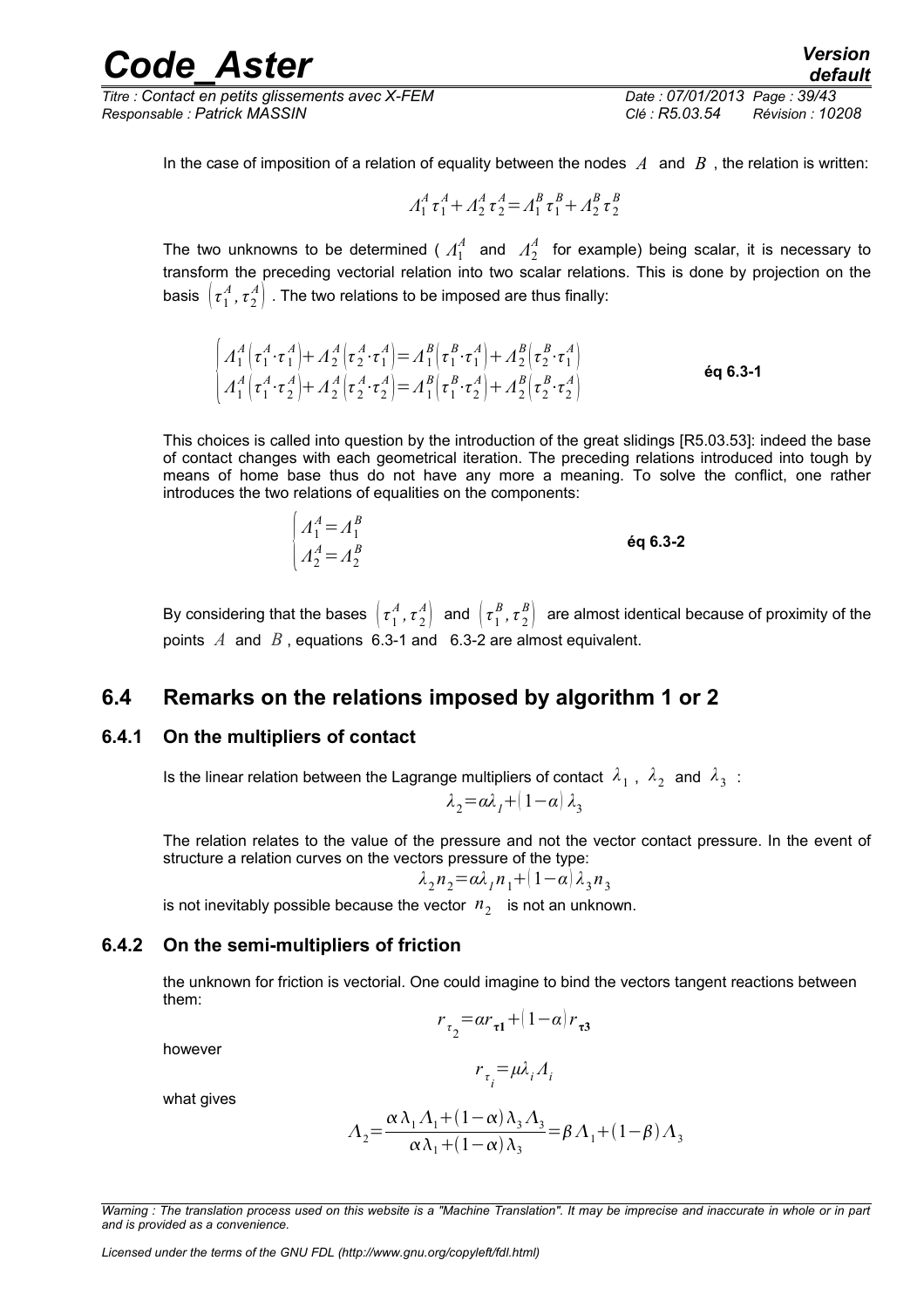In the case of imposition of a relation of equality between the nodes $A$ and $B$ , the relation is written:

$$\Lambda_1^A \tau_1^A + \Lambda_2^A \tau_2^A = \Lambda_1^B \tau_1^B + \Lambda_2^B \tau_2^B$$

The two unknowns to be determined ( $\Lambda_1^A$ and $\Lambda_2^A$ for example) being scalar, it is necessary to transform the preceding vectorial relation into two scalar relations. This is done by projection on the basis $\left(\tau_1^A, \tau_2^A\right)$ . The two relations to be imposed are thus finally:

$$\begin{cases} \Lambda_1^A \left(\tau_1^A \cdot \tau_1^A\right) + \Lambda_2^A \left(\tau_2^A \cdot \tau_1^A\right) = \Lambda_1^B \left(\tau_1^B \cdot \tau_1^A\right) + \Lambda_2^B \left(\tau_2^B \cdot \tau_1^A\right) \\ \Lambda_1^A \left(\tau_1^A \cdot \tau_2^A\right) + \Lambda_2^A \left(\tau_2^A \cdot \tau_2^A\right) = \Lambda_1^B \left(\tau_1^B \cdot \tau_2^A\right) + \Lambda_2^B \left(\tau_2^B \cdot \tau_2^A\right) \end{cases} \quad \textbf{éq 6.3-1}$$

This choices is called into question by the introduction of the great slidings [R5.03.53]: indeed the base of contact changes with each geometrical iteration. The preceding relations introduced into tough by means of home base thus do not have any more a meaning. To solve the conflict, one rather introduces the two relations of equalities on the components:

$$\begin{cases} \Lambda_1^A = \Lambda_1^B \\ \Lambda_2^A = \Lambda_2^B \end{cases} \quad \textbf{éq 6.3-2}$$

By considering that the bases $\left(\tau_1^A, \tau_2^A\right)$ and $\left(\tau_1^B, \tau_2^B\right)$ are almost identical because of proximity of the points $A$ and $B$ , equations 6.3-1 and 6.3-2 are almost equivalent.

## 6.4 Remarks on the relations imposed by algorithm 1 or 2

### 6.4.1 On the multipliers of contact

Is the linear relation between the Lagrange multipliers of contact $\lambda_1$ , $\lambda_2$ and $\lambda_3$ :

$$\lambda_2 = \alpha \lambda_1 + (1-\alpha) \lambda_3$$

The relation relates to the value of the pressure and not the vector contact pressure. In the event of structure a relation curves on the vectors pressure of the type:

$$\lambda_2 n_2 = \alpha \lambda_1 n_1 + (1-\alpha) \lambda_3 n_3$$

is not inevitably possible because the vector $n_2$ is not an unknown.

### 6.4.2 On the semi-multipliers of friction

the unknown for friction is vectorial. One could imagine to bind the vectors tangent reactions between them:

$$r_{\tau_2} = \alpha r_{\tau 1} + (1-\alpha) r_{\tau 3}$$

however

$$r_{\tau_i} = \mu \lambda_i \Lambda_i$$

what gives

$$\Lambda_2 = \frac{\alpha \lambda_1 \Lambda_1 + (1-\alpha) \lambda_3 \Lambda_3}{\alpha \lambda_1 + (1-\alpha) \lambda_3} = \beta \Lambda_1 + (1-\beta) \Lambda_3$$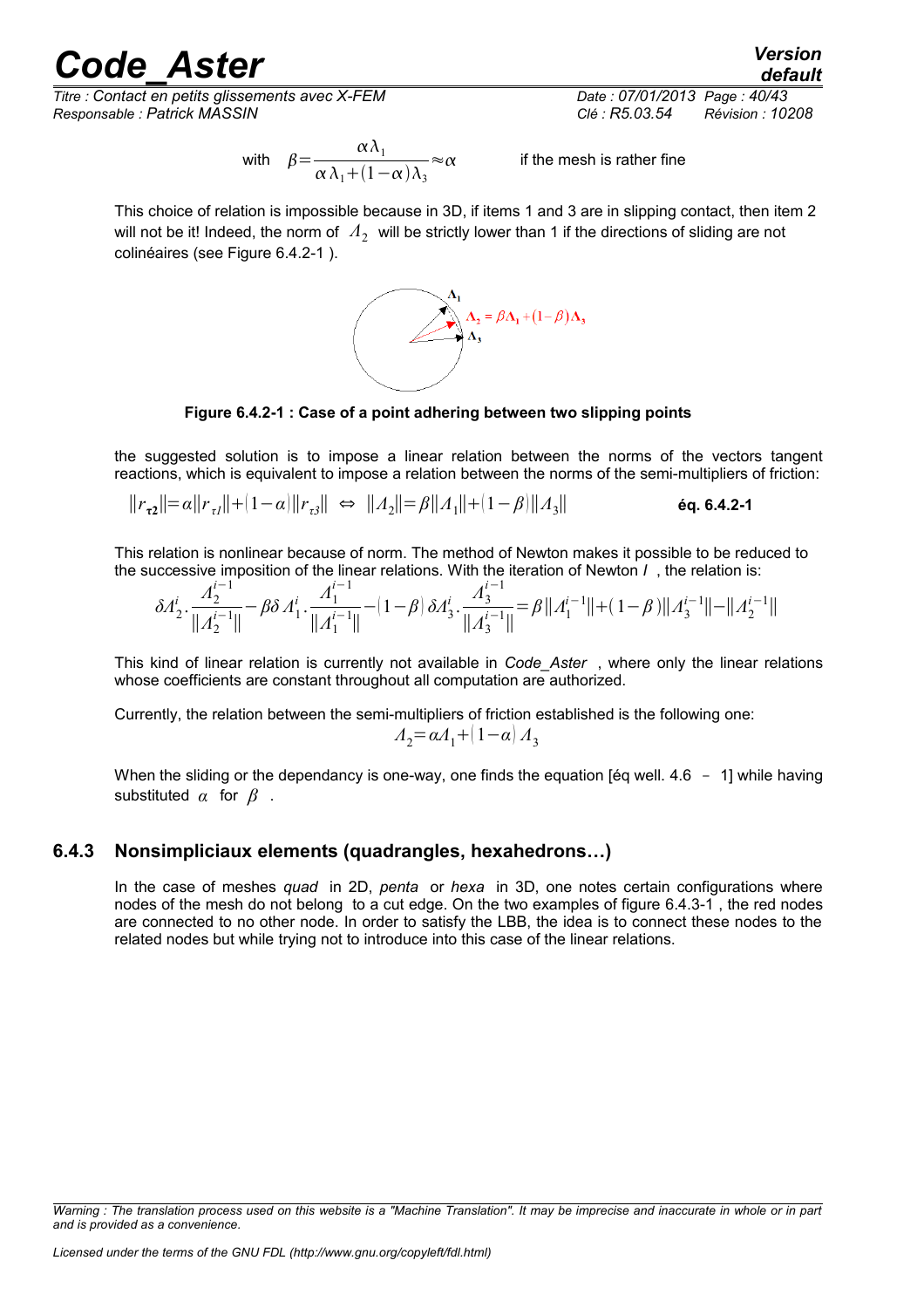$$\text{with} \quad \beta = \frac{\alpha \lambda_1}{\alpha \lambda_1 + (1-\alpha) \lambda_3} \approx \alpha \qquad \text{if the mesh is rather fine}$$

This choice of relation is impossible because in 3D, if items 1 and 3 are in slipping contact, then item 2 will not be it! Indeed, the norm of $\Lambda_2$ will be strictly lower than 1 if the directions of sliding are not colinéaires (see Figure 6.4.2-1 ).

**Figure 6.4.2-1 : Case of a point adhering between two slipping points**

the suggested solution is to impose a linear relation between the norms of the vectors tangent reactions, which is equivalent to impose a relation between the norms of the semi-multipliers of friction:

$$\|r_{\tau 2}\| = \alpha \|r_{\tau 1}\| + (1-\alpha) \|r_{\tau 3}\| \Leftrightarrow \|\Lambda_2\| = \beta \|\Lambda_1\| + (1-\beta) \|\Lambda_3\| \qquad \text{éq. 6.4.2-1}$$

This relation is nonlinear because of norm. The method of Newton makes it possible to be reduced to the successive imposition of the linear relations. With the iteration of Newton $I$, the relation is:

$$\delta \Lambda_2^i \cdot \frac{\Lambda_2^{i-1}}{\|\Lambda_2^{i-1}\|} - \beta \delta \Lambda_1^i \cdot \frac{\Lambda_1^{i-1}}{\|\Lambda_1^{i-1}\|} - (1-\beta) \delta \Lambda_3^i \cdot \frac{\Lambda_3^{i-1}}{\|\Lambda_3^{i-1}\|} = \beta \|\Lambda_1^{i-1}\| + (1-\beta) \|\Lambda_3^{i-1}\| - \|\Lambda_2^{i-1}\|$$

This kind of linear relation is currently not available in *Code_Aster* , where only the linear relations whose coefficients are constant throughout all computation are authorized.

Currently, the relation between the semi-multipliers of friction established is the following one:

$$\Lambda_2 = \alpha \Lambda_1 + (1-\alpha) \Lambda_3$$

When the sliding or the dependancy is one-way, one finds the equation [éq well. 4.6 - 1] while having substituted $\alpha$ for $\beta$ .

### 6.4.3 Nonsimpliciaux elements (quadrangles, hexahedrons…)

In the case of meshes *quad* in 2D, *penta* or *hexa* in 3D, one notes certain configurations where nodes of the mesh do not belong to a cut edge. On the two examples of figure 6.4.3-1 , the red nodes are connected to no other node. In order to satisfy the LBB, the idea is to connect these nodes to the related nodes but while trying not to introduce into this case of the linear relations.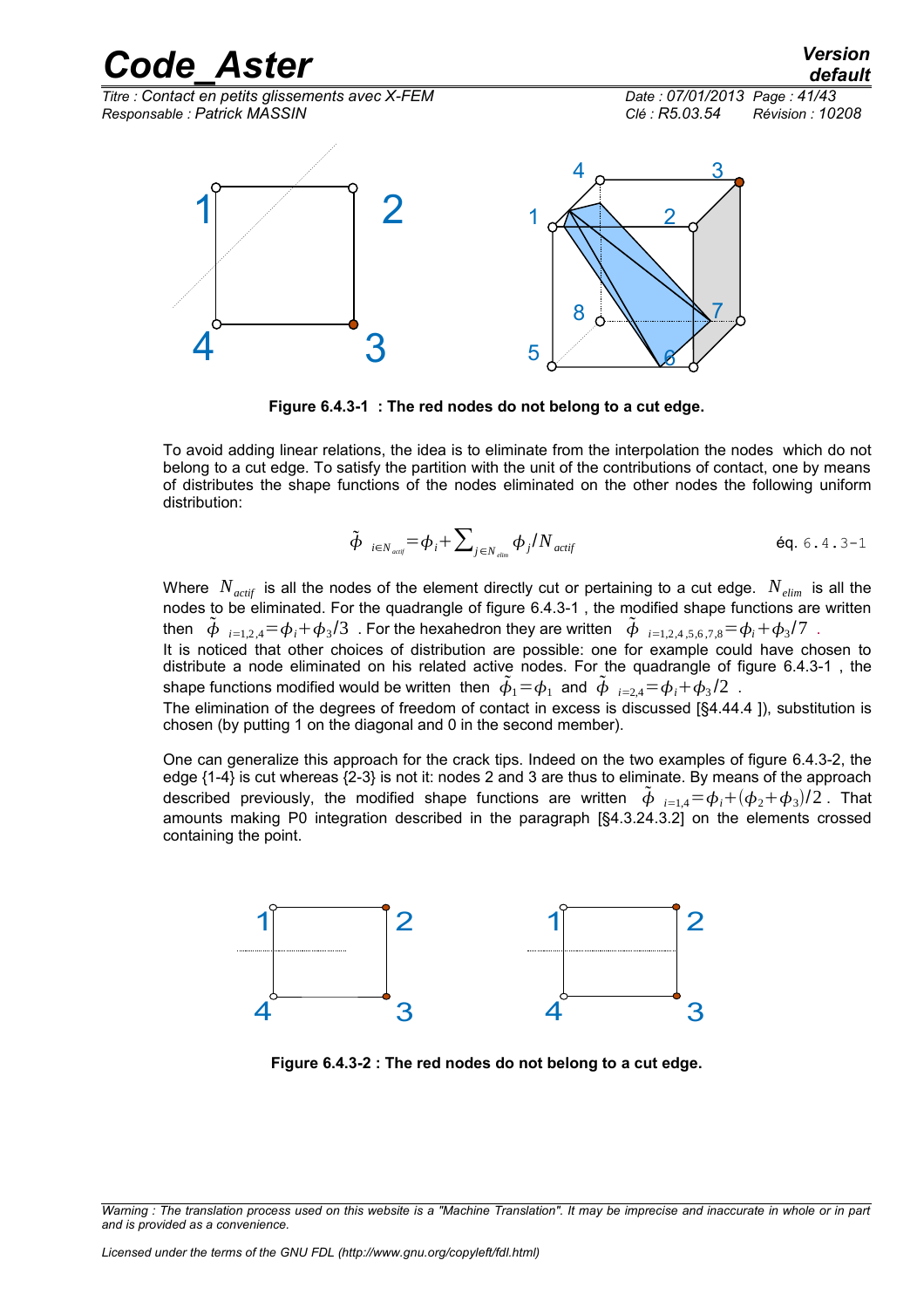Figure 6.4.3-1 : The red nodes do not belong to a cut edge.

To avoid adding linear relations, the idea is to eliminate from the interpolation the nodes which do not belong to a cut edge. To satisfy the partition with the unit of the contributions of contact, one by means of distributes the shape functions of the nodes eliminated on the other nodes the following uniform distribution:

$$\tilde{\phi}_{i\in N_{actif}}=\phi_i+\sum_{j\in N_{elim}}\phi_j/N_{actif} \qquad \text{éq. } 6.4.3\text{-}1$$

Where $N_{actif}$ is all the nodes of the element directly cut or pertaining to a cut edge. $N_{elim}$ is all the nodes to be eliminated. For the quadrangle of figure 6.4.3-1 , the modified shape functions are written then $\tilde{\phi}_{i=1,2,4}=\phi_i+\phi_3/3$ . For the hexahedron they are written $\tilde{\phi}_{i=1,2,4,5,6,7,8}=\phi_i+\phi_3/7$ .
It is noticed that other choices of distribution are possible: one for example could have chosen to distribute a node eliminated on his related active nodes. For the quadrangle of figure 6.4.3-1 , the shape functions modified would be written then $\tilde{\phi}_1=\phi_1$ and $\tilde{\phi}_{i=2,4}=\phi_i+\phi_3/2$ .
The elimination of the degrees of freedom of contact in excess is discussed [§4.44.4 ]), substitution is chosen (by putting 1 on the diagonal and 0 in the second member).

One can generalize this approach for the crack tips. Indeed on the two examples of figure 6.4.3-2, the edge {1-4} is cut whereas {2-3} is not it: nodes 2 and 3 are thus to eliminate. By means of the approach described previously, the modified shape functions are written $\tilde{\phi}_{i=1,4}=\phi_i+(\phi_2+\phi_3)/2$ . That amounts making P0 integration described in the paragraph [§4.3.24.3.2] on the elements crossed containing the point.

Figure 6.4.3-2 : The red nodes do not belong to a cut edge.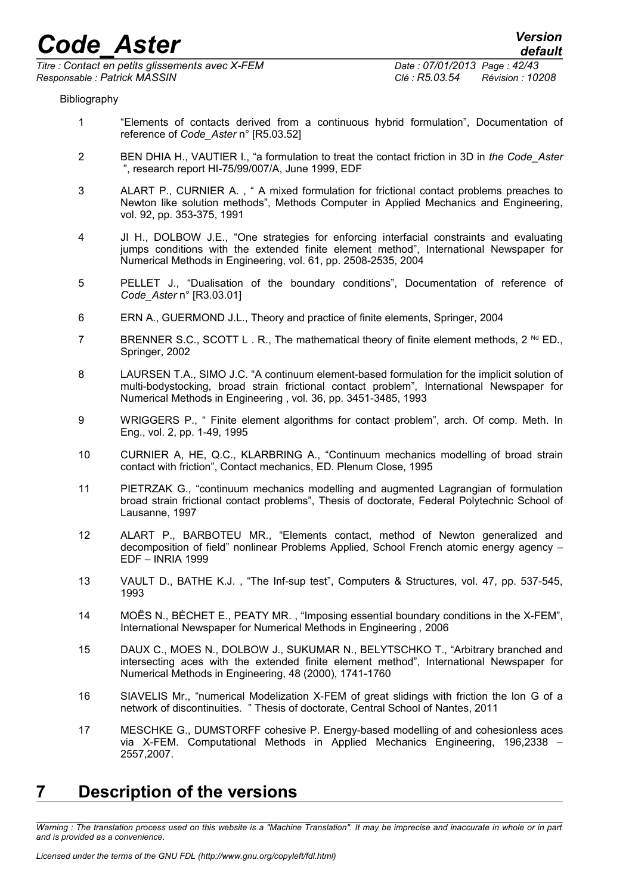Bibliography

1. "Elements of contacts derived from a continuous hybrid formulation", Documentation of reference of *Code_Aster* n° [R5.03.52]
2. BEN DHIA H., VAUTIER I., "a formulation to treat the contact friction in 3D in *the Code_Aster* ", research report HI-75/99/007/A, June 1999, EDF
3. ALART P., CURNIER A. , " A mixed formulation for frictional contact problems preaches to Newton like solution methods", Methods Computer in Applied Mechanics and Engineering, vol. 92, pp. 353-375, 1991
4. JI H., DOLBOW J.E., "One strategies for enforcing interfacial constraints and evaluating jumps conditions with the extended finite element method", International Newspaper for Numerical Methods in Engineering, vol. 61, pp. 2508-2535, 2004
5. PELLET J., "Dualisation of the boundary conditions", Documentation of reference of *Code_Aster* n° [R3.03.01]
6. ERN A., GUERMOND J.L., Theory and practice of finite elements, Springer, 2004
7. BRENNER S.C., SCOTT L . R., The mathematical theory of finite element methods, 2 Nd ED., Springer, 2002
8. LAURSEN T.A., SIMO J.C. "A continuum element-based formulation for the implicit solution of multi-bodystocking, broad strain frictional contact problem", International Newspaper for Numerical Methods in Engineering , vol. 36, pp. 3451-3485, 1993
9. WRIGGERS P., " Finite element algorithms for contact problem", arch. Of comp. Meth. In Eng., vol. 2, pp. 1-49, 1995
10. CURNIER A, HE, Q.C., KLARBRING A., "Continuum mechanics modelling of broad strain contact with friction", Contact mechanics, ED. Plenum Close, 1995
11. PIETRZAK G., "continuum mechanics modelling and augmented Lagrangian of formulation broad strain frictional contact problems", Thesis of doctorate, Federal Polytechnic School of Lausanne, 1997
12. ALART P., BARBOTEU MR., "Elements contact, method of Newton generalized and decomposition of field" nonlinear Problems Applied, School French atomic energy agency – EDF – INRIA 1999
13. VAULT D., BATHE K.J. , "The Inf-sup test", Computers & Structures, vol. 47, pp. 537-545, 1993
14. MOËS N., BÉCHET E., PEATY MR. , "Imposing essential boundary conditions in the X-FEM", International Newspaper for Numerical Methods in Engineering *,* 2006
15. DAUX C., MOES N., DOLBOW J., SUKUMAR N., BELYTSCHKO T., "Arbitrary branched and intersecting aces with the extended finite element method", International Newspaper for Numerical Methods in Engineering, 48 (2000), 1741-1760
16. SIAVELIS Mr., "numerical Modelization X-FEM of great slidings with friction the lon G of a network of discontinuities. " Thesis of doctorate, Central School of Nantes, 2011
17. MESCHKE G., DUMSTORFF cohesive P. Energy-based modelling of and cohesionless aces via X-FEM. Computational Methods in Applied Mechanics Engineering, 196,2338 – 2557,2007.

# 7 Description of the versions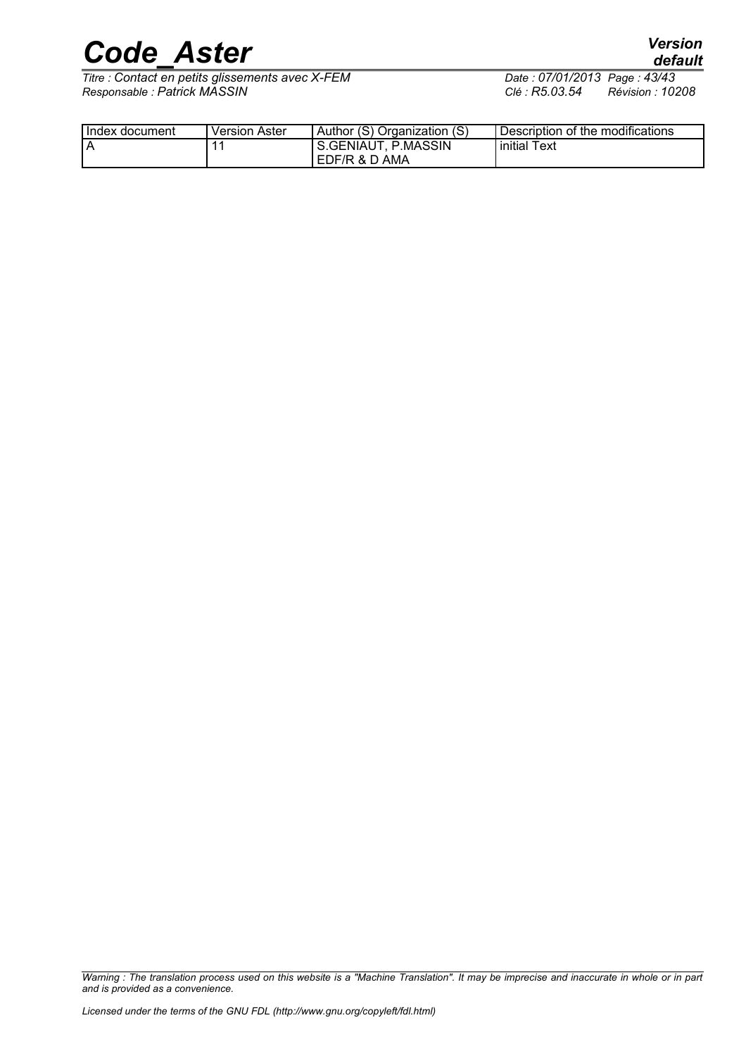| Index document | Version Aster | Author (S) Organization (S) | Description of the modifications |
|---|---|---|---|
| A | 11 | S.GENIAUT, P.MASSIN EDF/R & D AMA | initial Text |